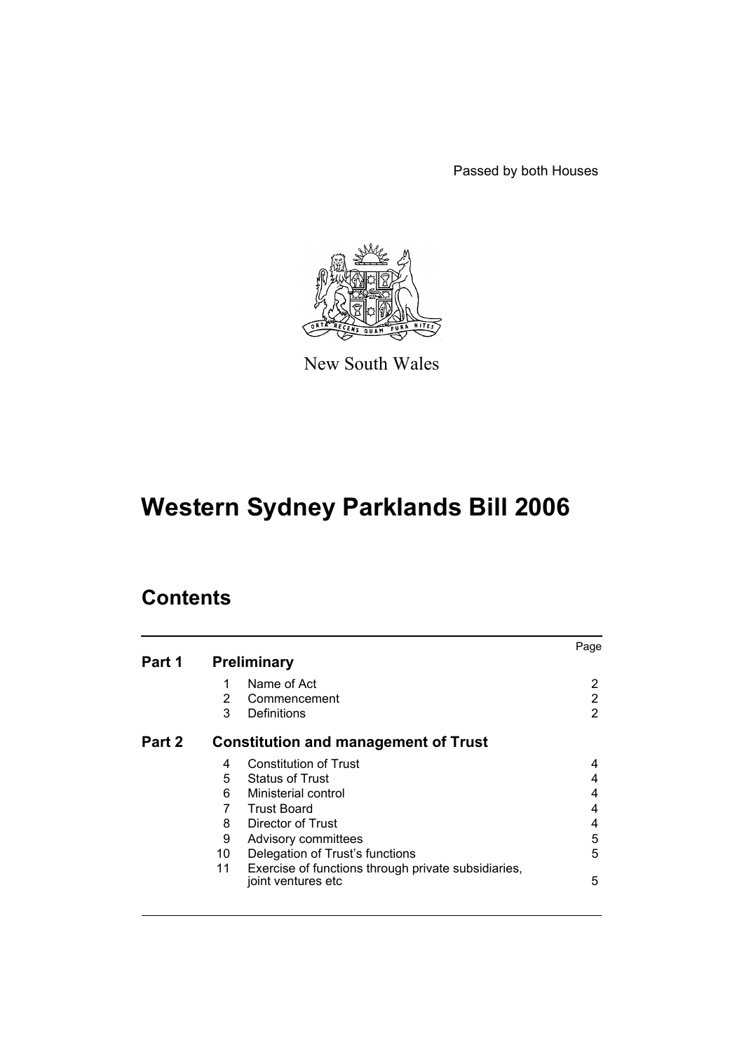Passed by both Houses

New South Wales

# Western Sydney Parklands Bill 2006

## Contents

| | | | Page |
|---|---|---|---|
| **Part 1** | **Preliminary** | | |
| | 1 | Name of Act | 2 |
| | 2 | Commencement | 2 |
| | 3 | Definitions | 2 |
| **Part 2** | **Constitution and management of Trust** | | |
| | 4 | Constitution of Trust | 4 |
| | 5 | Status of Trust | 4 |
| | 6 | Ministerial control | 4 |
| | 7 | Trust Board | 4 |
| | 8 | Director of Trust | 4 |
| | 9 | Advisory committees | 5 |
| | 10 | Delegation of Trust's functions | 5 |
| | 11 | Exercise of functions through private subsidiaries, joint ventures etc | 5 |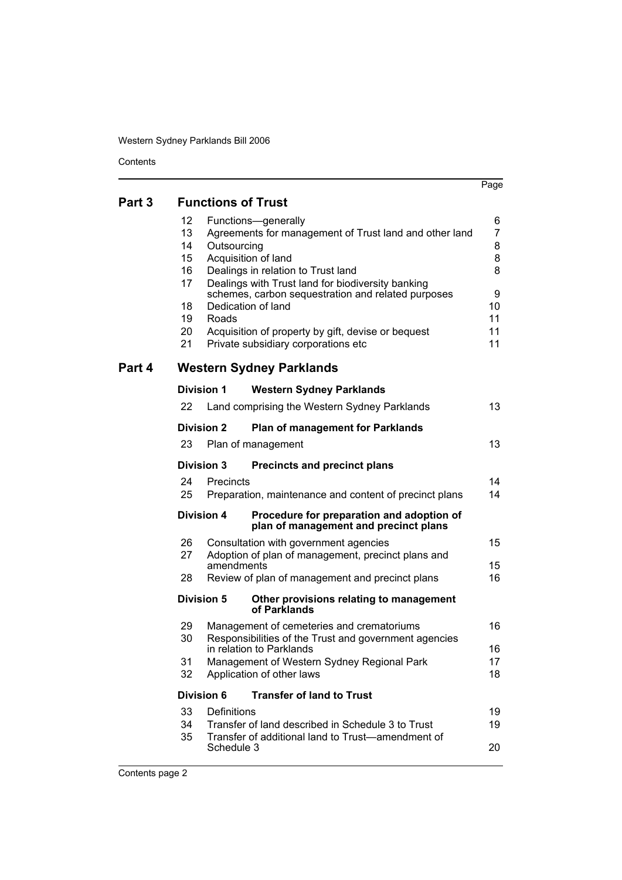| | | Page |
|---|---|---|
| **Part 3** | **Functions of Trust** | |
| 12 | Functions—generally | 6 |
| 13 | Agreements for management of Trust land and other land | 7 |
| 14 | Outsourcing | 8 |
| 15 | Acquisition of land | 8 |
| 16 | Dealings in relation to Trust land | 8 |
| 17 | Dealings with Trust land for biodiversity banking schemes, carbon sequestration and related purposes | 9 |
| 18 | Dedication of land | 10 |
| 19 | Roads | 11 |
| 20 | Acquisition of property by gift, devise or bequest | 11 |
| 21 | Private subsidiary corporations etc | 11 |
| **Part 4** | **Western Sydney Parklands** | |
| **Division 1** | **Western Sydney Parklands** | |
| 22 | Land comprising the Western Sydney Parklands | 13 |
| **Division 2** | **Plan of management for Parklands** | |
| 23 | Plan of management | 13 |
| **Division 3** | **Precincts and precinct plans** | |
| 24 | Precincts | 14 |
| 25 | Preparation, maintenance and content of precinct plans | 14 |
| **Division 4** | **Procedure for preparation and adoption of plan of management and precinct plans** | |
| 26 | Consultation with government agencies | 15 |
| 27 | Adoption of plan of management, precinct plans and amendments | 15 |
| 28 | Review of plan of management and precinct plans | 16 |
| **Division 5** | **Other provisions relating to management of Parklands** | |
| 29 | Management of cemeteries and crematoriums | 16 |
| 30 | Responsibilities of the Trust and government agencies in relation to Parklands | 16 |
| 31 | Management of Western Sydney Regional Park | 17 |
| 32 | Application of other laws | 18 |
| **Division 6** | **Transfer of land to Trust** | |
| 33 | Definitions | 19 |
| 34 | Transfer of land described in Schedule 3 to Trust | 19 |
| 35 | Transfer of additional land to Trust—amendment of Schedule 3 | 20 |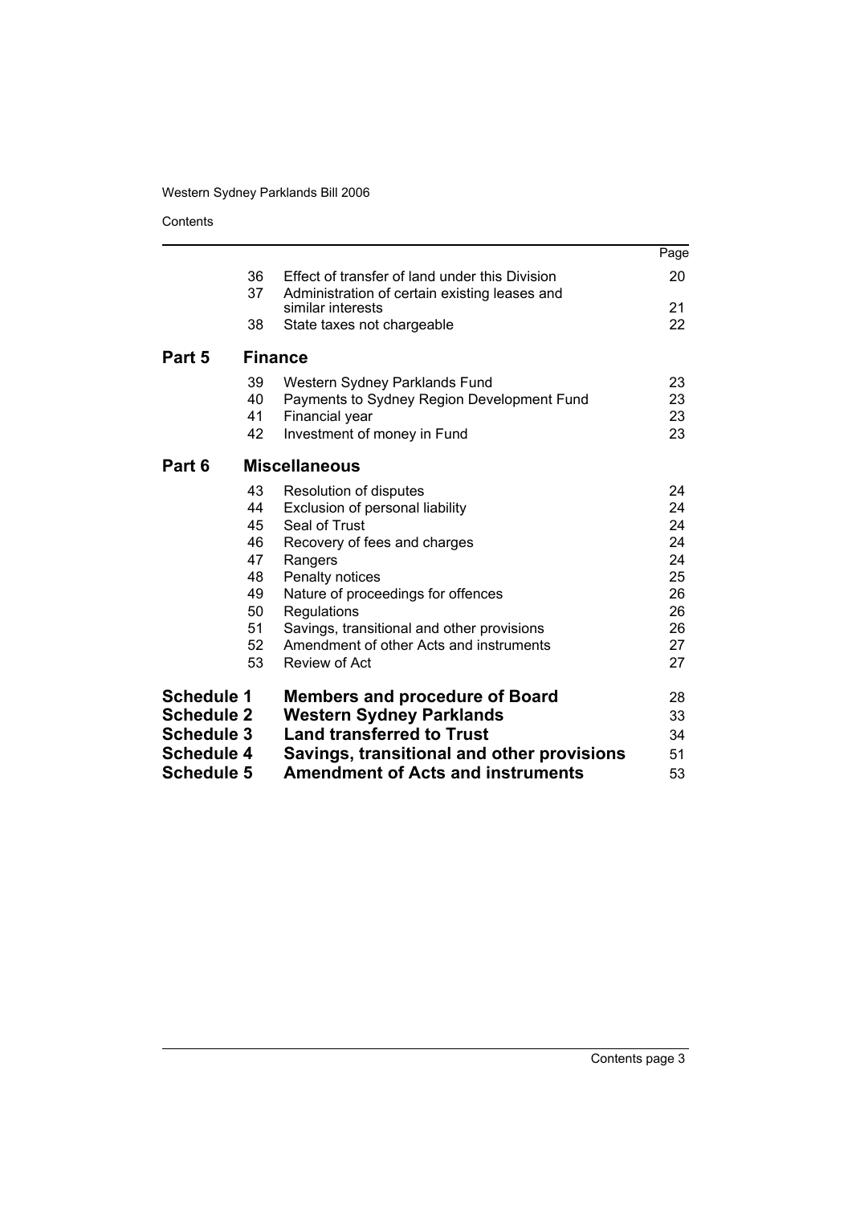| | | | Page |
|---|---|---|---|
| | 36 | Effect of transfer of land under this Division | 20 |
| | 37 | Administration of certain existing leases and similar interests | 21 |
| | 38 | State taxes not chargeable | 22 |
| **Part 5** | **Finance** | | |
| | 39 | Western Sydney Parklands Fund | 23 |
| | 40 | Payments to Sydney Region Development Fund | 23 |
| | 41 | Financial year | 23 |
| | 42 | Investment of money in Fund | 23 |
| **Part 6** | **Miscellaneous** | | |
| | 43 | Resolution of disputes | 24 |
| | 44 | Exclusion of personal liability | 24 |
| | 45 | Seal of Trust | 24 |
| | 46 | Recovery of fees and charges | 24 |
| | 47 | Rangers | 24 |
| | 48 | Penalty notices | 25 |
| | 49 | Nature of proceedings for offences | 26 |
| | 50 | Regulations | 26 |
| | 51 | Savings, transitional and other provisions | 26 |
| | 52 | Amendment of other Acts and instruments | 27 |
| | 53 | Review of Act | 27 |
| **Schedule 1** | **Members and procedure of Board** | | 28 |
| **Schedule 2** | **Western Sydney Parklands** | | 33 |
| **Schedule 3** | **Land transferred to Trust** | | 34 |
| **Schedule 4** | **Savings, transitional and other provisions** | | 51 |
| **Schedule 5** | **Amendment of Acts and instruments** | | 53 |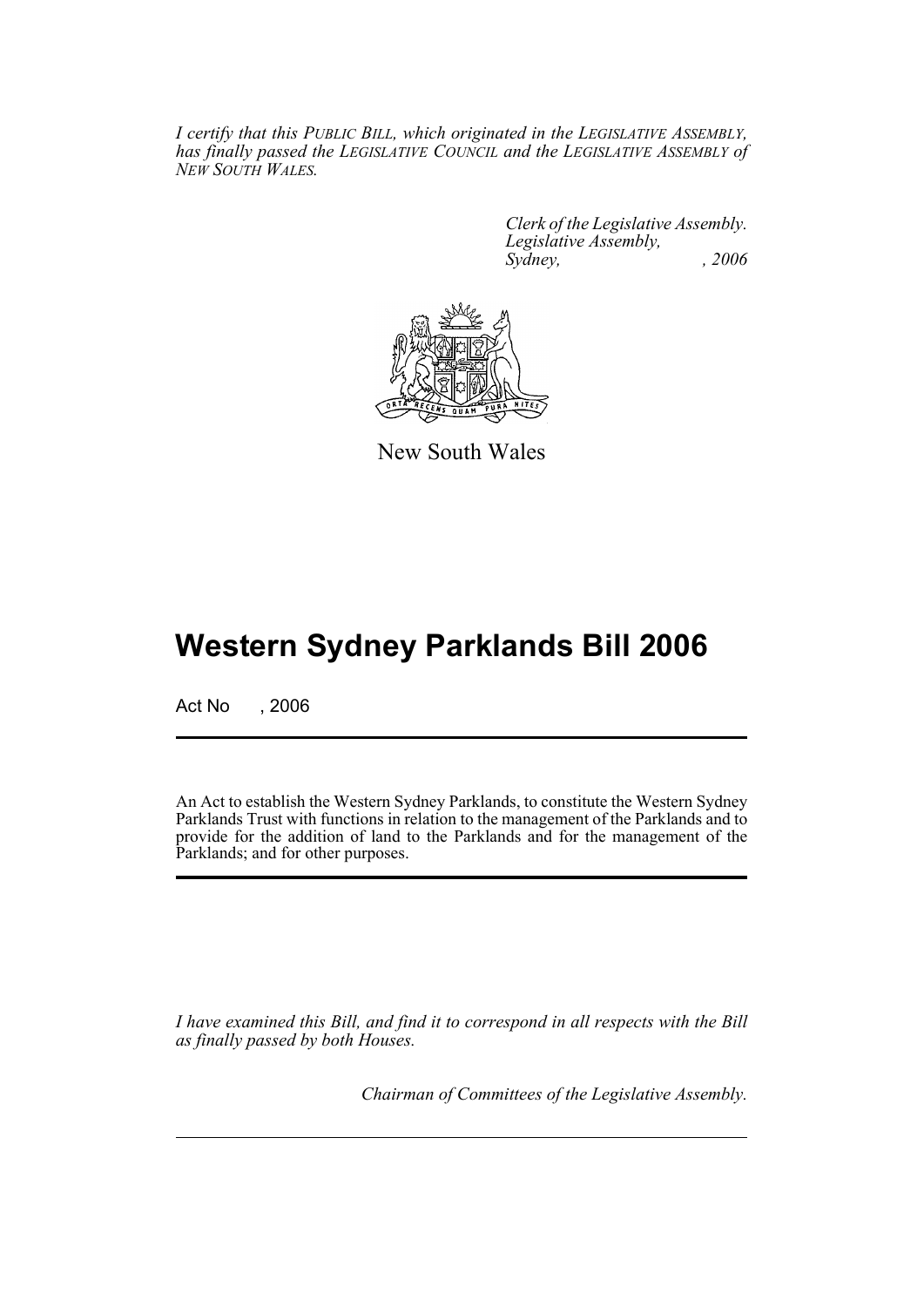*I certify that this PUBLIC BILL, which originated in the LEGISLATIVE ASSEMBLY, has finally passed the LEGISLATIVE COUNCIL and the LEGISLATIVE ASSEMBLY of NEW SOUTH WALES.*

*Clerk of the Legislative Assembly.*
*Legislative Assembly,*
*Sydney, , 2006*

New South Wales

# Western Sydney Parklands Bill 2006

Act No , 2006

An Act to establish the Western Sydney Parklands, to constitute the Western Sydney Parklands Trust with functions in relation to the management of the Parklands and to provide for the addition of land to the Parklands and for the management of the Parklands; and for other purposes.

*I have examined this Bill, and find it to correspond in all respects with the Bill as finally passed by both Houses.*

*Chairman of Committees of the Legislative Assembly.*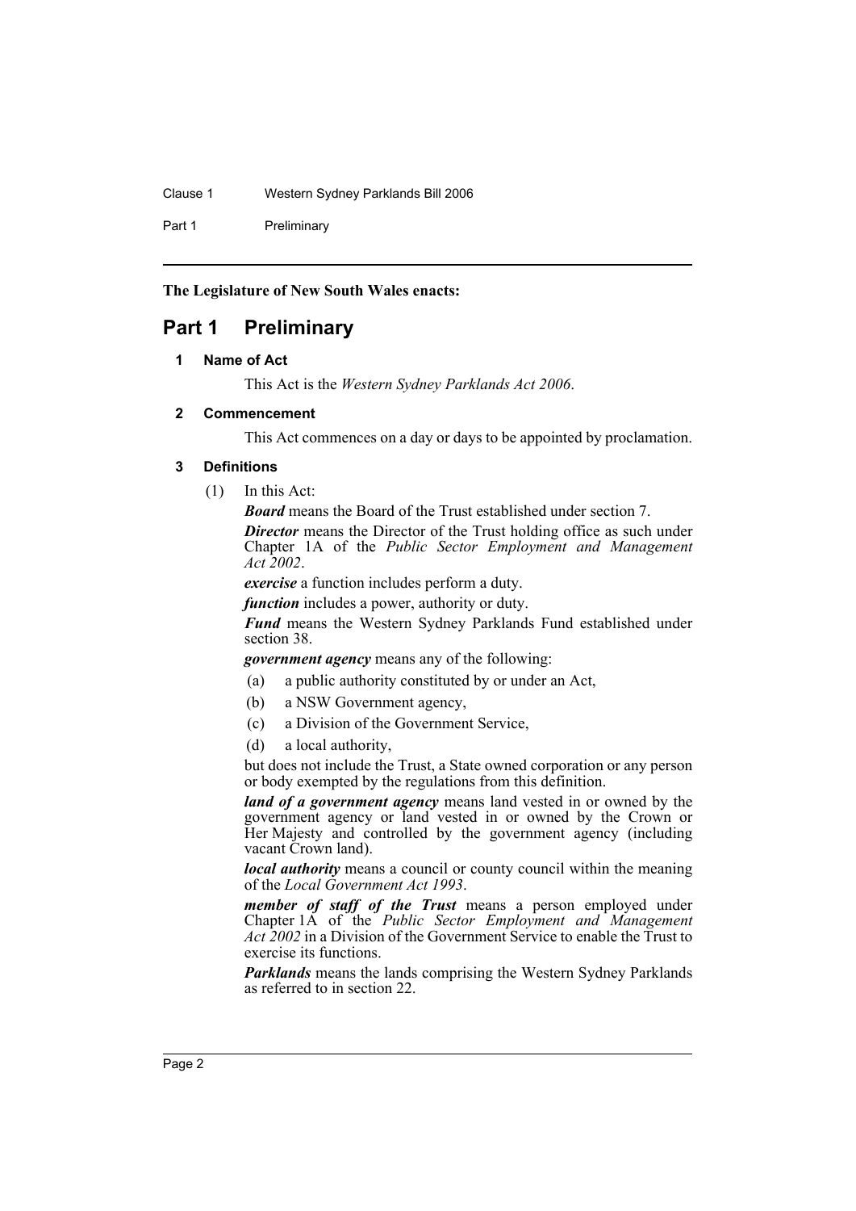**The Legislature of New South Wales enacts:**

# Part 1 Preliminary

### 1 Name of Act

This Act is the *Western Sydney Parklands Act 2006*.

### 2 Commencement

This Act commences on a day or days to be appointed by proclamation.

### 3 Definitions

(1) In this Act:

***Board*** means the Board of the Trust established under section 7.

***Director*** means the Director of the Trust holding office as such under Chapter 1A of the *Public Sector Employment and Management Act 2002*.

***exercise*** a function includes perform a duty.

***function*** includes a power, authority or duty.

***Fund*** means the Western Sydney Parklands Fund established under section 38.

***government agency*** means any of the following:

- (a) a public authority constituted by or under an Act,
- (b) a NSW Government agency,
- (c) a Division of the Government Service,
- (d) a local authority,

but does not include the Trust, a State owned corporation or any person or body exempted by the regulations from this definition.

***land of a government agency*** means land vested in or owned by the government agency or land vested in or owned by the Crown or Her Majesty and controlled by the government agency (including vacant Crown land).

***local authority*** means a council or county council within the meaning of the *Local Government Act 1993*.

***member of staff of the Trust*** means a person employed under Chapter 1A of the *Public Sector Employment and Management Act 2002* in a Division of the Government Service to enable the Trust to exercise its functions.

***Parklands*** means the lands comprising the Western Sydney Parklands as referred to in section 22.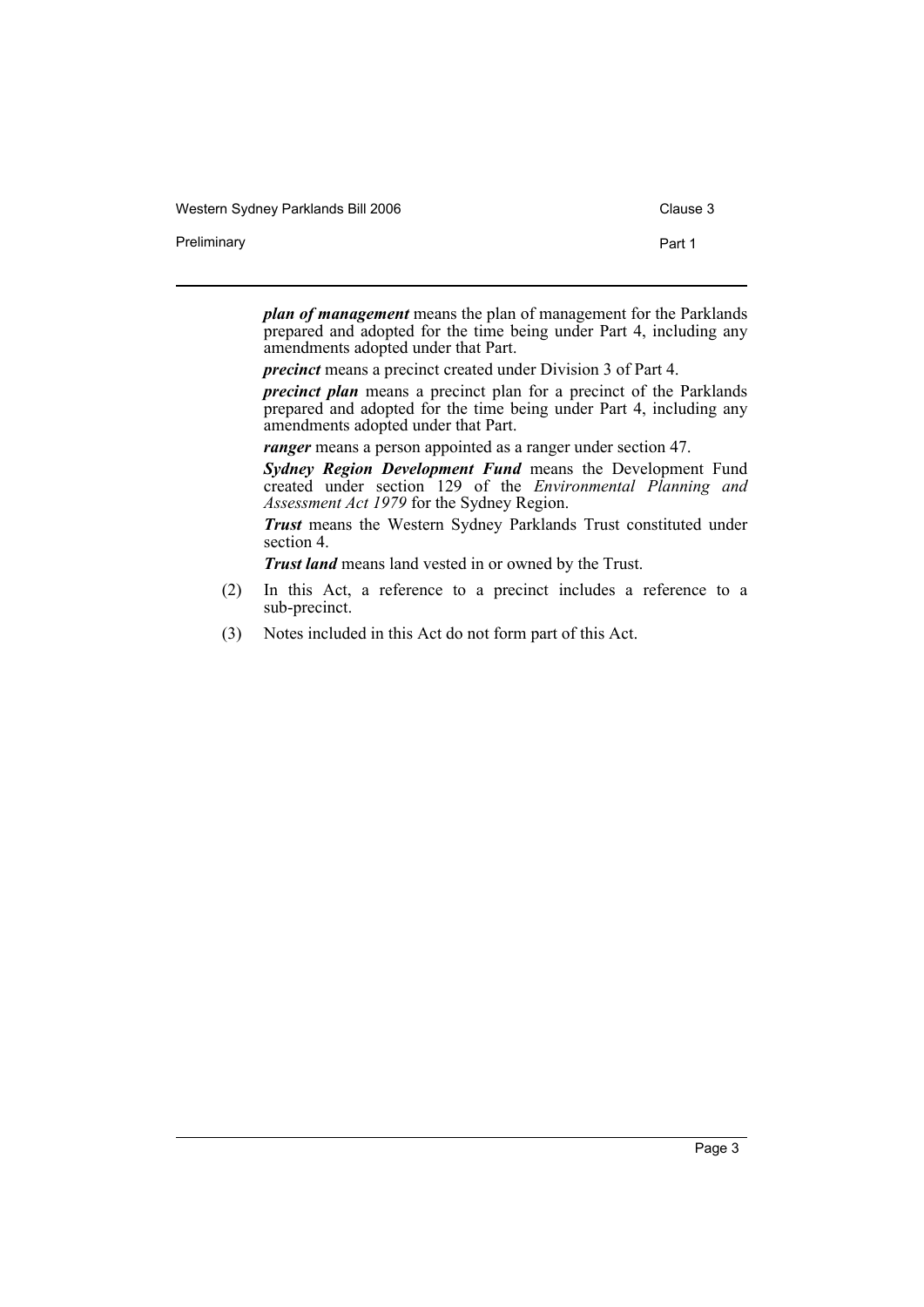***plan of management*** means the plan of management for the Parklands prepared and adopted for the time being under Part 4, including any amendments adopted under that Part.

***precinct*** means a precinct created under Division 3 of Part 4.

***precinct plan*** means a precinct plan for a precinct of the Parklands prepared and adopted for the time being under Part 4, including any amendments adopted under that Part.

***ranger*** means a person appointed as a ranger under section 47.

***Sydney Region Development Fund*** means the Development Fund created under section 129 of the *Environmental Planning and Assessment Act 1979* for the Sydney Region.

***Trust*** means the Western Sydney Parklands Trust constituted under section 4.

***Trust land*** means land vested in or owned by the Trust.

(2) In this Act, a reference to a precinct includes a reference to a sub-precinct.

(3) Notes included in this Act do not form part of this Act.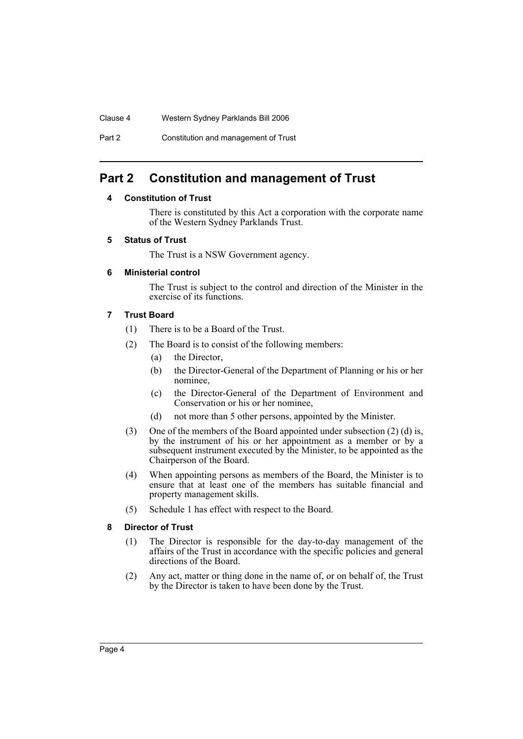# Part 2 Constitution and management of Trust

#### 4 Constitution of Trust

There is constituted by this Act a corporation with the corporate name of the Western Sydney Parklands Trust.

#### 5 Status of Trust

The Trust is a NSW Government agency.

#### 6 Ministerial control

The Trust is subject to the control and direction of the Minister in the exercise of its functions.

#### 7 Trust Board

(1) There is to be a Board of the Trust.

(2) The Board is to consist of the following members:

- (a) the Director,
- (b) the Director-General of the Department of Planning or his or her nominee,
- (c) the Director-General of the Department of Environment and Conservation or his or her nominee,
- (d) not more than 5 other persons, appointed by the Minister.

(3) One of the members of the Board appointed under subsection (2) (d) is, by the instrument of his or her appointment as a member or by a subsequent instrument executed by the Minister, to be appointed as the Chairperson of the Board.

(4) When appointing persons as members of the Board, the Minister is to ensure that at least one of the members has suitable financial and property management skills.

(5) Schedule 1 has effect with respect to the Board.

#### 8 Director of Trust

(1) The Director is responsible for the day-to-day management of the affairs of the Trust in accordance with the specific policies and general directions of the Board.

(2) Any act, matter or thing done in the name of, or on behalf of, the Trust by the Director is taken to have been done by the Trust.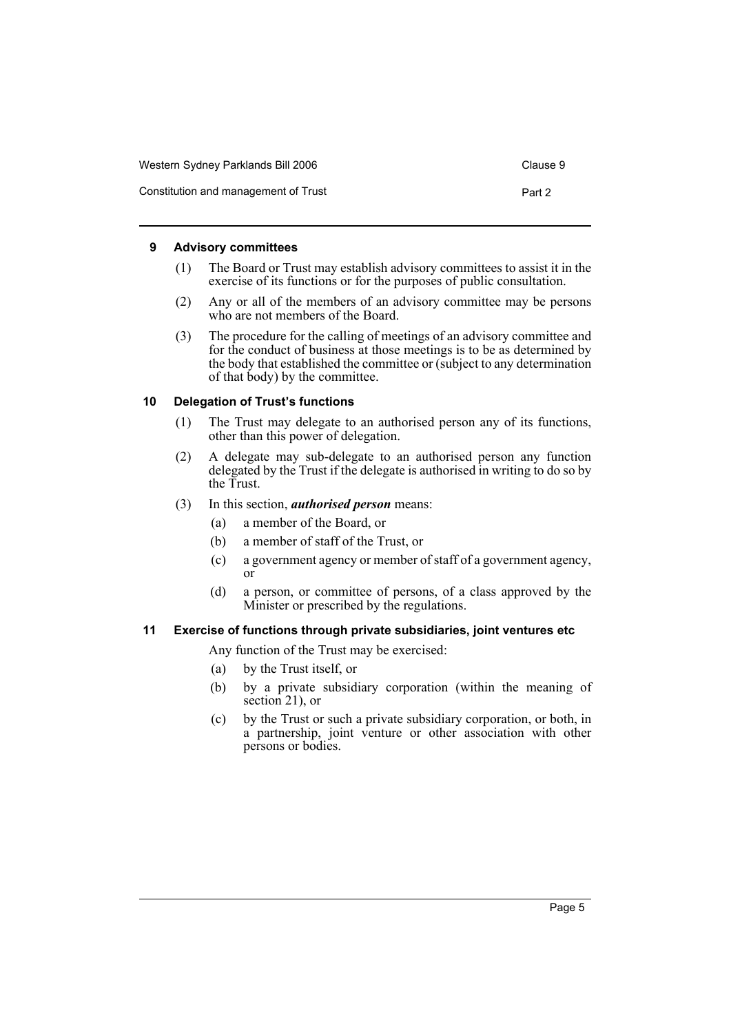#### 9 Advisory committees

(1) The Board or Trust may establish advisory committees to assist it in the exercise of its functions or for the purposes of public consultation.

(2) Any or all of the members of an advisory committee may be persons who are not members of the Board.

(3) The procedure for the calling of meetings of an advisory committee and for the conduct of business at those meetings is to be as determined by the body that established the committee or (subject to any determination of that body) by the committee.

#### 10 Delegation of Trust's functions

(1) The Trust may delegate to an authorised person any of its functions, other than this power of delegation.

(2) A delegate may sub-delegate to an authorised person any function delegated by the Trust if the delegate is authorised in writing to do so by the Trust.

(3) In this section, ***authorised person*** means:

- (a) a member of the Board, or
- (b) a member of staff of the Trust, or
- (c) a government agency or member of staff of a government agency, or
- (d) a person, or committee of persons, of a class approved by the Minister or prescribed by the regulations.

#### 11 Exercise of functions through private subsidiaries, joint ventures etc

Any function of the Trust may be exercised:

- (a) by the Trust itself, or
- (b) by a private subsidiary corporation (within the meaning of section 21), or
- (c) by the Trust or such a private subsidiary corporation, or both, in a partnership, joint venture or other association with other persons or bodies.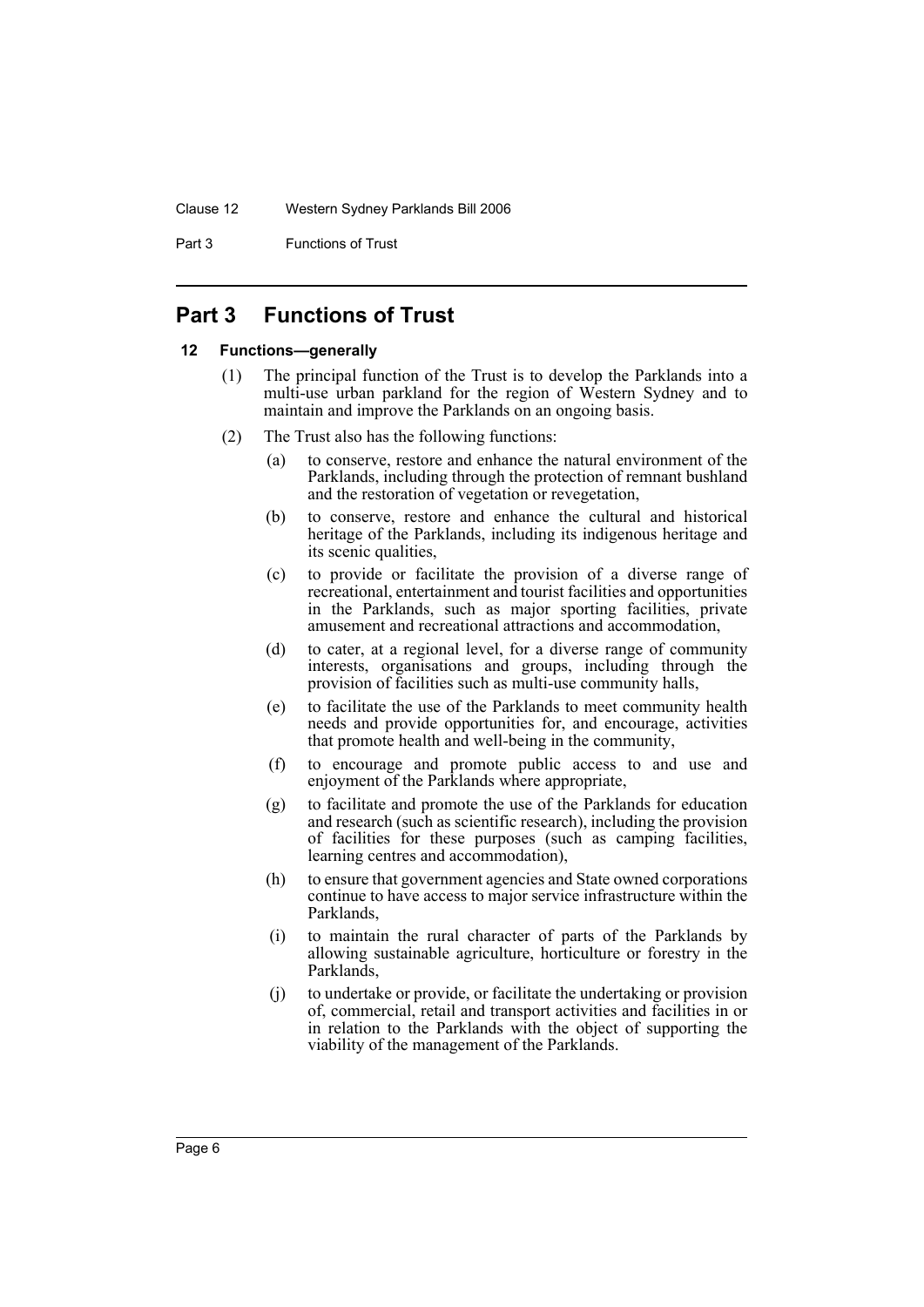# Part 3 Functions of Trust

## 12 Functions—generally

(1) The principal function of the Trust is to develop the Parklands into a multi-use urban parkland for the region of Western Sydney and to maintain and improve the Parklands on an ongoing basis.

(2) The Trust also has the following functions:

- (a) to conserve, restore and enhance the natural environment of the Parklands, including through the protection of remnant bushland and the restoration of vegetation or revegetation,
- (b) to conserve, restore and enhance the cultural and historical heritage of the Parklands, including its indigenous heritage and its scenic qualities,
- (c) to provide or facilitate the provision of a diverse range of recreational, entertainment and tourist facilities and opportunities in the Parklands, such as major sporting facilities, private amusement and recreational attractions and accommodation,
- (d) to cater, at a regional level, for a diverse range of community interests, organisations and groups, including through the provision of facilities such as multi-use community halls,
- (e) to facilitate the use of the Parklands to meet community health needs and provide opportunities for, and encourage, activities that promote health and well-being in the community,
- (f) to encourage and promote public access to and use and enjoyment of the Parklands where appropriate,
- (g) to facilitate and promote the use of the Parklands for education and research (such as scientific research), including the provision of facilities for these purposes (such as camping facilities, learning centres and accommodation),
- (h) to ensure that government agencies and State owned corporations continue to have access to major service infrastructure within the Parklands,
- (i) to maintain the rural character of parts of the Parklands by allowing sustainable agriculture, horticulture or forestry in the Parklands,
- (j) to undertake or provide, or facilitate the undertaking or provision of, commercial, retail and transport activities and facilities in or in relation to the Parklands with the object of supporting the viability of the management of the Parklands.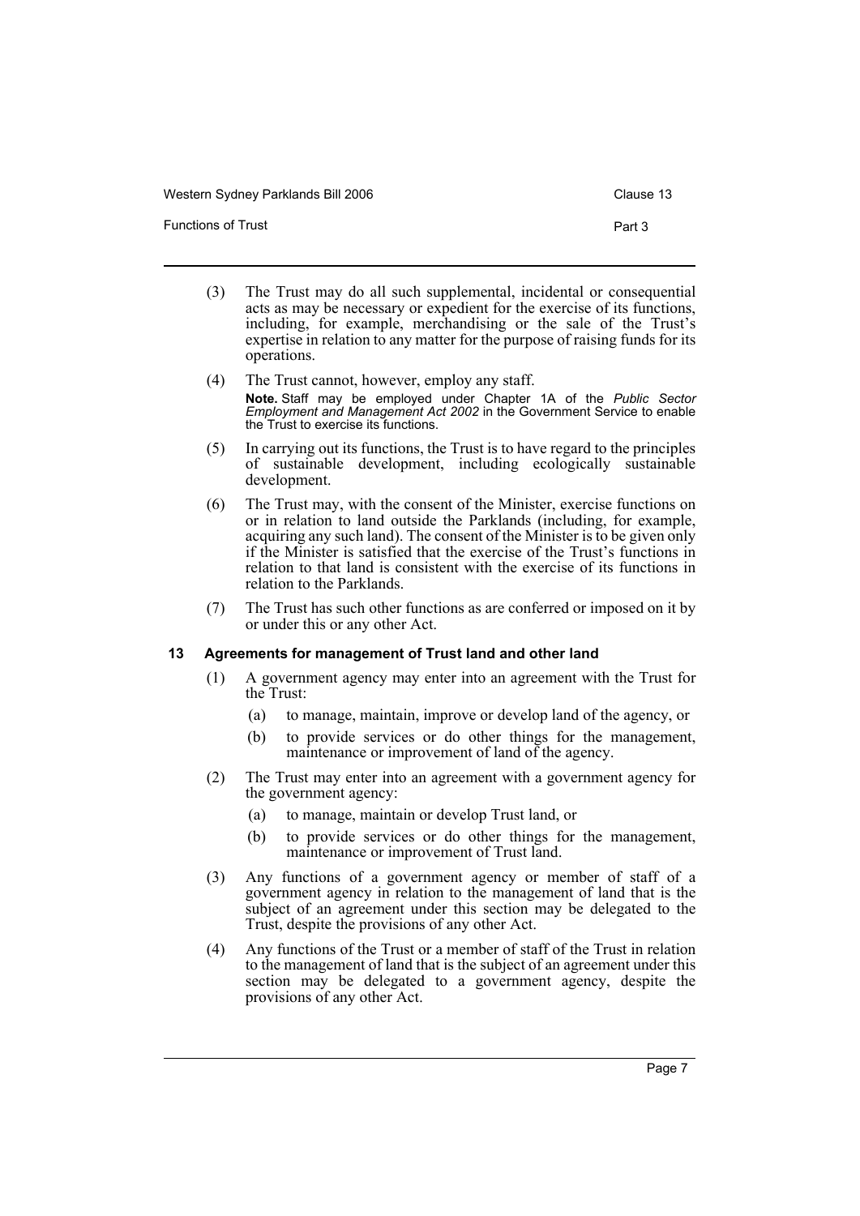(3) The Trust may do all such supplemental, incidental or consequential acts as may be necessary or expedient for the exercise of its functions, including, for example, merchandising or the sale of the Trust's expertise in relation to any matter for the purpose of raising funds for its operations.

(4) The Trust cannot, however, employ any staff.

**Note.** Staff may be employed under Chapter 1A of the *Public Sector Employment and Management Act 2002* in the Government Service to enable the Trust to exercise its functions.

(5) In carrying out its functions, the Trust is to have regard to the principles of sustainable development, including ecologically sustainable development.

(6) The Trust may, with the consent of the Minister, exercise functions on or in relation to land outside the Parklands (including, for example, acquiring any such land). The consent of the Minister is to be given only if the Minister is satisfied that the exercise of the Trust's functions in relation to that land is consistent with the exercise of its functions in relation to the Parklands.

(7) The Trust has such other functions as are conferred or imposed on it by or under this or any other Act.

### 13 Agreements for management of Trust land and other land

(1) A government agency may enter into an agreement with the Trust for the Trust:

- (a) to manage, maintain, improve or develop land of the agency, or
- (b) to provide services or do other things for the management, maintenance or improvement of land of the agency.

(2) The Trust may enter into an agreement with a government agency for the government agency:

- (a) to manage, maintain or develop Trust land, or
- (b) to provide services or do other things for the management, maintenance or improvement of Trust land.

(3) Any functions of a government agency or member of staff of a government agency in relation to the management of land that is the subject of an agreement under this section may be delegated to the Trust, despite the provisions of any other Act.

(4) Any functions of the Trust or a member of staff of the Trust in relation to the management of land that is the subject of an agreement under this section may be delegated to a government agency, despite the provisions of any other Act.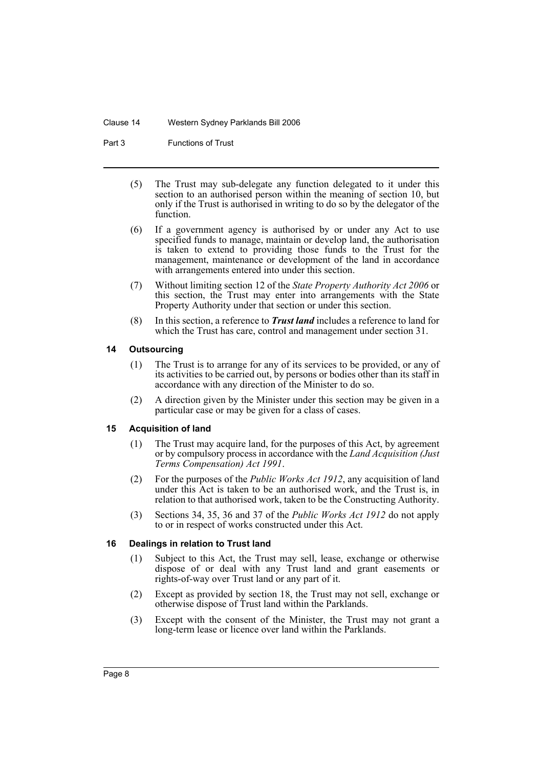(5) The Trust may sub-delegate any function delegated to it under this section to an authorised person within the meaning of section 10, but only if the Trust is authorised in writing to do so by the delegator of the function.

(6) If a government agency is authorised by or under any Act to use specified funds to manage, maintain or develop land, the authorisation is taken to extend to providing those funds to the Trust for the management, maintenance or development of the land in accordance with arrangements entered into under this section.

(7) Without limiting section 12 of the *State Property Authority Act 2006* or this section, the Trust may enter into arrangements with the State Property Authority under that section or under this section.

(8) In this section, a reference to ***Trust land*** includes a reference to land for which the Trust has care, control and management under section 31.

### 14 Outsourcing

(1) The Trust is to arrange for any of its services to be provided, or any of its activities to be carried out, by persons or bodies other than its staff in accordance with any direction of the Minister to do so.

(2) A direction given by the Minister under this section may be given in a particular case or may be given for a class of cases.

### 15 Acquisition of land

(1) The Trust may acquire land, for the purposes of this Act, by agreement or by compulsory process in accordance with the *Land Acquisition (Just Terms Compensation) Act 1991*.

(2) For the purposes of the *Public Works Act 1912*, any acquisition of land under this Act is taken to be an authorised work, and the Trust is, in relation to that authorised work, taken to be the Constructing Authority.

(3) Sections 34, 35, 36 and 37 of the *Public Works Act 1912* do not apply to or in respect of works constructed under this Act.

### 16 Dealings in relation to Trust land

(1) Subject to this Act, the Trust may sell, lease, exchange or otherwise dispose of or deal with any Trust land and grant easements or rights-of-way over Trust land or any part of it.

(2) Except as provided by section 18, the Trust may not sell, exchange or otherwise dispose of Trust land within the Parklands.

(3) Except with the consent of the Minister, the Trust may not grant a long-term lease or licence over land within the Parklands.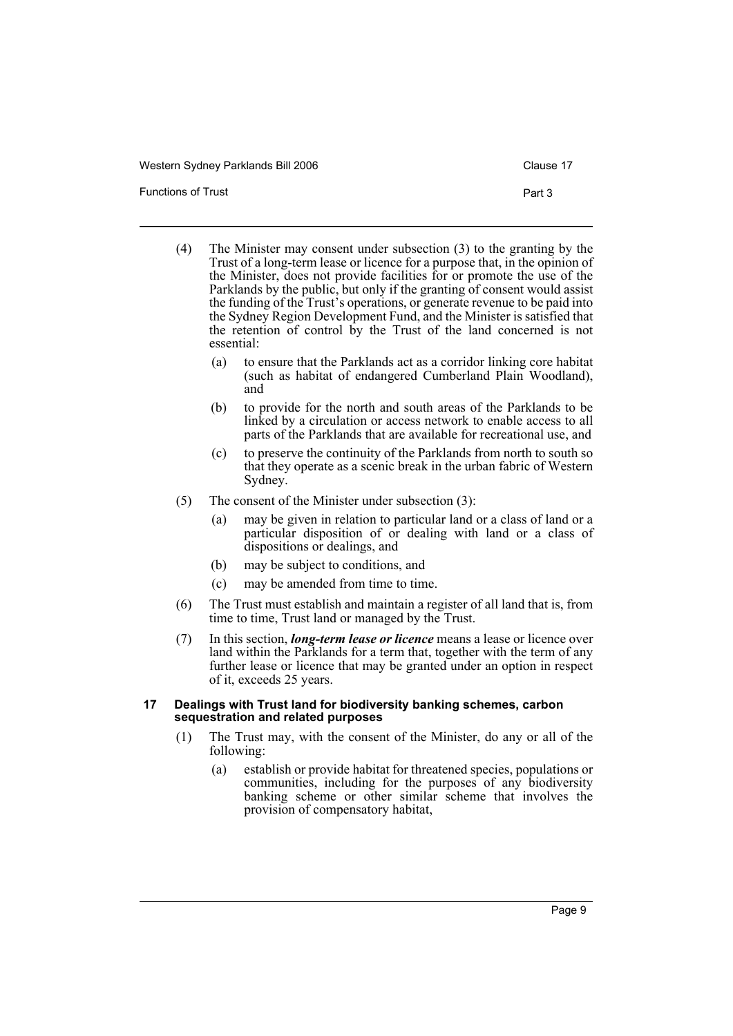(4) The Minister may consent under subsection (3) to the granting by the Trust of a long-term lease or licence for a purpose that, in the opinion of the Minister, does not provide facilities for or promote the use of the Parklands by the public, but only if the granting of consent would assist the funding of the Trust's operations, or generate revenue to be paid into the Sydney Region Development Fund, and the Minister is satisfied that the retention of control by the Trust of the land concerned is not essential:

- (a) to ensure that the Parklands act as a corridor linking core habitat (such as habitat of endangered Cumberland Plain Woodland), and
- (b) to provide for the north and south areas of the Parklands to be linked by a circulation or access network to enable access to all parts of the Parklands that are available for recreational use, and
- (c) to preserve the continuity of the Parklands from north to south so that they operate as a scenic break in the urban fabric of Western Sydney.

(5) The consent of the Minister under subsection (3):

- (a) may be given in relation to particular land or a class of land or a particular disposition of or dealing with land or a class of dispositions or dealings, and
- (b) may be subject to conditions, and
- (c) may be amended from time to time.

(6) The Trust must establish and maintain a register of all land that is, from time to time, Trust land or managed by the Trust.

(7) In this section, ***long-term lease or licence*** means a lease or licence over land within the Parklands for a term that, together with the term of any further lease or licence that may be granted under an option in respect of it, exceeds 25 years.

### 17 Dealings with Trust land for biodiversity banking schemes, carbon sequestration and related purposes

(1) The Trust may, with the consent of the Minister, do any or all of the following:

- (a) establish or provide habitat for threatened species, populations or communities, including for the purposes of any biodiversity banking scheme or other similar scheme that involves the provision of compensatory habitat,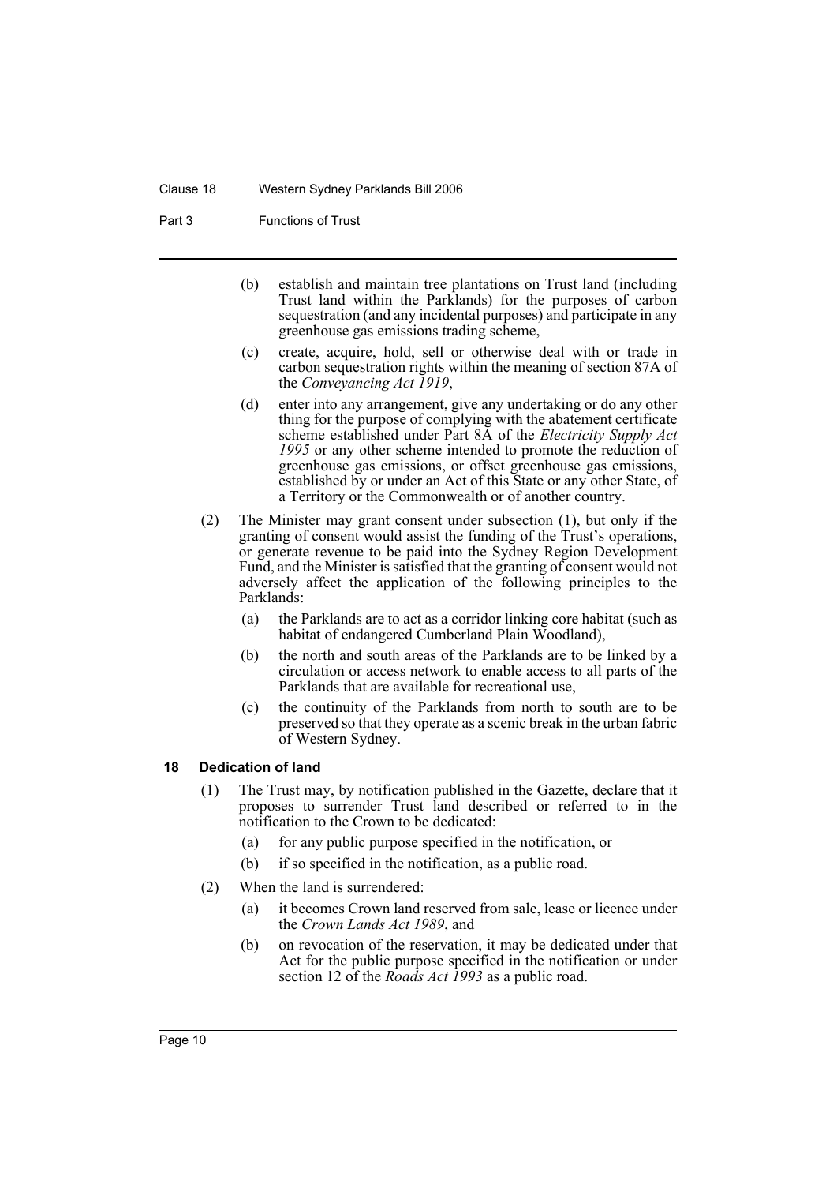(b) establish and maintain tree plantations on Trust land (including Trust land within the Parklands) for the purposes of carbon sequestration (and any incidental purposes) and participate in any greenhouse gas emissions trading scheme,

(c) create, acquire, hold, sell or otherwise deal with or trade in carbon sequestration rights within the meaning of section 87A of the *Conveyancing Act 1919*,

(d) enter into any arrangement, give any undertaking or do any other thing for the purpose of complying with the abatement certificate scheme established under Part 8A of the *Electricity Supply Act 1995* or any other scheme intended to promote the reduction of greenhouse gas emissions, or offset greenhouse gas emissions, established by or under an Act of this State or any other State, of a Territory or the Commonwealth or of another country.

(2) The Minister may grant consent under subsection (1), but only if the granting of consent would assist the funding of the Trust's operations, or generate revenue to be paid into the Sydney Region Development Fund, and the Minister is satisfied that the granting of consent would not adversely affect the application of the following principles to the Parklands:

(a) the Parklands are to act as a corridor linking core habitat (such as habitat of endangered Cumberland Plain Woodland),

(b) the north and south areas of the Parklands are to be linked by a circulation or access network to enable access to all parts of the Parklands that are available for recreational use,

(c) the continuity of the Parklands from north to south are to be preserved so that they operate as a scenic break in the urban fabric of Western Sydney.

### 18 Dedication of land

(1) The Trust may, by notification published in the Gazette, declare that it proposes to surrender Trust land described or referred to in the notification to the Crown to be dedicated:

(a) for any public purpose specified in the notification, or

(b) if so specified in the notification, as a public road.

(2) When the land is surrendered:

(a) it becomes Crown land reserved from sale, lease or licence under the *Crown Lands Act 1989*, and

(b) on revocation of the reservation, it may be dedicated under that Act for the public purpose specified in the notification or under section 12 of the *Roads Act 1993* as a public road.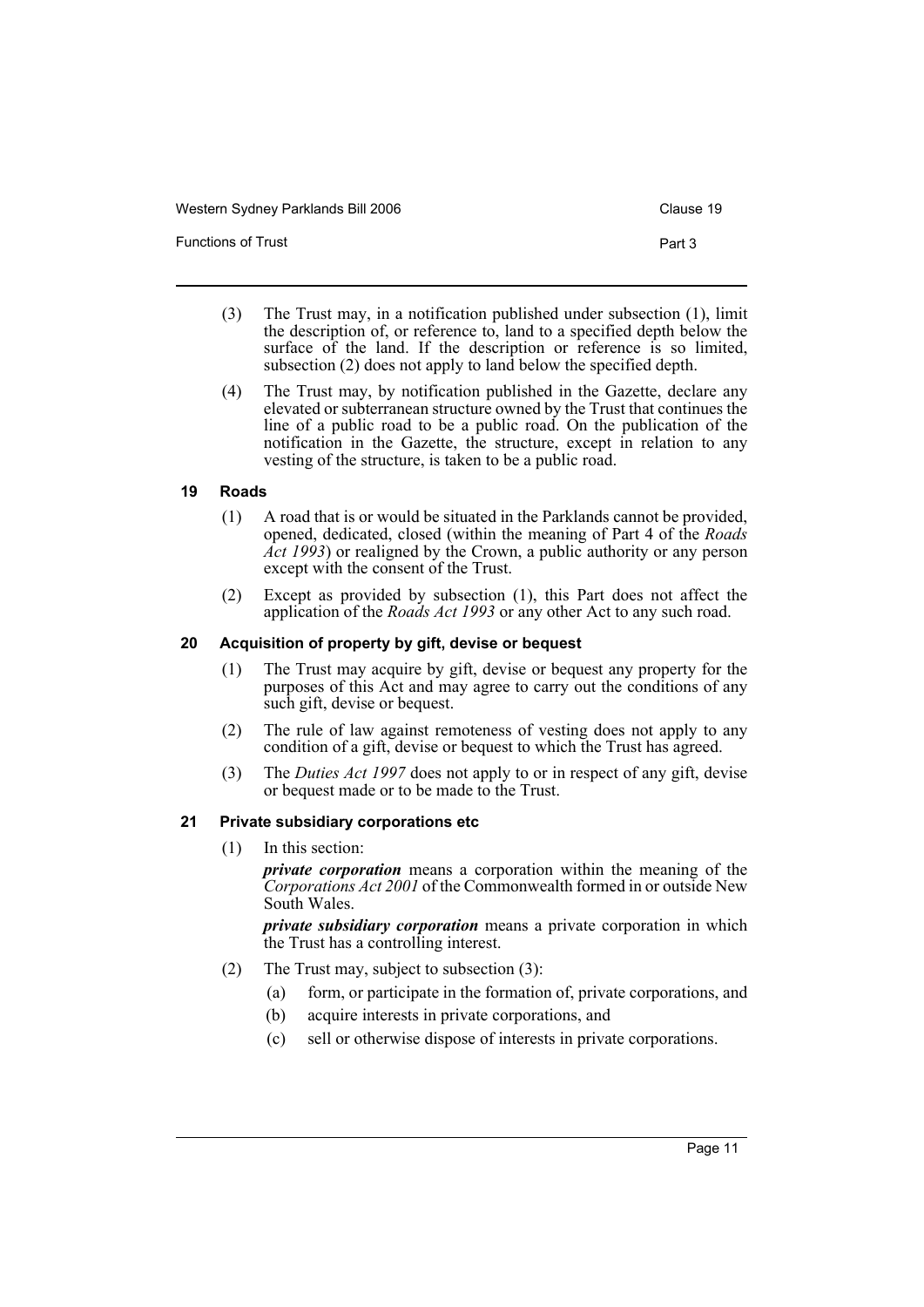(3) The Trust may, in a notification published under subsection (1), limit the description of, or reference to, land to a specified depth below the surface of the land. If the description or reference is so limited, subsection (2) does not apply to land below the specified depth.

(4) The Trust may, by notification published in the Gazette, declare any elevated or subterranean structure owned by the Trust that continues the line of a public road to be a public road. On the publication of the notification in the Gazette, the structure, except in relation to any vesting of the structure, is taken to be a public road.

### 19 Roads

(1) A road that is or would be situated in the Parklands cannot be provided, opened, dedicated, closed (within the meaning of Part 4 of the *Roads Act 1993*) or realigned by the Crown, a public authority or any person except with the consent of the Trust.

(2) Except as provided by subsection (1), this Part does not affect the application of the *Roads Act 1993* or any other Act to any such road.

### 20 Acquisition of property by gift, devise or bequest

(1) The Trust may acquire by gift, devise or bequest any property for the purposes of this Act and may agree to carry out the conditions of any such gift, devise or bequest.

(2) The rule of law against remoteness of vesting does not apply to any condition of a gift, devise or bequest to which the Trust has agreed.

(3) The *Duties Act 1997* does not apply to or in respect of any gift, devise or bequest made or to be made to the Trust.

### 21 Private subsidiary corporations etc

(1) In this section:

***private corporation*** means a corporation within the meaning of the *Corporations Act 2001* of the Commonwealth formed in or outside New South Wales.

***private subsidiary corporation*** means a private corporation in which the Trust has a controlling interest.

(2) The Trust may, subject to subsection (3):

- (a) form, or participate in the formation of, private corporations, and
- (b) acquire interests in private corporations, and
- (c) sell or otherwise dispose of interests in private corporations.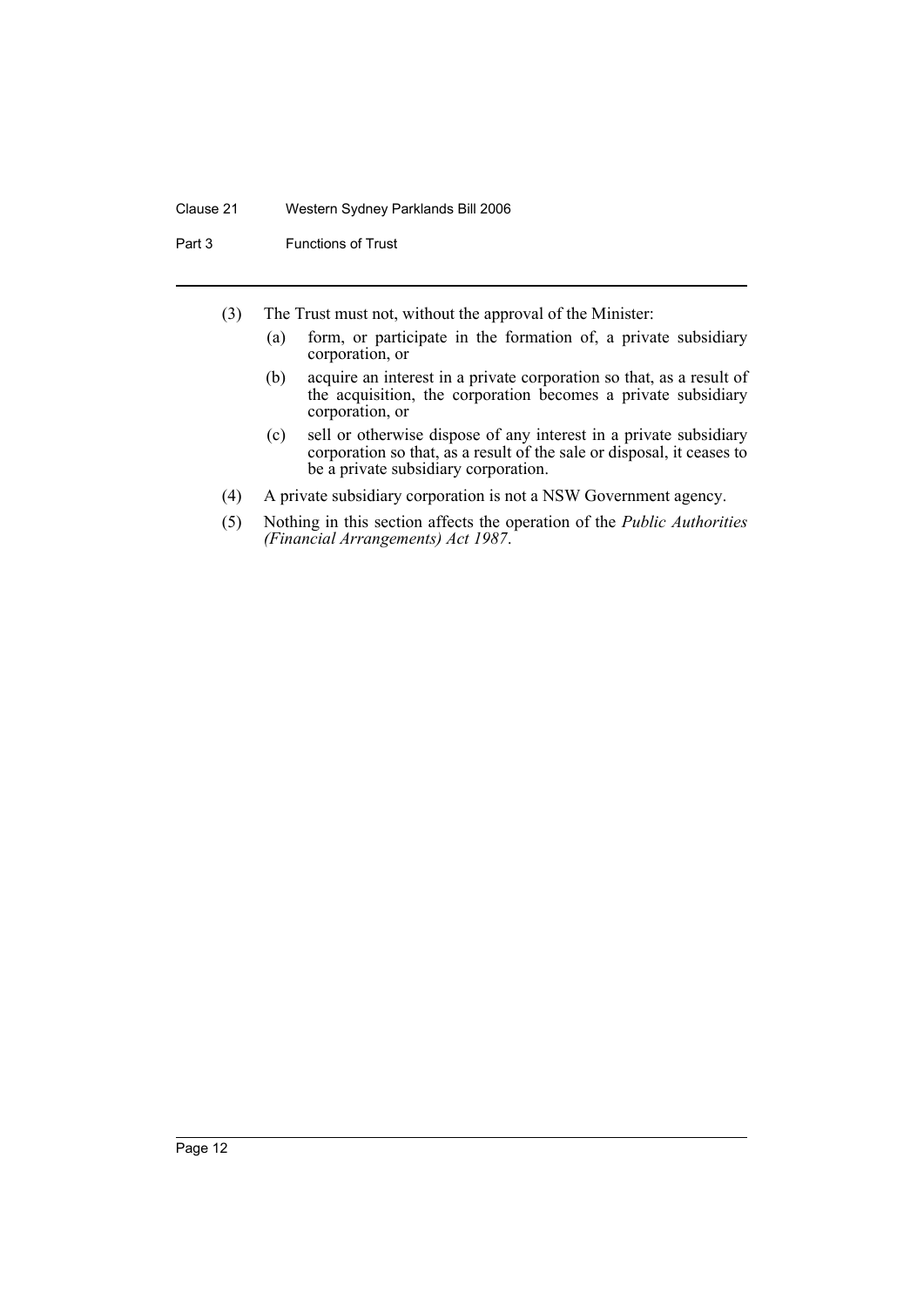(3) The Trust must not, without the approval of the Minister:

- (a) form, or participate in the formation of, a private subsidiary corporation, or
- (b) acquire an interest in a private corporation so that, as a result of the acquisition, the corporation becomes a private subsidiary corporation, or
- (c) sell or otherwise dispose of any interest in a private subsidiary corporation so that, as a result of the sale or disposal, it ceases to be a private subsidiary corporation.

(4) A private subsidiary corporation is not a NSW Government agency.

(5) Nothing in this section affects the operation of the *Public Authorities (Financial Arrangements) Act 1987*.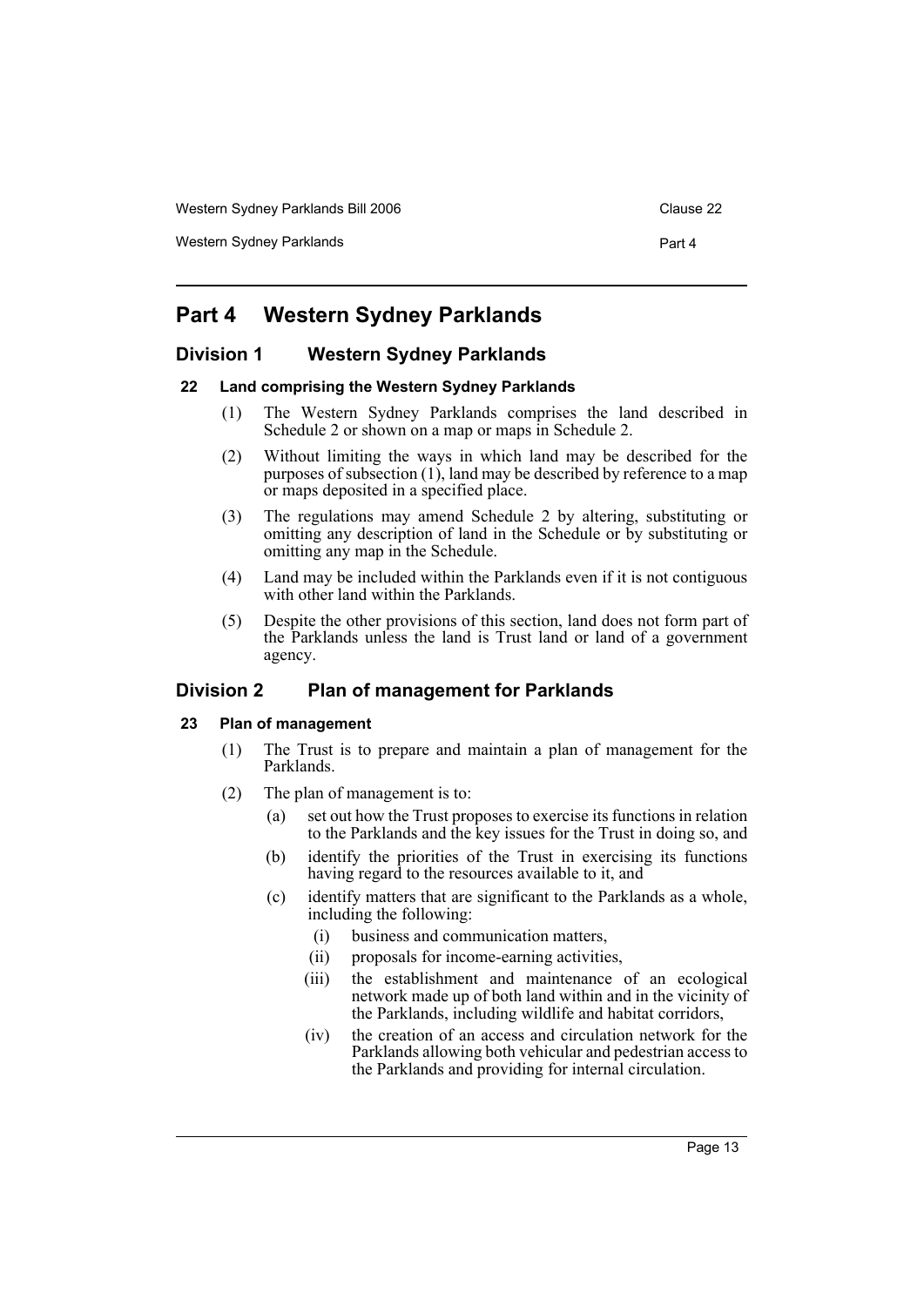# Part 4 Western Sydney Parklands

## Division 1 Western Sydney Parklands

### 22 Land comprising the Western Sydney Parklands

(1) The Western Sydney Parklands comprises the land described in Schedule 2 or shown on a map or maps in Schedule 2.

(2) Without limiting the ways in which land may be described for the purposes of subsection (1), land may be described by reference to a map or maps deposited in a specified place.

(3) The regulations may amend Schedule 2 by altering, substituting or omitting any description of land in the Schedule or by substituting or omitting any map in the Schedule.

(4) Land may be included within the Parklands even if it is not contiguous with other land within the Parklands.

(5) Despite the other provisions of this section, land does not form part of the Parklands unless the land is Trust land or land of a government agency.

## Division 2 Plan of management for Parklands

### 23 Plan of management

(1) The Trust is to prepare and maintain a plan of management for the Parklands.

(2) The plan of management is to:

- (a) set out how the Trust proposes to exercise its functions in relation to the Parklands and the key issues for the Trust in doing so, and
- (b) identify the priorities of the Trust in exercising its functions having regard to the resources available to it, and
- (c) identify matters that are significant to the Parklands as a whole, including the following:
  - (i) business and communication matters,
  - (ii) proposals for income-earning activities,
  - (iii) the establishment and maintenance of an ecological network made up of both land within and in the vicinity of the Parklands, including wildlife and habitat corridors,
  - (iv) the creation of an access and circulation network for the Parklands allowing both vehicular and pedestrian access to the Parklands and providing for internal circulation.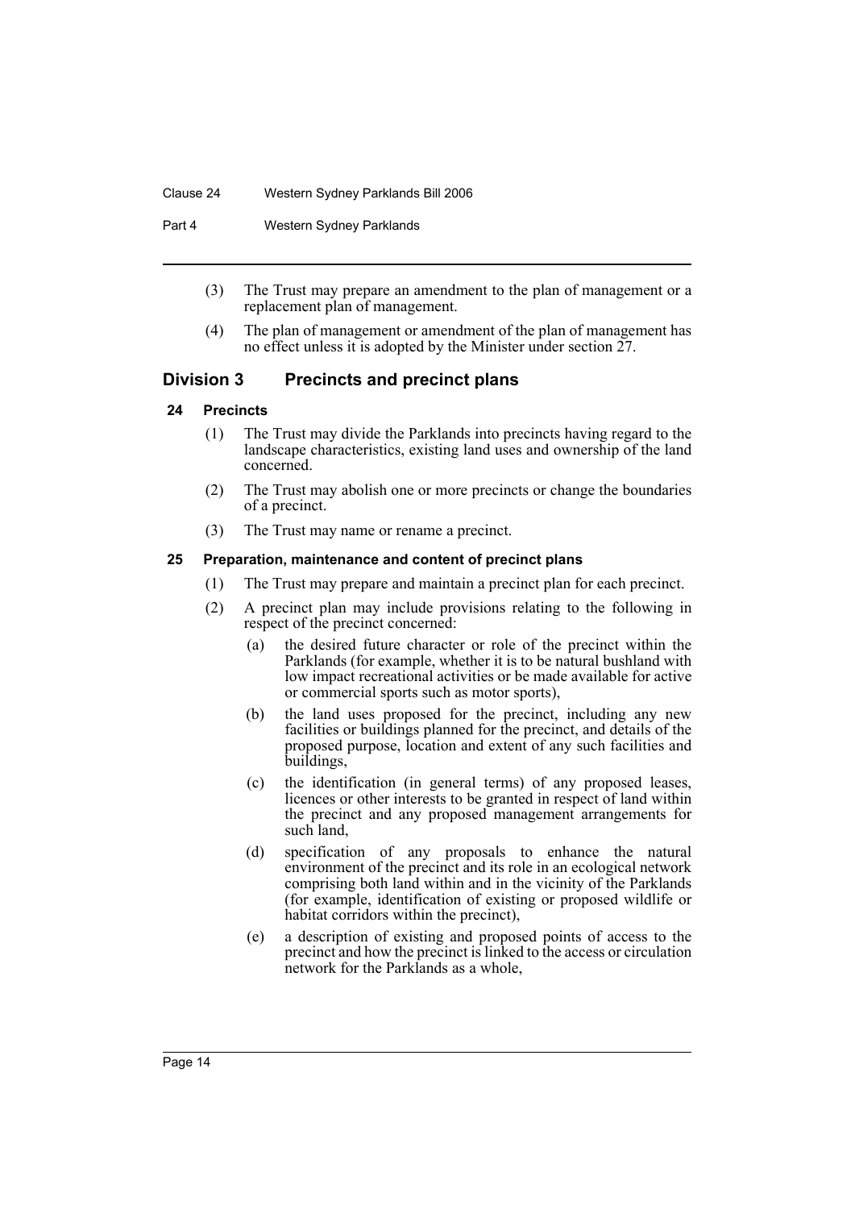(3) The Trust may prepare an amendment to the plan of management or a replacement plan of management.

(4) The plan of management or amendment of the plan of management has no effect unless it is adopted by the Minister under section 27.

## Division 3 Precincts and precinct plans

### 24 Precincts

(1) The Trust may divide the Parklands into precincts having regard to the landscape characteristics, existing land uses and ownership of the land concerned.

(2) The Trust may abolish one or more precincts or change the boundaries of a precinct.

(3) The Trust may name or rename a precinct.

### 25 Preparation, maintenance and content of precinct plans

(1) The Trust may prepare and maintain a precinct plan for each precinct.

(2) A precinct plan may include provisions relating to the following in respect of the precinct concerned:

- (a) the desired future character or role of the precinct within the Parklands (for example, whether it is to be natural bushland with low impact recreational activities or be made available for active or commercial sports such as motor sports),
- (b) the land uses proposed for the precinct, including any new facilities or buildings planned for the precinct, and details of the proposed purpose, location and extent of any such facilities and buildings,
- (c) the identification (in general terms) of any proposed leases, licences or other interests to be granted in respect of land within the precinct and any proposed management arrangements for such land,
- (d) specification of any proposals to enhance the natural environment of the precinct and its role in an ecological network comprising both land within and in the vicinity of the Parklands (for example, identification of existing or proposed wildlife or habitat corridors within the precinct),
- (e) a description of existing and proposed points of access to the precinct and how the precinct is linked to the access or circulation network for the Parklands as a whole,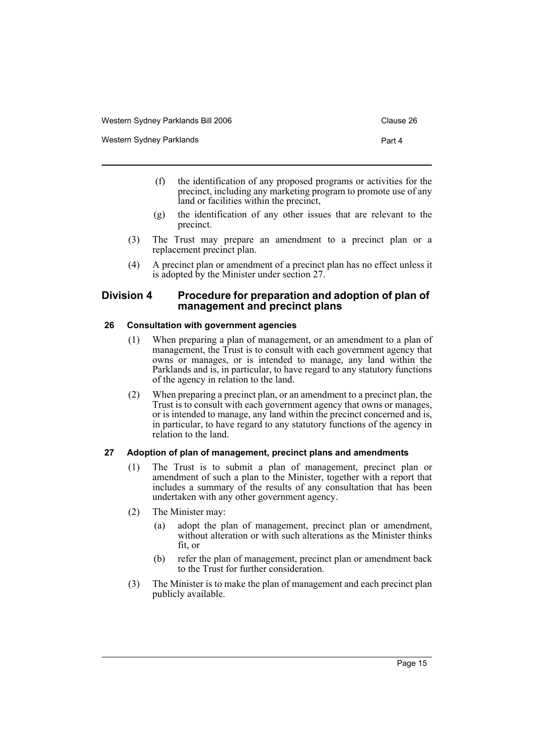(f) the identification of any proposed programs or activities for the precinct, including any marketing program to promote use of any land or facilities within the precinct,

(g) the identification of any other issues that are relevant to the precinct.

(3) The Trust may prepare an amendment to a precinct plan or a replacement precinct plan.

(4) A precinct plan or amendment of a precinct plan has no effect unless it is adopted by the Minister under section 27.

## Division 4 Procedure for preparation and adoption of plan of management and precinct plans

### 26 Consultation with government agencies

(1) When preparing a plan of management, or an amendment to a plan of management, the Trust is to consult with each government agency that owns or manages, or is intended to manage, any land within the Parklands and is, in particular, to have regard to any statutory functions of the agency in relation to the land.

(2) When preparing a precinct plan, or an amendment to a precinct plan, the Trust is to consult with each government agency that owns or manages, or is intended to manage, any land within the precinct concerned and is, in particular, to have regard to any statutory functions of the agency in relation to the land.

### 27 Adoption of plan of management, precinct plans and amendments

(1) The Trust is to submit a plan of management, precinct plan or amendment of such a plan to the Minister, together with a report that includes a summary of the results of any consultation that has been undertaken with any other government agency.

(2) The Minister may:

(a) adopt the plan of management, precinct plan or amendment, without alteration or with such alterations as the Minister thinks fit, or

(b) refer the plan of management, precinct plan or amendment back to the Trust for further consideration.

(3) The Minister is to make the plan of management and each precinct plan publicly available.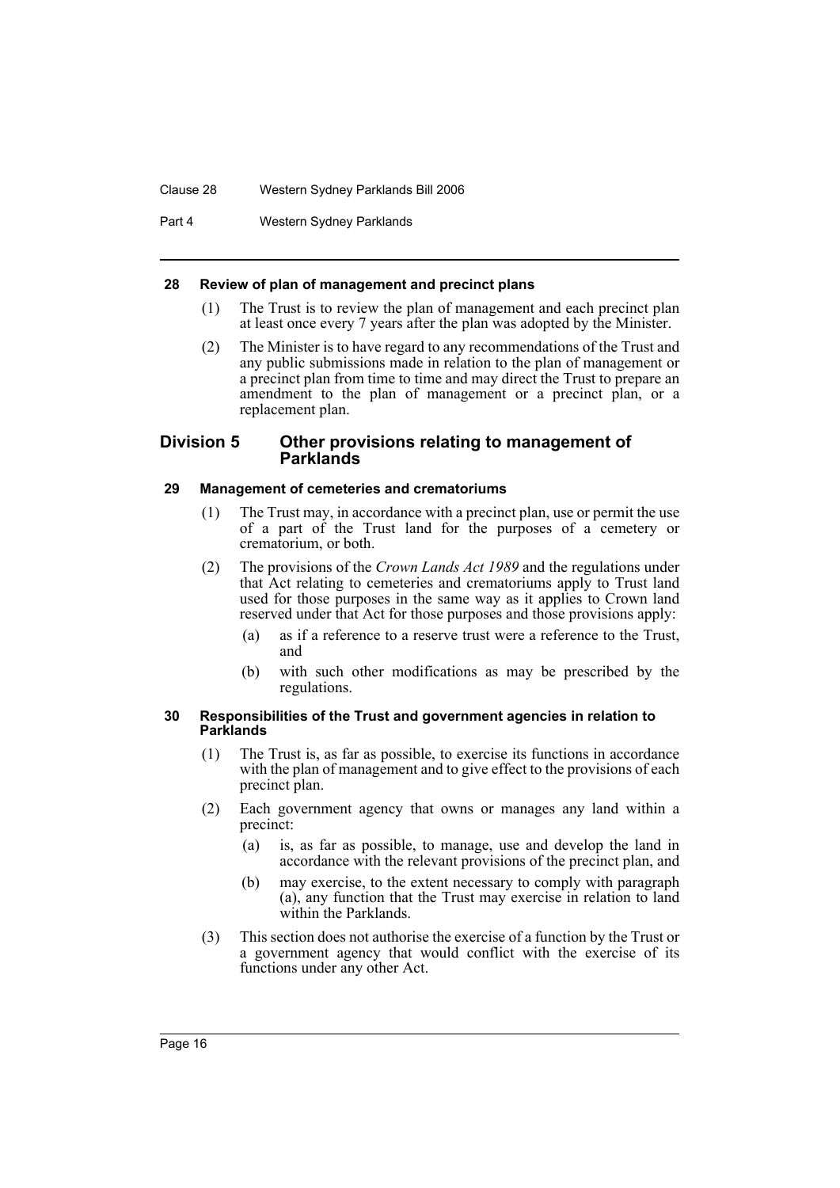#### 28 Review of plan of management and precinct plans

(1) The Trust is to review the plan of management and each precinct plan at least once every 7 years after the plan was adopted by the Minister.

(2) The Minister is to have regard to any recommendations of the Trust and any public submissions made in relation to the plan of management or a precinct plan from time to time and may direct the Trust to prepare an amendment to the plan of management or a precinct plan, or a replacement plan.

### Division 5 Other provisions relating to management of Parklands

#### 29 Management of cemeteries and crematoriums

(1) The Trust may, in accordance with a precinct plan, use or permit the use of a part of the Trust land for the purposes of a cemetery or crematorium, or both.

(2) The provisions of the *Crown Lands Act 1989* and the regulations under that Act relating to cemeteries and crematoriums apply to Trust land used for those purposes in the same way as it applies to Crown land reserved under that Act for those purposes and those provisions apply:

(a) as if a reference to a reserve trust were a reference to the Trust, and

(b) with such other modifications as may be prescribed by the regulations.

#### 30 Responsibilities of the Trust and government agencies in relation to Parklands

(1) The Trust is, as far as possible, to exercise its functions in accordance with the plan of management and to give effect to the provisions of each precinct plan.

(2) Each government agency that owns or manages any land within a precinct:

(a) is, as far as possible, to manage, use and develop the land in accordance with the relevant provisions of the precinct plan, and

(b) may exercise, to the extent necessary to comply with paragraph (a), any function that the Trust may exercise in relation to land within the Parklands.

(3) This section does not authorise the exercise of a function by the Trust or a government agency that would conflict with the exercise of its functions under any other Act.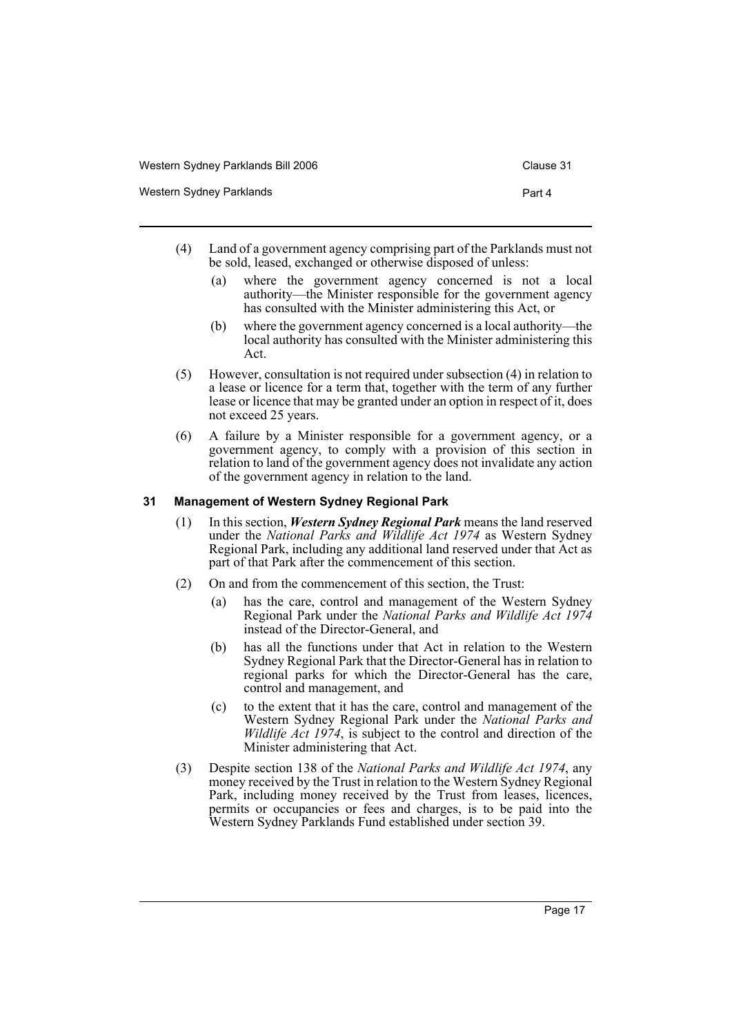(4) Land of a government agency comprising part of the Parklands must not be sold, leased, exchanged or otherwise disposed of unless:

   (a) where the government agency concerned is not a local authority—the Minister responsible for the government agency has consulted with the Minister administering this Act, or

   (b) where the government agency concerned is a local authority—the local authority has consulted with the Minister administering this Act.

(5) However, consultation is not required under subsection (4) in relation to a lease or licence for a term that, together with the term of any further lease or licence that may be granted under an option in respect of it, does not exceed 25 years.

(6) A failure by a Minister responsible for a government agency, or a government agency, to comply with a provision of this section in relation to land of the government agency does not invalidate any action of the government agency in relation to the land.

### 31 Management of Western Sydney Regional Park

(1) In this section, ***Western Sydney Regional Park*** means the land reserved under the *National Parks and Wildlife Act 1974* as Western Sydney Regional Park, including any additional land reserved under that Act as part of that Park after the commencement of this section.

(2) On and from the commencement of this section, the Trust:

   (a) has the care, control and management of the Western Sydney Regional Park under the *National Parks and Wildlife Act 1974* instead of the Director-General, and

   (b) has all the functions under that Act in relation to the Western Sydney Regional Park that the Director-General has in relation to regional parks for which the Director-General has the care, control and management, and

   (c) to the extent that it has the care, control and management of the Western Sydney Regional Park under the *National Parks and Wildlife Act 1974*, is subject to the control and direction of the Minister administering that Act.

(3) Despite section 138 of the *National Parks and Wildlife Act 1974*, any money received by the Trust in relation to the Western Sydney Regional Park, including money received by the Trust from leases, licences, permits or occupancies or fees and charges, is to be paid into the Western Sydney Parklands Fund established under section 39.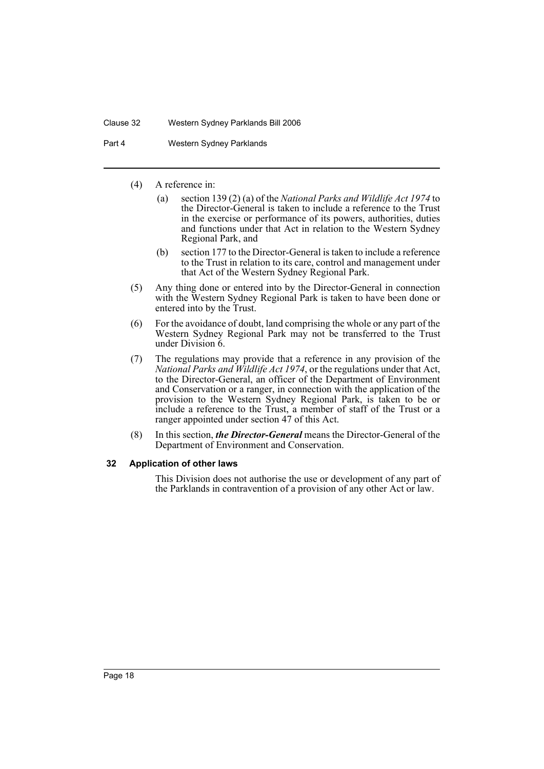(4) A reference in:

- (a) section 139 (2) (a) of the *National Parks and Wildlife Act 1974* to the Director-General is taken to include a reference to the Trust in the exercise or performance of its powers, authorities, duties and functions under that Act in relation to the Western Sydney Regional Park, and
- (b) section 177 to the Director-General is taken to include a reference to the Trust in relation to its care, control and management under that Act of the Western Sydney Regional Park.

(5) Any thing done or entered into by the Director-General in connection with the Western Sydney Regional Park is taken to have been done or entered into by the Trust.

(6) For the avoidance of doubt, land comprising the whole or any part of the Western Sydney Regional Park may not be transferred to the Trust under Division 6.

(7) The regulations may provide that a reference in any provision of the *National Parks and Wildlife Act 1974*, or the regulations under that Act, to the Director-General, an officer of the Department of Environment and Conservation or a ranger, in connection with the application of the provision to the Western Sydney Regional Park, is taken to be or include a reference to the Trust, a member of staff of the Trust or a ranger appointed under section 47 of this Act.

(8) In this section, ***the Director-General*** means the Director-General of the Department of Environment and Conservation.

### 32 Application of other laws

This Division does not authorise the use or development of any part of the Parklands in contravention of a provision of any other Act or law.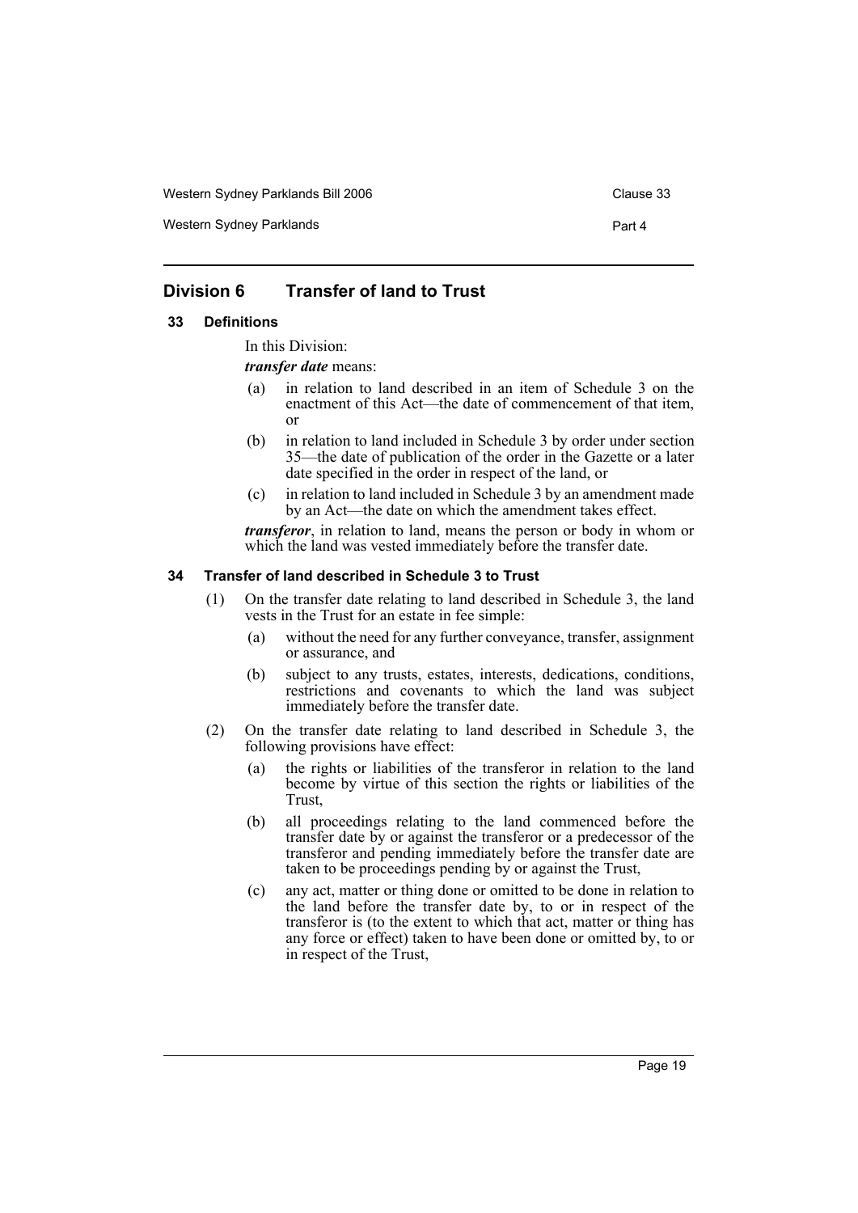## Division 6 Transfer of land to Trust

### 33 Definitions

In this Division:

***transfer date*** means:

(a) in relation to land described in an item of Schedule 3 on the enactment of this Act—the date of commencement of that item, or

(b) in relation to land included in Schedule 3 by order under section 35—the date of publication of the order in the Gazette or a later date specified in the order in respect of the land, or

(c) in relation to land included in Schedule 3 by an amendment made by an Act—the date on which the amendment takes effect.

***transferor***, in relation to land, means the person or body in whom or which the land was vested immediately before the transfer date.

### 34 Transfer of land described in Schedule 3 to Trust

(1) On the transfer date relating to land described in Schedule 3, the land vests in the Trust for an estate in fee simple:

(a) without the need for any further conveyance, transfer, assignment or assurance, and

(b) subject to any trusts, estates, interests, dedications, conditions, restrictions and covenants to which the land was subject immediately before the transfer date.

(2) On the transfer date relating to land described in Schedule 3, the following provisions have effect:

(a) the rights or liabilities of the transferor in relation to the land become by virtue of this section the rights or liabilities of the Trust,

(b) all proceedings relating to the land commenced before the transfer date by or against the transferor or a predecessor of the transferor and pending immediately before the transfer date are taken to be proceedings pending by or against the Trust,

(c) any act, matter or thing done or omitted to be done in relation to the land before the transfer date by, to or in respect of the transferor is (to the extent to which that act, matter or thing has any force or effect) taken to have been done or omitted by, to or in respect of the Trust,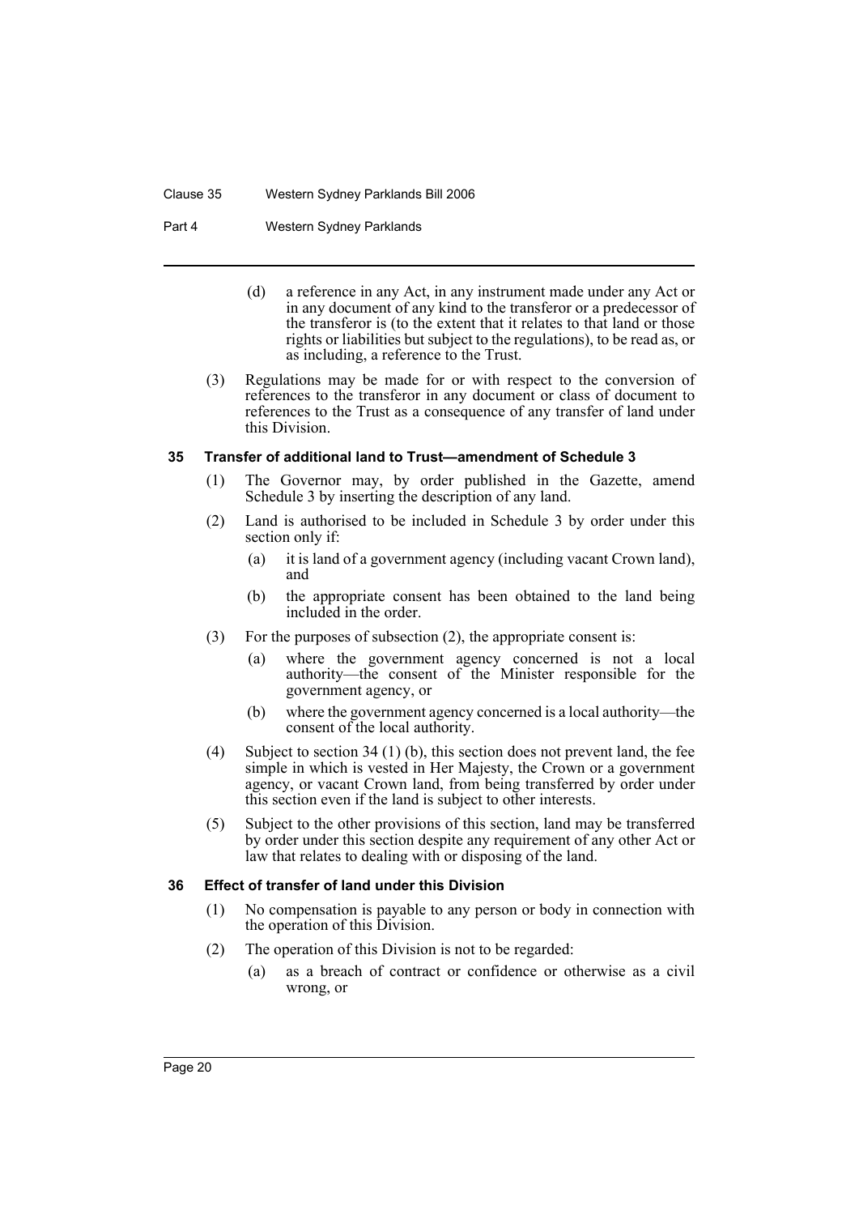(d) a reference in any Act, in any instrument made under any Act or in any document of any kind to the transferor or a predecessor of the transferor is (to the extent that it relates to that land or those rights or liabilities but subject to the regulations), to be read as, or as including, a reference to the Trust.

(3) Regulations may be made for or with respect to the conversion of references to the transferor in any document or class of document to references to the Trust as a consequence of any transfer of land under this Division.

### 35 Transfer of additional land to Trust—amendment of Schedule 3

(1) The Governor may, by order published in the Gazette, amend Schedule 3 by inserting the description of any land.

(2) Land is authorised to be included in Schedule 3 by order under this section only if:

(a) it is land of a government agency (including vacant Crown land), and

(b) the appropriate consent has been obtained to the land being included in the order.

(3) For the purposes of subsection (2), the appropriate consent is:

(a) where the government agency concerned is not a local authority—the consent of the Minister responsible for the government agency, or

(b) where the government agency concerned is a local authority—the consent of the local authority.

(4) Subject to section 34 (1) (b), this section does not prevent land, the fee simple in which is vested in Her Majesty, the Crown or a government agency, or vacant Crown land, from being transferred by order under this section even if the land is subject to other interests.

(5) Subject to the other provisions of this section, land may be transferred by order under this section despite any requirement of any other Act or law that relates to dealing with or disposing of the land.

### 36 Effect of transfer of land under this Division

(1) No compensation is payable to any person or body in connection with the operation of this Division.

(2) The operation of this Division is not to be regarded:

(a) as a breach of contract or confidence or otherwise as a civil wrong, or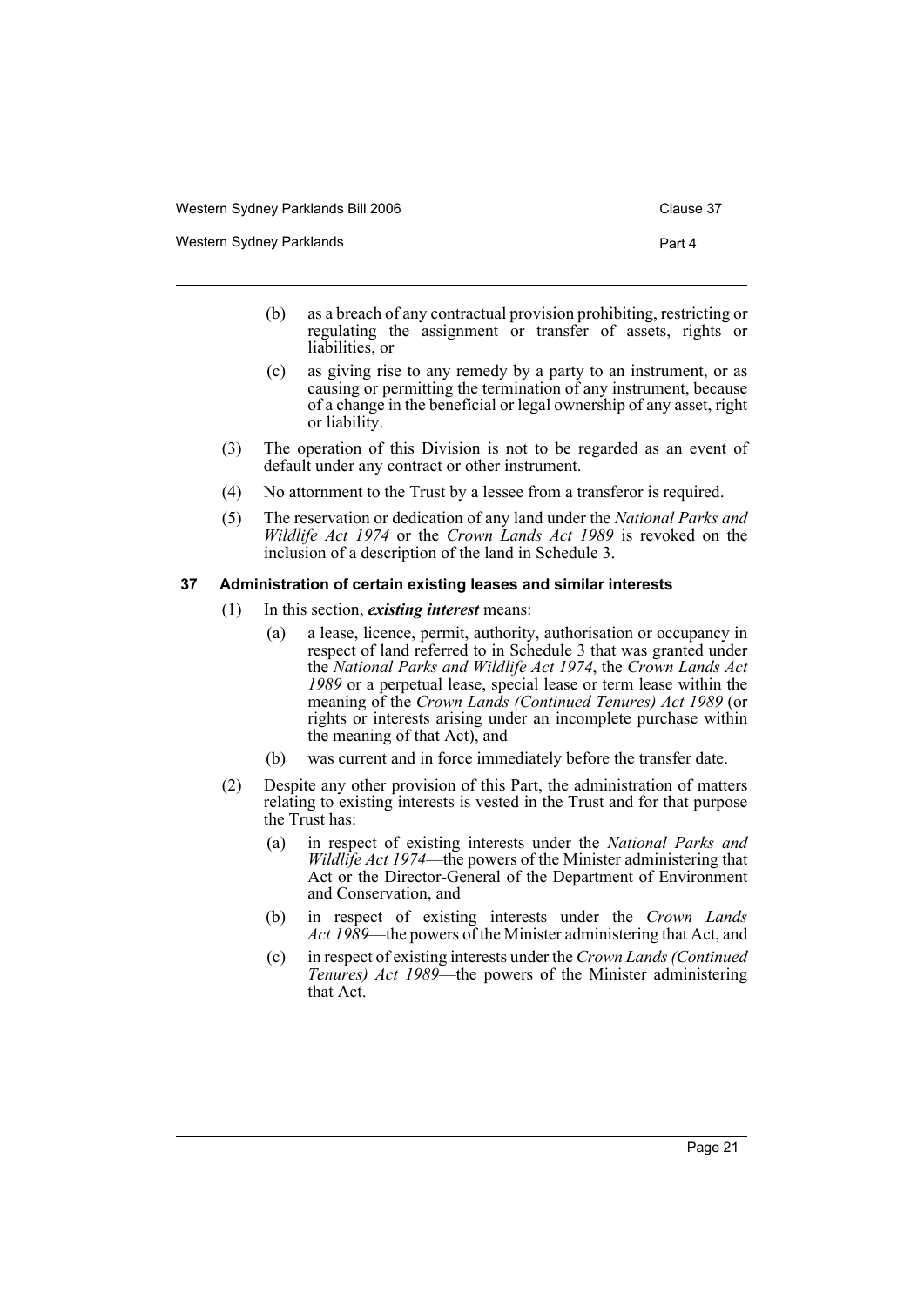(b) as a breach of any contractual provision prohibiting, restricting or regulating the assignment or transfer of assets, rights or liabilities, or

(c) as giving rise to any remedy by a party to an instrument, or as causing or permitting the termination of any instrument, because of a change in the beneficial or legal ownership of any asset, right or liability.

(3) The operation of this Division is not to be regarded as an event of default under any contract or other instrument.

(4) No attornment to the Trust by a lessee from a transferor is required.

(5) The reservation or dedication of any land under the *National Parks and Wildlife Act 1974* or the *Crown Lands Act 1989* is revoked on the inclusion of a description of the land in Schedule 3.

### 37 Administration of certain existing leases and similar interests

(1) In this section, ***existing interest*** means:

(a) a lease, licence, permit, authority, authorisation or occupancy in respect of land referred to in Schedule 3 that was granted under the *National Parks and Wildlife Act 1974*, the *Crown Lands Act 1989* or a perpetual lease, special lease or term lease within the meaning of the *Crown Lands (Continued Tenures) Act 1989* (or rights or interests arising under an incomplete purchase within the meaning of that Act), and

(b) was current and in force immediately before the transfer date.

(2) Despite any other provision of this Part, the administration of matters relating to existing interests is vested in the Trust and for that purpose the Trust has:

(a) in respect of existing interests under the *National Parks and Wildlife Act 1974*—the powers of the Minister administering that Act or the Director-General of the Department of Environment and Conservation, and

(b) in respect of existing interests under the *Crown Lands Act 1989*—the powers of the Minister administering that Act, and

(c) in respect of existing interests under the *Crown Lands (Continued Tenures) Act 1989*—the powers of the Minister administering that Act.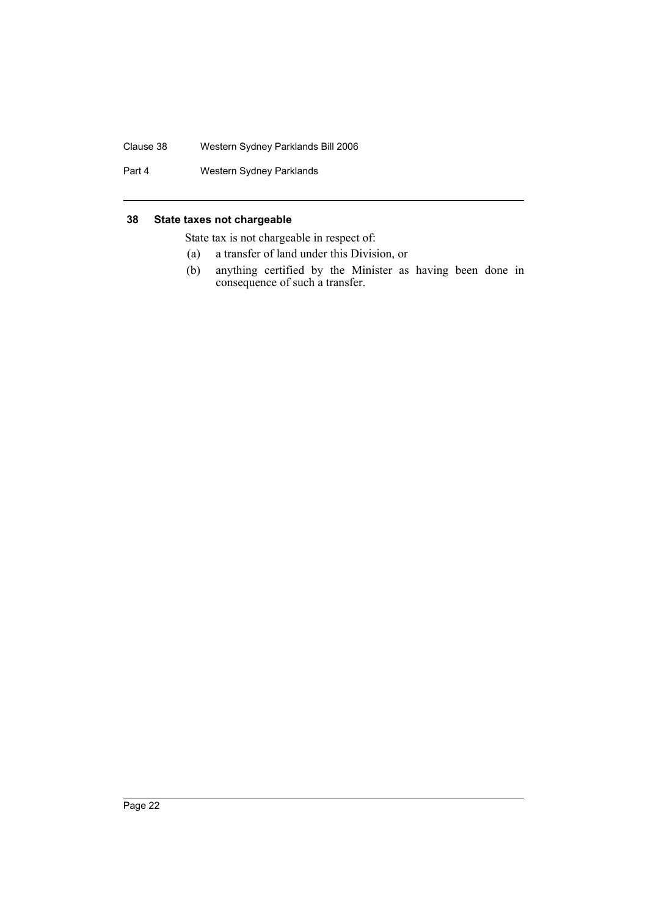### 38 State taxes not chargeable

State tax is not chargeable in respect of:

- (a) a transfer of land under this Division, or
- (b) anything certified by the Minister as having been done in consequence of such a transfer.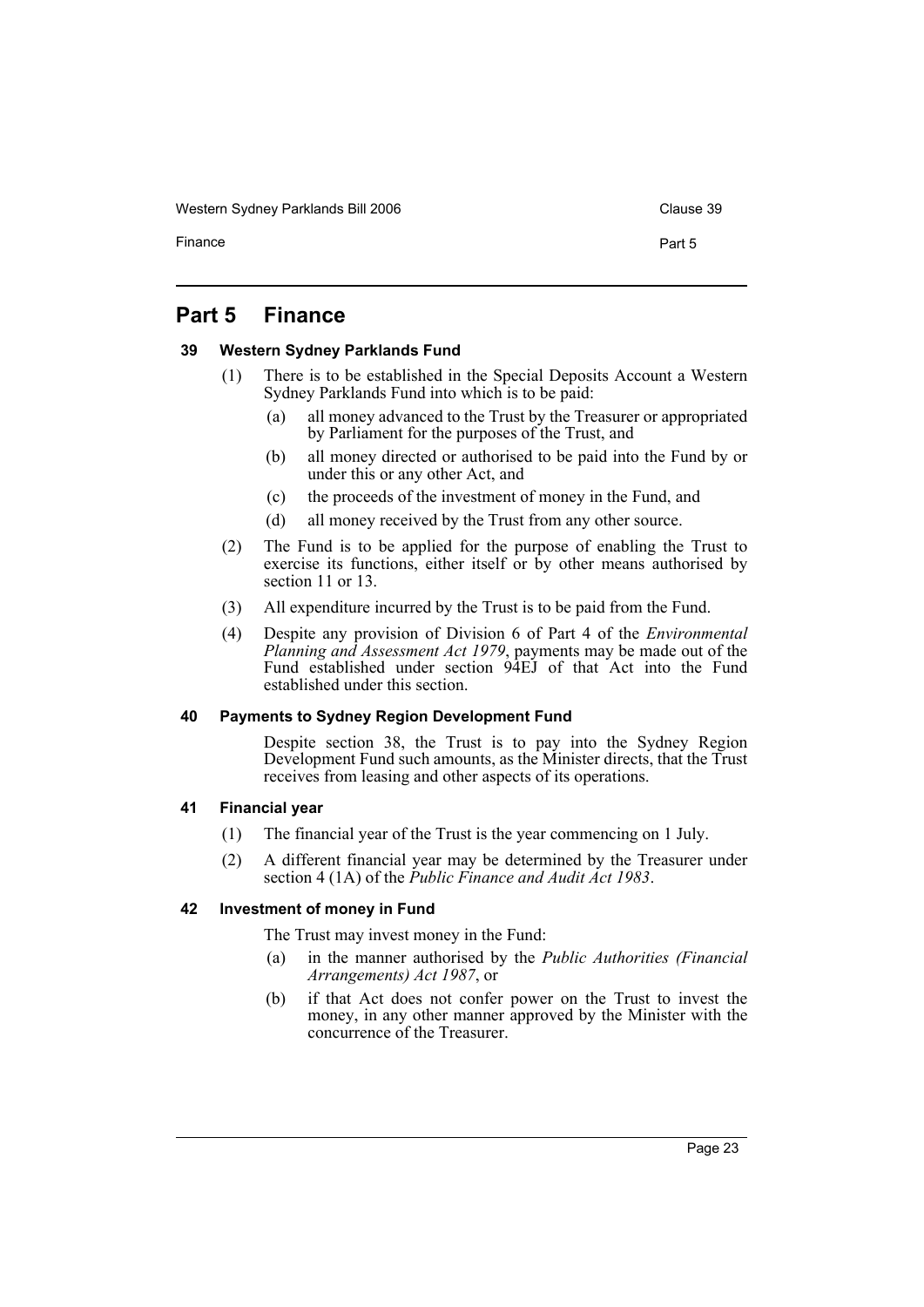# Part 5 Finance

### 39 Western Sydney Parklands Fund

(1) There is to be established in the Special Deposits Account a Western Sydney Parklands Fund into which is to be paid:

- (a) all money advanced to the Trust by the Treasurer or appropriated by Parliament for the purposes of the Trust, and
- (b) all money directed or authorised to be paid into the Fund by or under this or any other Act, and
- (c) the proceeds of the investment of money in the Fund, and
- (d) all money received by the Trust from any other source.

(2) The Fund is to be applied for the purpose of enabling the Trust to exercise its functions, either itself or by other means authorised by section 11 or 13.

(3) All expenditure incurred by the Trust is to be paid from the Fund.

(4) Despite any provision of Division 6 of Part 4 of the *Environmental Planning and Assessment Act 1979*, payments may be made out of the Fund established under section 94EJ of that Act into the Fund established under this section.

### 40 Payments to Sydney Region Development Fund

Despite section 38, the Trust is to pay into the Sydney Region Development Fund such amounts, as the Minister directs, that the Trust receives from leasing and other aspects of its operations.

### 41 Financial year

(1) The financial year of the Trust is the year commencing on 1 July.

(2) A different financial year may be determined by the Treasurer under section 4 (1A) of the *Public Finance and Audit Act 1983*.

### 42 Investment of money in Fund

The Trust may invest money in the Fund:

- (a) in the manner authorised by the *Public Authorities (Financial Arrangements) Act 1987*, or
- (b) if that Act does not confer power on the Trust to invest the money, in any other manner approved by the Minister with the concurrence of the Treasurer.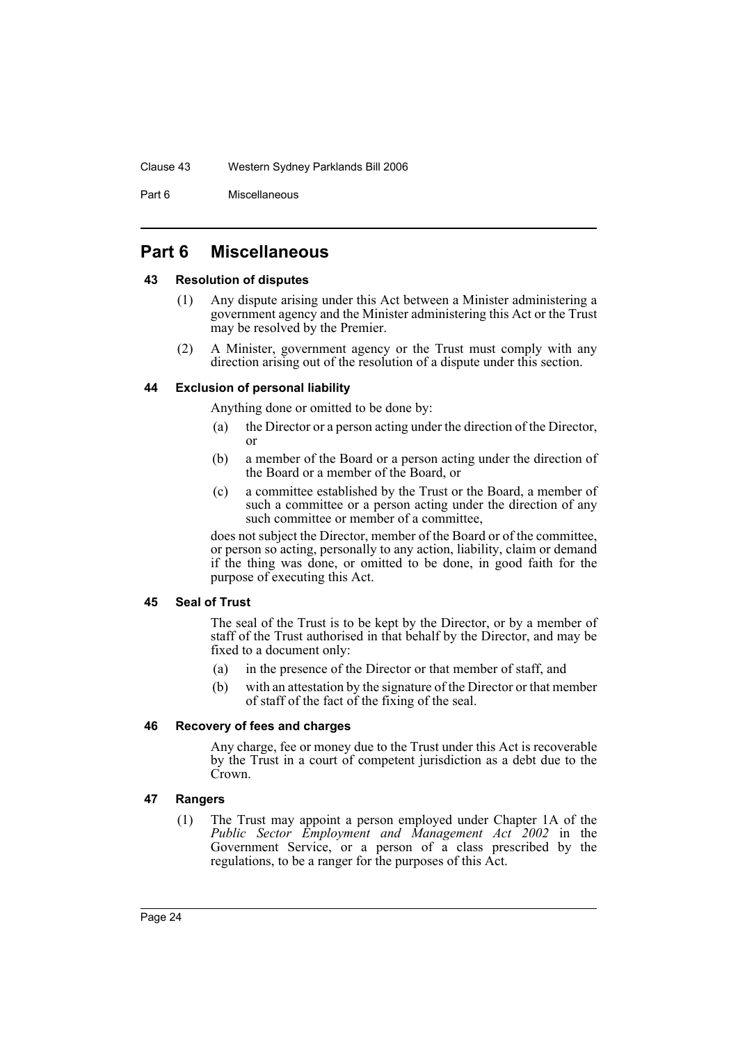# Part 6 Miscellaneous

### 43 Resolution of disputes

(1) Any dispute arising under this Act between a Minister administering a government agency and the Minister administering this Act or the Trust may be resolved by the Premier.

(2) A Minister, government agency or the Trust must comply with any direction arising out of the resolution of a dispute under this section.

### 44 Exclusion of personal liability

Anything done or omitted to be done by:

(a) the Director or a person acting under the direction of the Director, or

(b) a member of the Board or a person acting under the direction of the Board or a member of the Board, or

(c) a committee established by the Trust or the Board, a member of such a committee or a person acting under the direction of any such committee or member of a committee,

does not subject the Director, member of the Board or of the committee, or person so acting, personally to any action, liability, claim or demand if the thing was done, or omitted to be done, in good faith for the purpose of executing this Act.

### 45 Seal of Trust

The seal of the Trust is to be kept by the Director, or by a member of staff of the Trust authorised in that behalf by the Director, and may be fixed to a document only:

(a) in the presence of the Director or that member of staff, and

(b) with an attestation by the signature of the Director or that member of staff of the fact of the fixing of the seal.

### 46 Recovery of fees and charges

Any charge, fee or money due to the Trust under this Act is recoverable by the Trust in a court of competent jurisdiction as a debt due to the Crown.

### 47 Rangers

(1) The Trust may appoint a person employed under Chapter 1A of the *Public Sector Employment and Management Act 2002* in the Government Service, or a person of a class prescribed by the regulations, to be a ranger for the purposes of this Act.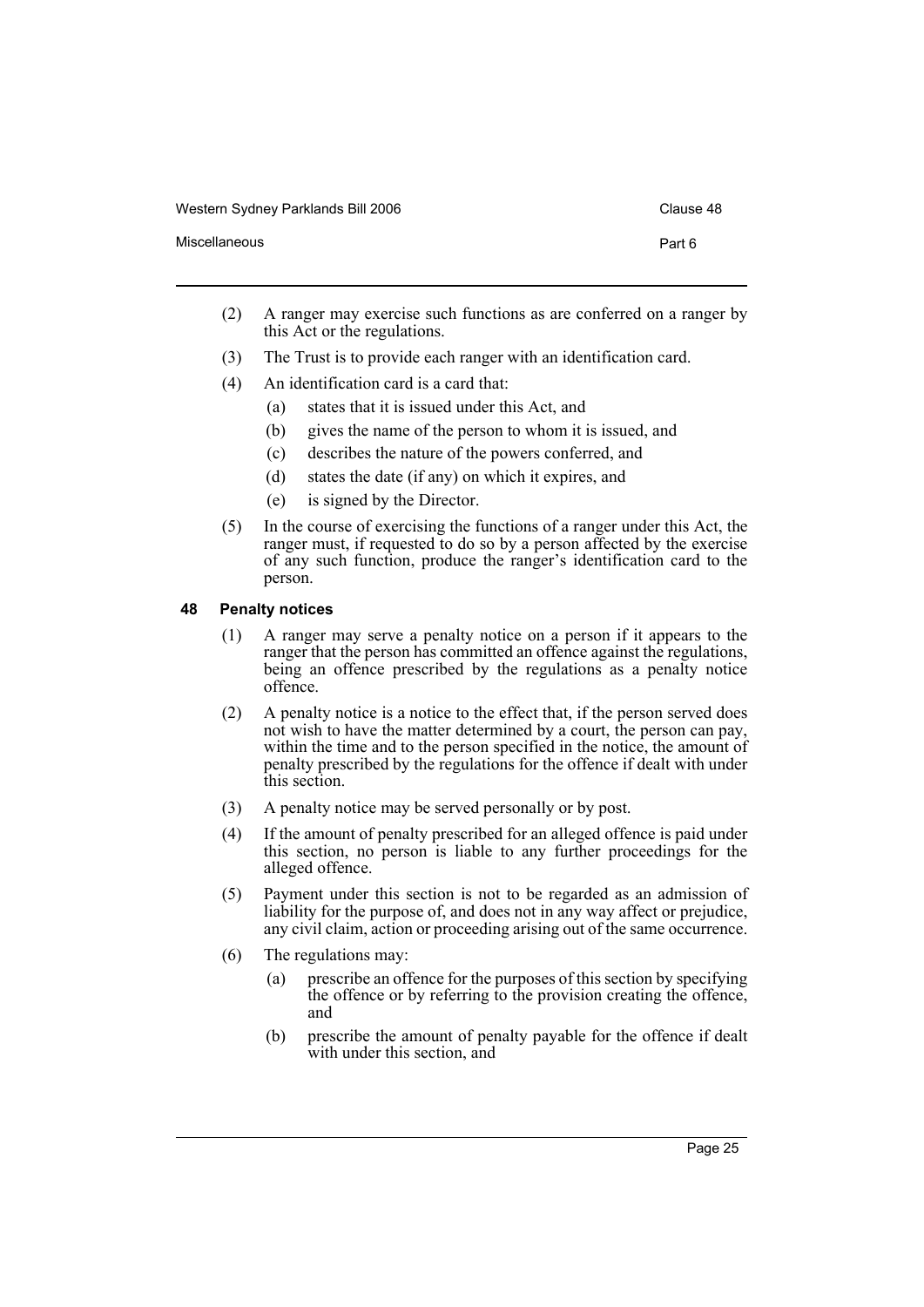(2) A ranger may exercise such functions as are conferred on a ranger by this Act or the regulations.

(3) The Trust is to provide each ranger with an identification card.

(4) An identification card is a card that:

  (a) states that it is issued under this Act, and

  (b) gives the name of the person to whom it is issued, and

  (c) describes the nature of the powers conferred, and

  (d) states the date (if any) on which it expires, and

  (e) is signed by the Director.

(5) In the course of exercising the functions of a ranger under this Act, the ranger must, if requested to do so by a person affected by the exercise of any such function, produce the ranger's identification card to the person.

### 48 Penalty notices

(1) A ranger may serve a penalty notice on a person if it appears to the ranger that the person has committed an offence against the regulations, being an offence prescribed by the regulations as a penalty notice offence.

(2) A penalty notice is a notice to the effect that, if the person served does not wish to have the matter determined by a court, the person can pay, within the time and to the person specified in the notice, the amount of penalty prescribed by the regulations for the offence if dealt with under this section.

(3) A penalty notice may be served personally or by post.

(4) If the amount of penalty prescribed for an alleged offence is paid under this section, no person is liable to any further proceedings for the alleged offence.

(5) Payment under this section is not to be regarded as an admission of liability for the purpose of, and does not in any way affect or prejudice, any civil claim, action or proceeding arising out of the same occurrence.

(6) The regulations may:

  (a) prescribe an offence for the purposes of this section by specifying the offence or by referring to the provision creating the offence, and

  (b) prescribe the amount of penalty payable for the offence if dealt with under this section, and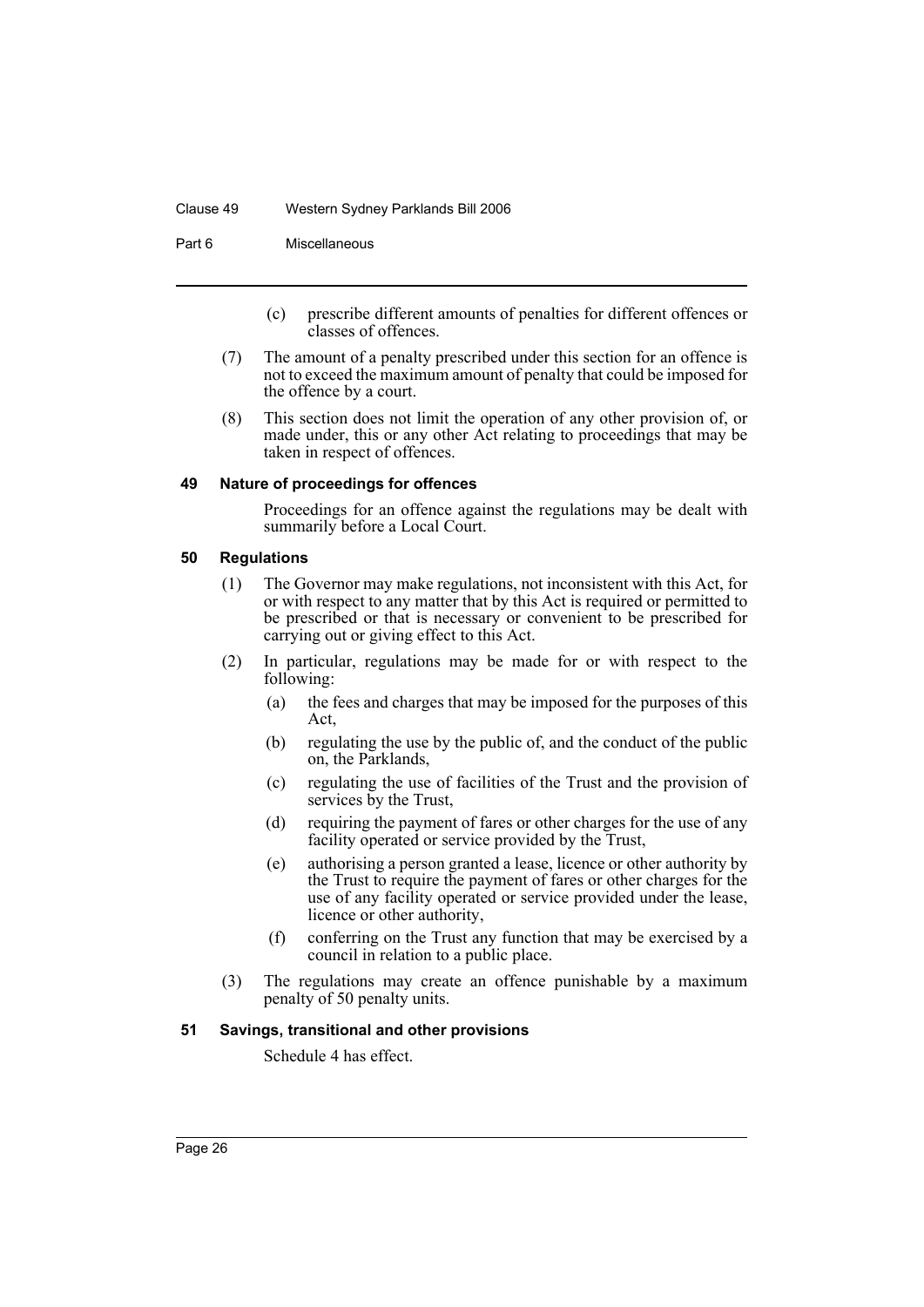(c) prescribe different amounts of penalties for different offences or classes of offences.

(7) The amount of a penalty prescribed under this section for an offence is not to exceed the maximum amount of penalty that could be imposed for the offence by a court.

(8) This section does not limit the operation of any other provision of, or made under, this or any other Act relating to proceedings that may be taken in respect of offences.

#### 49 Nature of proceedings for offences

Proceedings for an offence against the regulations may be dealt with summarily before a Local Court.

#### 50 Regulations

(1) The Governor may make regulations, not inconsistent with this Act, for or with respect to any matter that by this Act is required or permitted to be prescribed or that is necessary or convenient to be prescribed for carrying out or giving effect to this Act.

(2) In particular, regulations may be made for or with respect to the following:

- (a) the fees and charges that may be imposed for the purposes of this Act,
- (b) regulating the use by the public of, and the conduct of the public on, the Parklands,
- (c) regulating the use of facilities of the Trust and the provision of services by the Trust,
- (d) requiring the payment of fares or other charges for the use of any facility operated or service provided by the Trust,
- (e) authorising a person granted a lease, licence or other authority by the Trust to require the payment of fares or other charges for the use of any facility operated or service provided under the lease, licence or other authority,
- (f) conferring on the Trust any function that may be exercised by a council in relation to a public place.

(3) The regulations may create an offence punishable by a maximum penalty of 50 penalty units.

#### 51 Savings, transitional and other provisions

Schedule 4 has effect.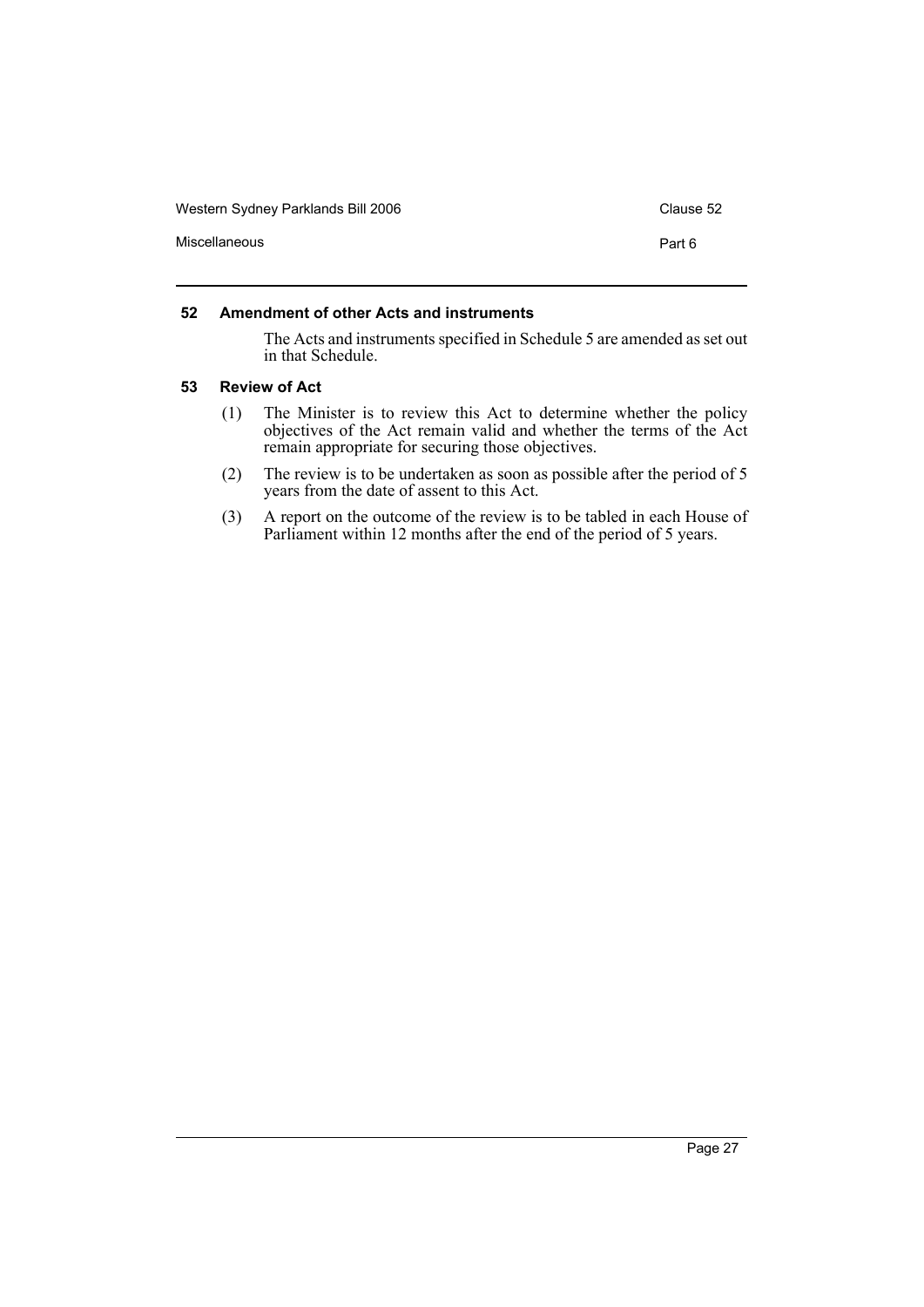#### 52 Amendment of other Acts and instruments

The Acts and instruments specified in Schedule 5 are amended as set out in that Schedule.

#### 53 Review of Act

(1) The Minister is to review this Act to determine whether the policy objectives of the Act remain valid and whether the terms of the Act remain appropriate for securing those objectives.

(2) The review is to be undertaken as soon as possible after the period of 5 years from the date of assent to this Act.

(3) A report on the outcome of the review is to be tabled in each House of Parliament within 12 months after the end of the period of 5 years.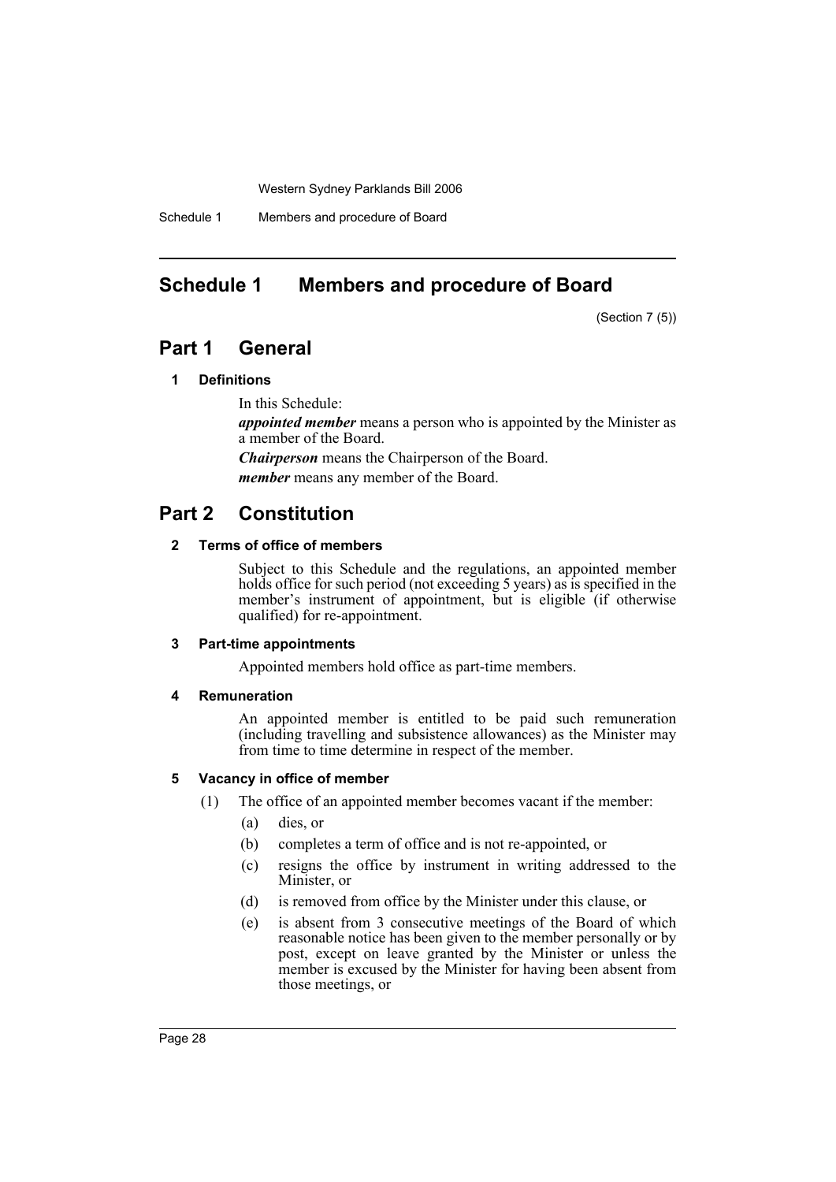# Schedule 1 Members and procedure of Board

(Section 7 (5))

## Part 1 General

### 1 Definitions

In this Schedule:

***appointed member*** means a person who is appointed by the Minister as a member of the Board.

***Chairperson*** means the Chairperson of the Board.

***member*** means any member of the Board.

## Part 2 Constitution

### 2 Terms of office of members

Subject to this Schedule and the regulations, an appointed member holds office for such period (not exceeding 5 years) as is specified in the member's instrument of appointment, but is eligible (if otherwise qualified) for re-appointment.

### 3 Part-time appointments

Appointed members hold office as part-time members.

### 4 Remuneration

An appointed member is entitled to be paid such remuneration (including travelling and subsistence allowances) as the Minister may from time to time determine in respect of the member.

### 5 Vacancy in office of member

(1) The office of an appointed member becomes vacant if the member:

- (a) dies, or
- (b) completes a term of office and is not re-appointed, or
- (c) resigns the office by instrument in writing addressed to the Minister, or
- (d) is removed from office by the Minister under this clause, or
- (e) is absent from 3 consecutive meetings of the Board of which reasonable notice has been given to the member personally or by post, except on leave granted by the Minister or unless the member is excused by the Minister for having been absent from those meetings, or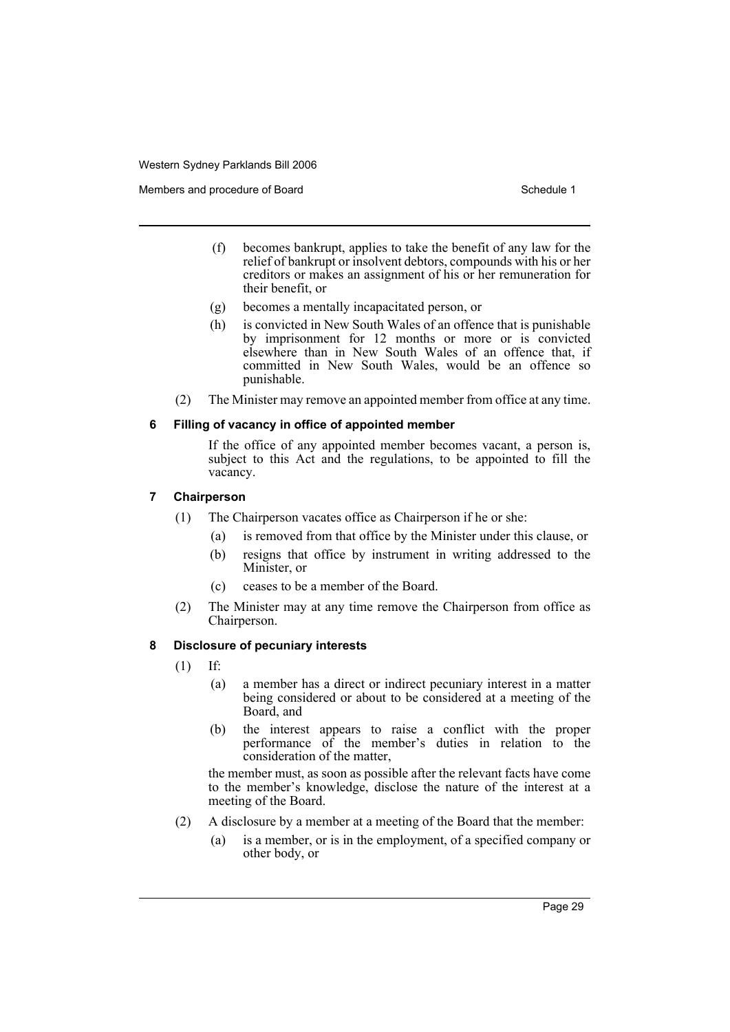- (f) becomes bankrupt, applies to take the benefit of any law for the relief of bankrupt or insolvent debtors, compounds with his or her creditors or makes an assignment of his or her remuneration for their benefit, or
- (g) becomes a mentally incapacitated person, or
- (h) is convicted in New South Wales of an offence that is punishable by imprisonment for 12 months or more or is convicted elsewhere than in New South Wales of an offence that, if committed in New South Wales, would be an offence so punishable.

(2) The Minister may remove an appointed member from office at any time.

### 6 Filling of vacancy in office of appointed member

If the office of any appointed member becomes vacant, a person is, subject to this Act and the regulations, to be appointed to fill the vacancy.

### 7 Chairperson

(1) The Chairperson vacates office as Chairperson if he or she:

- (a) is removed from that office by the Minister under this clause, or
- (b) resigns that office by instrument in writing addressed to the Minister, or
- (c) ceases to be a member of the Board.

(2) The Minister may at any time remove the Chairperson from office as Chairperson.

### 8 Disclosure of pecuniary interests

(1) If:

- (a) a member has a direct or indirect pecuniary interest in a matter being considered or about to be considered at a meeting of the Board, and
- (b) the interest appears to raise a conflict with the proper performance of the member's duties in relation to the consideration of the matter,

the member must, as soon as possible after the relevant facts have come to the member's knowledge, disclose the nature of the interest at a meeting of the Board.

(2) A disclosure by a member at a meeting of the Board that the member:

- (a) is a member, or is in the employment, of a specified company or other body, or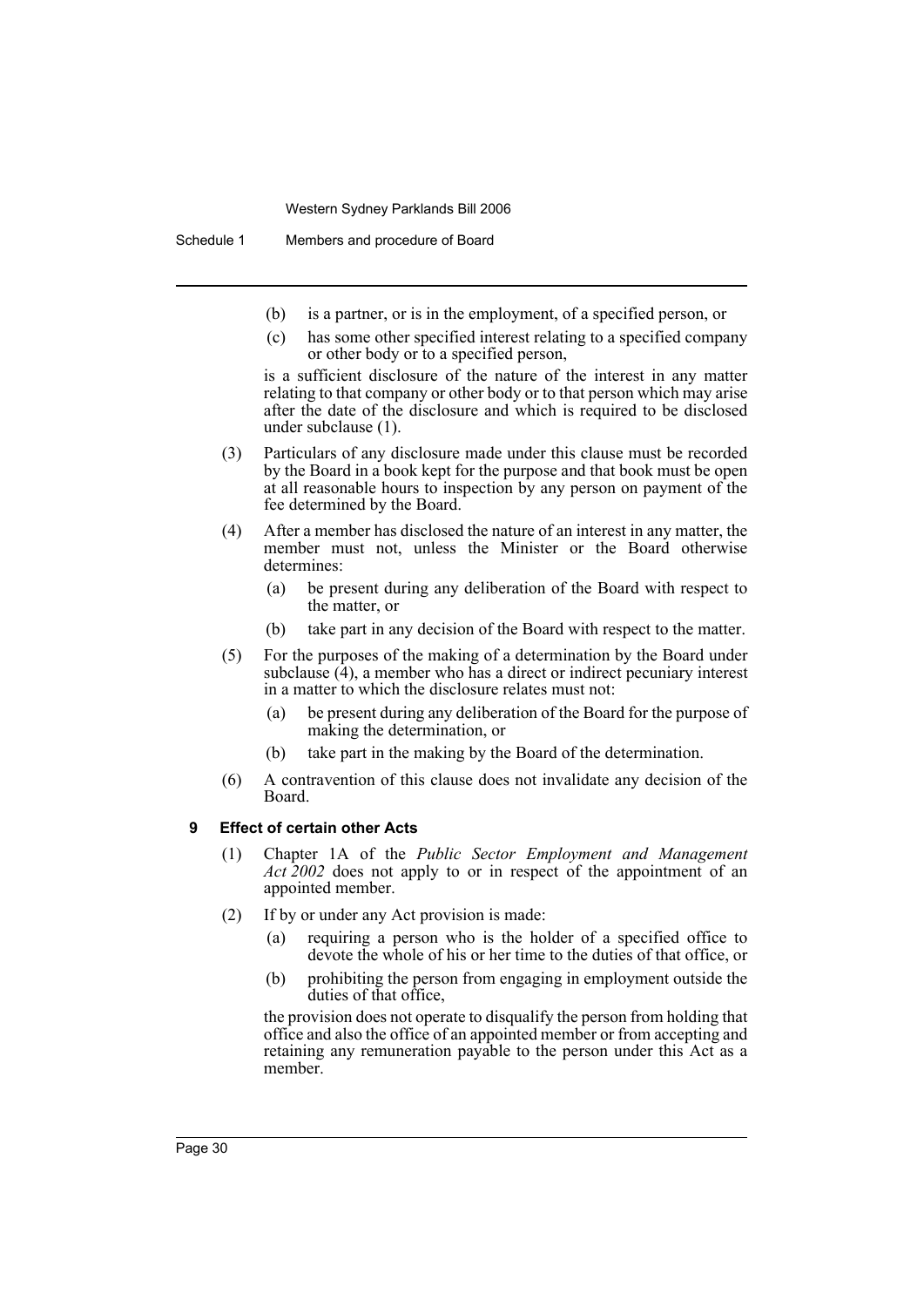(b) is a partner, or is in the employment, of a specified person, or

(c) has some other specified interest relating to a specified company or other body or to a specified person,

is a sufficient disclosure of the nature of the interest in any matter relating to that company or other body or to that person which may arise after the date of the disclosure and which is required to be disclosed under subclause (1).

(3) Particulars of any disclosure made under this clause must be recorded by the Board in a book kept for the purpose and that book must be open at all reasonable hours to inspection by any person on payment of the fee determined by the Board.

(4) After a member has disclosed the nature of an interest in any matter, the member must not, unless the Minister or the Board otherwise determines:

(a) be present during any deliberation of the Board with respect to the matter, or

(b) take part in any decision of the Board with respect to the matter.

(5) For the purposes of the making of a determination by the Board under subclause (4), a member who has a direct or indirect pecuniary interest in a matter to which the disclosure relates must not:

(a) be present during any deliberation of the Board for the purpose of making the determination, or

(b) take part in the making by the Board of the determination.

(6) A contravention of this clause does not invalidate any decision of the Board.

### 9 Effect of certain other Acts

(1) Chapter 1A of the *Public Sector Employment and Management Act 2002* does not apply to or in respect of the appointment of an appointed member.

(2) If by or under any Act provision is made:

(a) requiring a person who is the holder of a specified office to devote the whole of his or her time to the duties of that office, or

(b) prohibiting the person from engaging in employment outside the duties of that office,

the provision does not operate to disqualify the person from holding that office and also the office of an appointed member or from accepting and retaining any remuneration payable to the person under this Act as a member.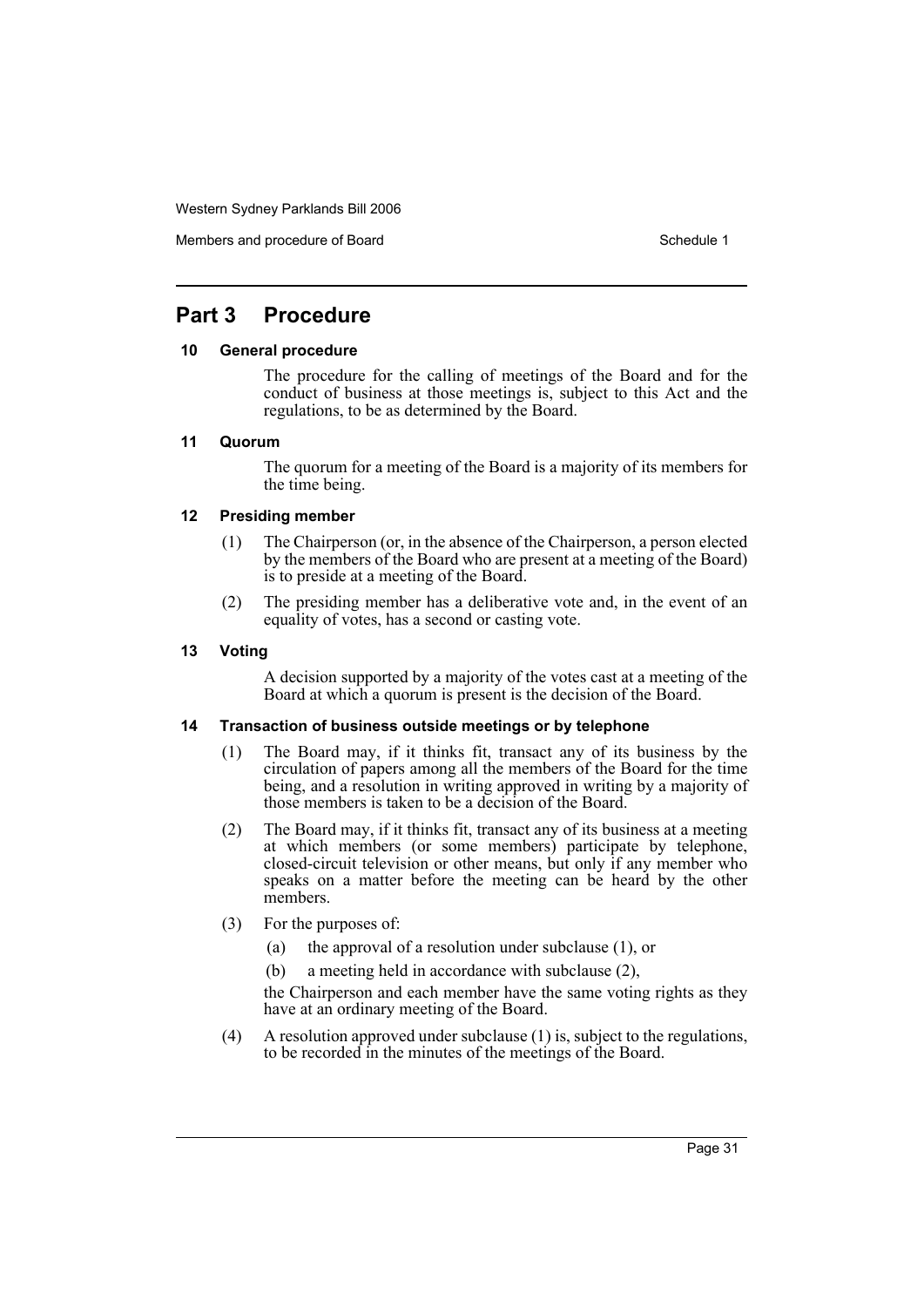## Part 3 Procedure

### 10 General procedure

The procedure for the calling of meetings of the Board and for the conduct of business at those meetings is, subject to this Act and the regulations, to be as determined by the Board.

### 11 Quorum

The quorum for a meeting of the Board is a majority of its members for the time being.

### 12 Presiding member

(1) The Chairperson (or, in the absence of the Chairperson, a person elected by the members of the Board who are present at a meeting of the Board) is to preside at a meeting of the Board.

(2) The presiding member has a deliberative vote and, in the event of an equality of votes, has a second or casting vote.

### 13 Voting

A decision supported by a majority of the votes cast at a meeting of the Board at which a quorum is present is the decision of the Board.

### 14 Transaction of business outside meetings or by telephone

(1) The Board may, if it thinks fit, transact any of its business by the circulation of papers among all the members of the Board for the time being, and a resolution in writing approved in writing by a majority of those members is taken to be a decision of the Board.

(2) The Board may, if it thinks fit, transact any of its business at a meeting at which members (or some members) participate by telephone, closed-circuit television or other means, but only if any member who speaks on a matter before the meeting can be heard by the other members.

(3) For the purposes of:

(a) the approval of a resolution under subclause (1), or

(b) a meeting held in accordance with subclause (2),

the Chairperson and each member have the same voting rights as they have at an ordinary meeting of the Board.

(4) A resolution approved under subclause (1) is, subject to the regulations, to be recorded in the minutes of the meetings of the Board.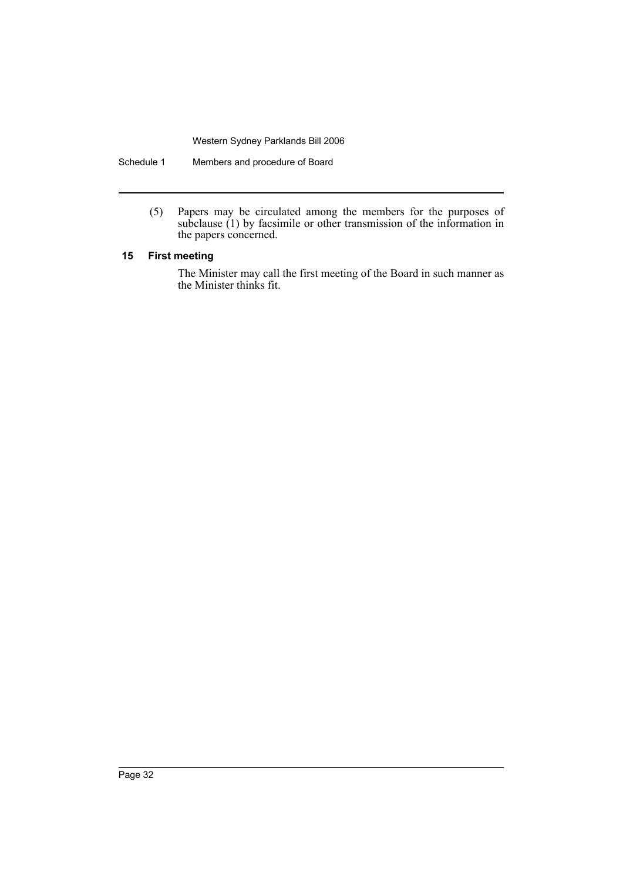(5) Papers may be circulated among the members for the purposes of subclause (1) by facsimile or other transmission of the information in the papers concerned.

### 15 First meeting

The Minister may call the first meeting of the Board in such manner as the Minister thinks fit.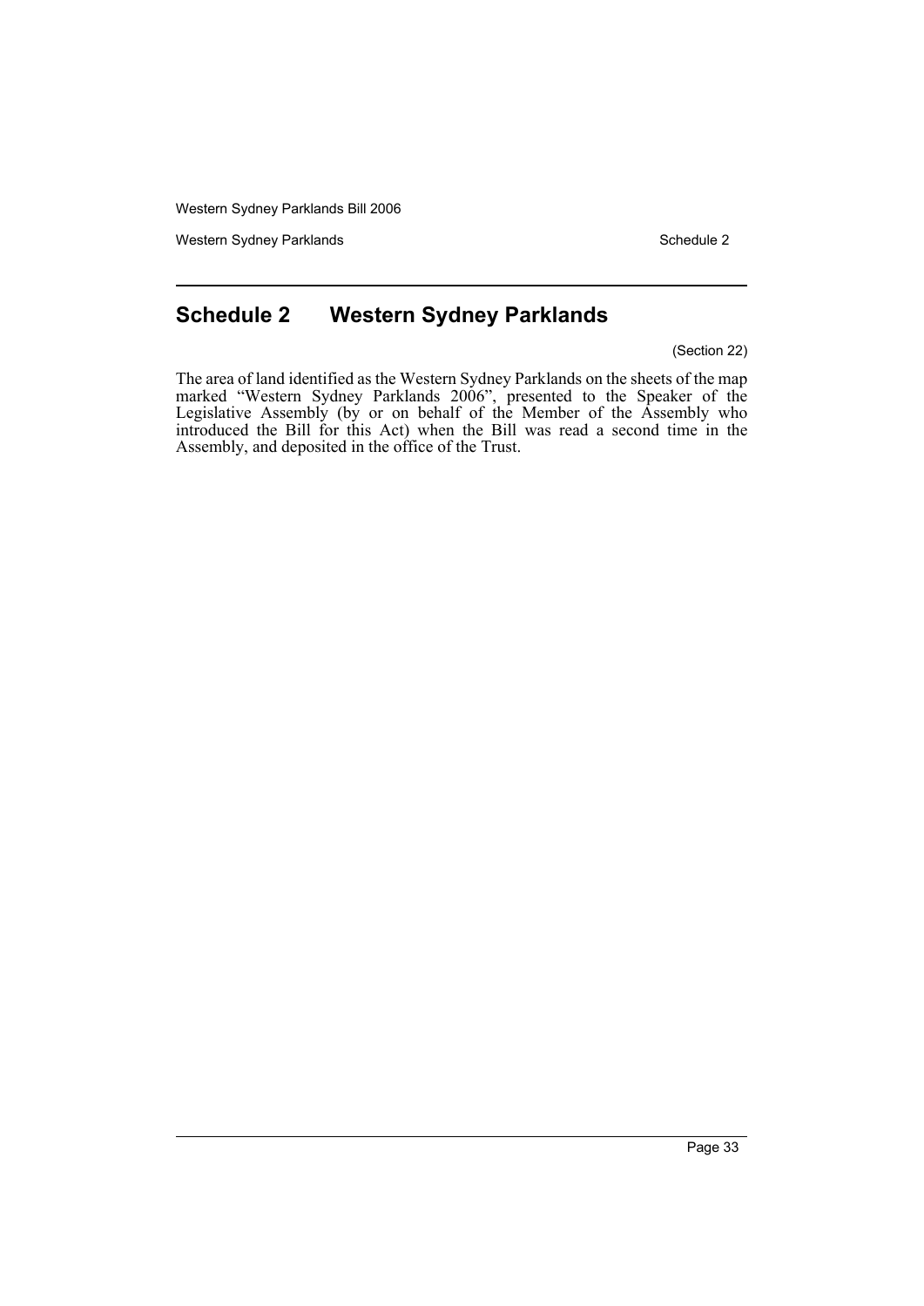# Schedule 2 Western Sydney Parklands

(Section 22)

The area of land identified as the Western Sydney Parklands on the sheets of the map marked "Western Sydney Parklands 2006", presented to the Speaker of the Legislative Assembly (by or on behalf of the Member of the Assembly who introduced the Bill for this Act) when the Bill was read a second time in the Assembly, and deposited in the office of the Trust.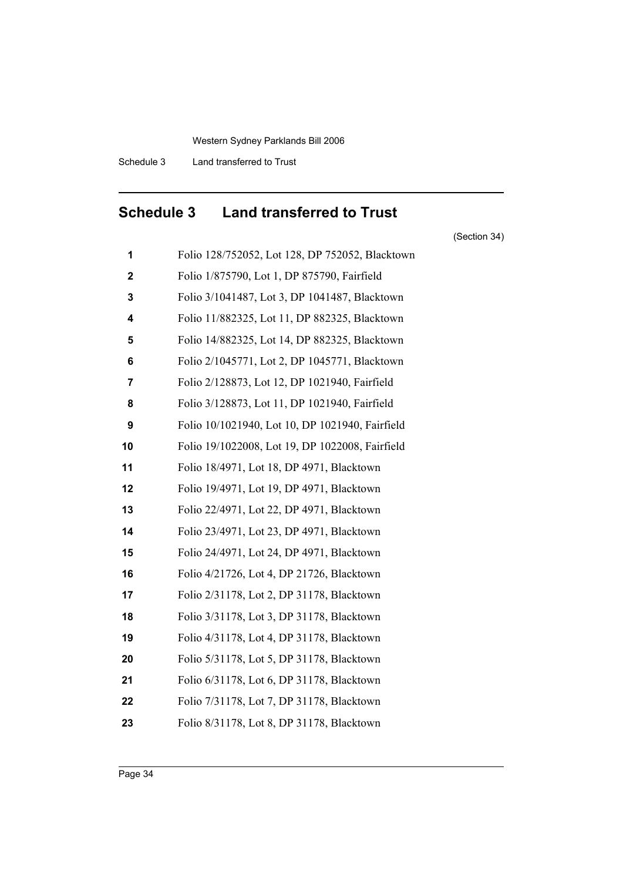## Schedule 3 Land transferred to Trust

(Section 34)

| | |
|---|---|
| **1** | Folio 128/752052, Lot 128, DP 752052, Blacktown |
| **2** | Folio 1/875790, Lot 1, DP 875790, Fairfield |
| **3** | Folio 3/1041487, Lot 3, DP 1041487, Blacktown |
| **4** | Folio 11/882325, Lot 11, DP 882325, Blacktown |
| **5** | Folio 14/882325, Lot 14, DP 882325, Blacktown |
| **6** | Folio 2/1045771, Lot 2, DP 1045771, Blacktown |
| **7** | Folio 2/128873, Lot 12, DP 1021940, Fairfield |
| **8** | Folio 3/128873, Lot 11, DP 1021940, Fairfield |
| **9** | Folio 10/1021940, Lot 10, DP 1021940, Fairfield |
| **10** | Folio 19/1022008, Lot 19, DP 1022008, Fairfield |
| **11** | Folio 18/4971, Lot 18, DP 4971, Blacktown |
| **12** | Folio 19/4971, Lot 19, DP 4971, Blacktown |
| **13** | Folio 22/4971, Lot 22, DP 4971, Blacktown |
| **14** | Folio 23/4971, Lot 23, DP 4971, Blacktown |
| **15** | Folio 24/4971, Lot 24, DP 4971, Blacktown |
| **16** | Folio 4/21726, Lot 4, DP 21726, Blacktown |
| **17** | Folio 2/31178, Lot 2, DP 31178, Blacktown |
| **18** | Folio 3/31178, Lot 3, DP 31178, Blacktown |
| **19** | Folio 4/31178, Lot 4, DP 31178, Blacktown |
| **20** | Folio 5/31178, Lot 5, DP 31178, Blacktown |
| **21** | Folio 6/31178, Lot 6, DP 31178, Blacktown |
| **22** | Folio 7/31178, Lot 7, DP 31178, Blacktown |
| **23** | Folio 8/31178, Lot 8, DP 31178, Blacktown |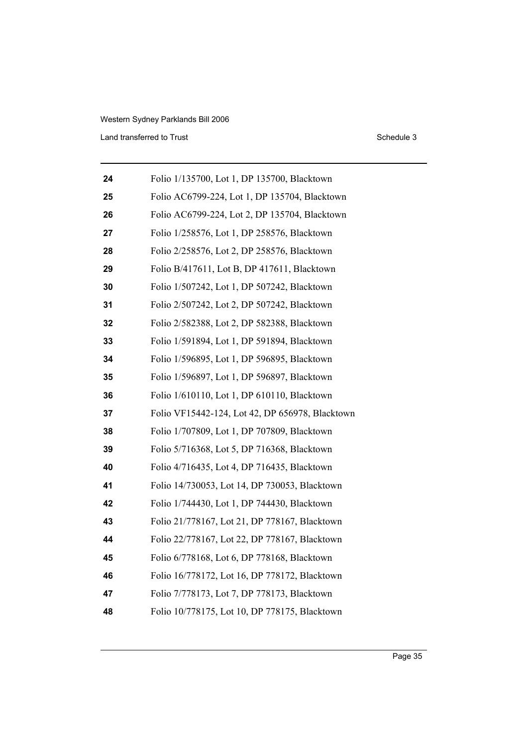| | |
|---|---|
| **24** | Folio 1/135700, Lot 1, DP 135700, Blacktown |
| **25** | Folio AC6799-224, Lot 1, DP 135704, Blacktown |
| **26** | Folio AC6799-224, Lot 2, DP 135704, Blacktown |
| **27** | Folio 1/258576, Lot 1, DP 258576, Blacktown |
| **28** | Folio 2/258576, Lot 2, DP 258576, Blacktown |
| **29** | Folio B/417611, Lot B, DP 417611, Blacktown |
| **30** | Folio 1/507242, Lot 1, DP 507242, Blacktown |
| **31** | Folio 2/507242, Lot 2, DP 507242, Blacktown |
| **32** | Folio 2/582388, Lot 2, DP 582388, Blacktown |
| **33** | Folio 1/591894, Lot 1, DP 591894, Blacktown |
| **34** | Folio 1/596895, Lot 1, DP 596895, Blacktown |
| **35** | Folio 1/596897, Lot 1, DP 596897, Blacktown |
| **36** | Folio 1/610110, Lot 1, DP 610110, Blacktown |
| **37** | Folio VF15442-124, Lot 42, DP 656978, Blacktown |
| **38** | Folio 1/707809, Lot 1, DP 707809, Blacktown |
| **39** | Folio 5/716368, Lot 5, DP 716368, Blacktown |
| **40** | Folio 4/716435, Lot 4, DP 716435, Blacktown |
| **41** | Folio 14/730053, Lot 14, DP 730053, Blacktown |
| **42** | Folio 1/744430, Lot 1, DP 744430, Blacktown |
| **43** | Folio 21/778167, Lot 21, DP 778167, Blacktown |
| **44** | Folio 22/778167, Lot 22, DP 778167, Blacktown |
| **45** | Folio 6/778168, Lot 6, DP 778168, Blacktown |
| **46** | Folio 16/778172, Lot 16, DP 778172, Blacktown |
| **47** | Folio 7/778173, Lot 7, DP 778173, Blacktown |
| **48** | Folio 10/778175, Lot 10, DP 778175, Blacktown |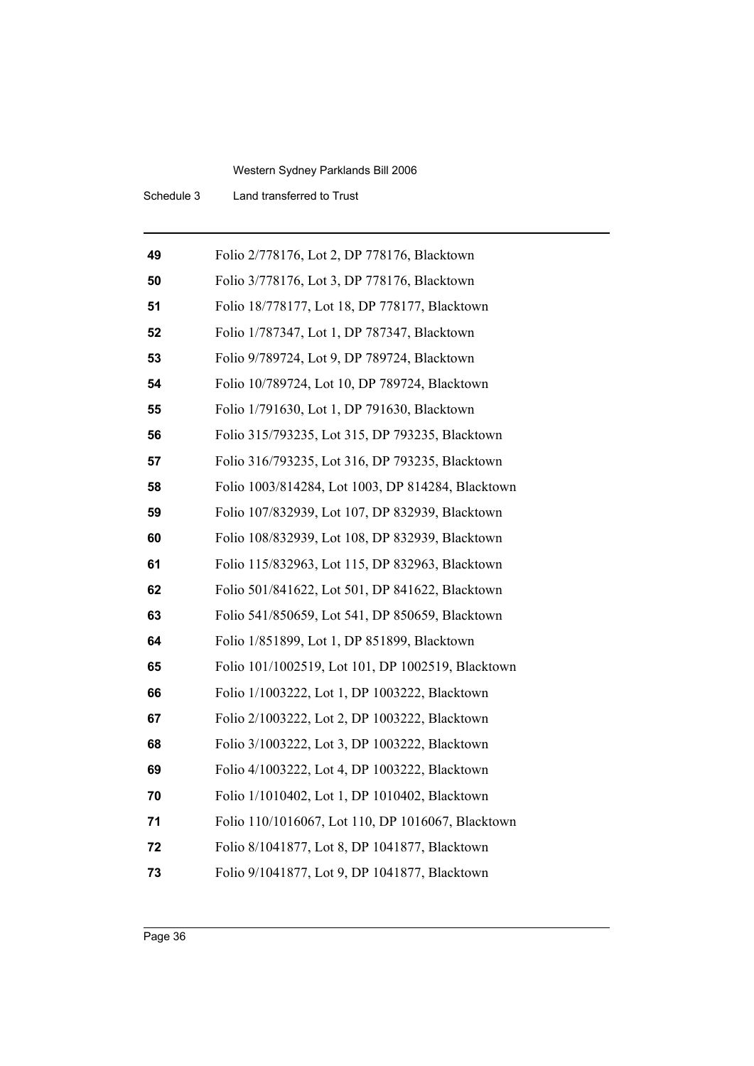| | |
|---|---|
| **49** | Folio 2/778176, Lot 2, DP 778176, Blacktown |
| **50** | Folio 3/778176, Lot 3, DP 778176, Blacktown |
| **51** | Folio 18/778177, Lot 18, DP 778177, Blacktown |
| **52** | Folio 1/787347, Lot 1, DP 787347, Blacktown |
| **53** | Folio 9/789724, Lot 9, DP 789724, Blacktown |
| **54** | Folio 10/789724, Lot 10, DP 789724, Blacktown |
| **55** | Folio 1/791630, Lot 1, DP 791630, Blacktown |
| **56** | Folio 315/793235, Lot 315, DP 793235, Blacktown |
| **57** | Folio 316/793235, Lot 316, DP 793235, Blacktown |
| **58** | Folio 1003/814284, Lot 1003, DP 814284, Blacktown |
| **59** | Folio 107/832939, Lot 107, DP 832939, Blacktown |
| **60** | Folio 108/832939, Lot 108, DP 832939, Blacktown |
| **61** | Folio 115/832963, Lot 115, DP 832963, Blacktown |
| **62** | Folio 501/841622, Lot 501, DP 841622, Blacktown |
| **63** | Folio 541/850659, Lot 541, DP 850659, Blacktown |
| **64** | Folio 1/851899, Lot 1, DP 851899, Blacktown |
| **65** | Folio 101/1002519, Lot 101, DP 1002519, Blacktown |
| **66** | Folio 1/1003222, Lot 1, DP 1003222, Blacktown |
| **67** | Folio 2/1003222, Lot 2, DP 1003222, Blacktown |
| **68** | Folio 3/1003222, Lot 3, DP 1003222, Blacktown |
| **69** | Folio 4/1003222, Lot 4, DP 1003222, Blacktown |
| **70** | Folio 1/1010402, Lot 1, DP 1010402, Blacktown |
| **71** | Folio 110/1016067, Lot 110, DP 1016067, Blacktown |
| **72** | Folio 8/1041877, Lot 8, DP 1041877, Blacktown |
| **73** | Folio 9/1041877, Lot 9, DP 1041877, Blacktown |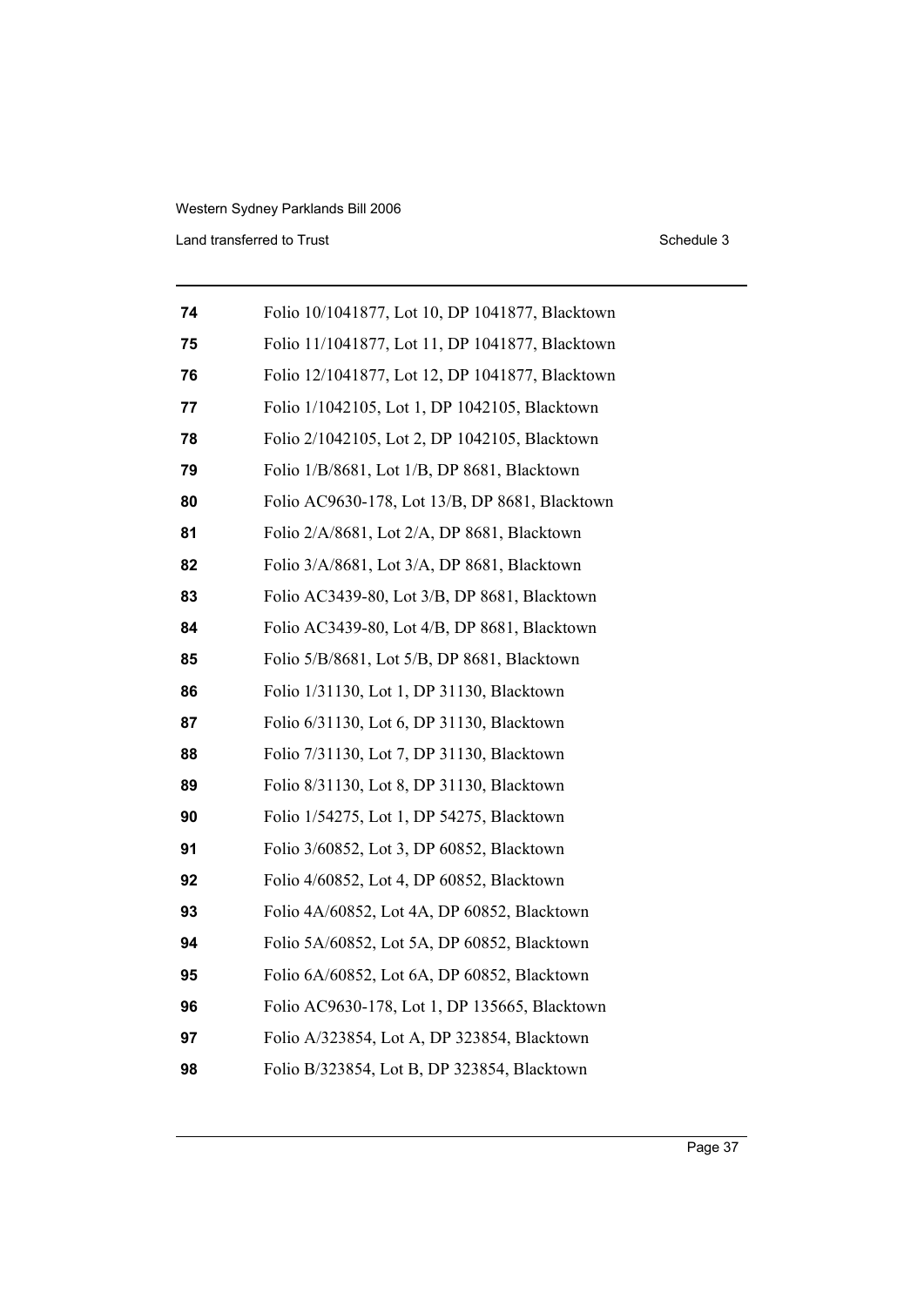| | |
|---|---|
| **74** | Folio 10/1041877, Lot 10, DP 1041877, Blacktown |
| **75** | Folio 11/1041877, Lot 11, DP 1041877, Blacktown |
| **76** | Folio 12/1041877, Lot 12, DP 1041877, Blacktown |
| **77** | Folio 1/1042105, Lot 1, DP 1042105, Blacktown |
| **78** | Folio 2/1042105, Lot 2, DP 1042105, Blacktown |
| **79** | Folio 1/B/8681, Lot 1/B, DP 8681, Blacktown |
| **80** | Folio AC9630-178, Lot 13/B, DP 8681, Blacktown |
| **81** | Folio 2/A/8681, Lot 2/A, DP 8681, Blacktown |
| **82** | Folio 3/A/8681, Lot 3/A, DP 8681, Blacktown |
| **83** | Folio AC3439-80, Lot 3/B, DP 8681, Blacktown |
| **84** | Folio AC3439-80, Lot 4/B, DP 8681, Blacktown |
| **85** | Folio 5/B/8681, Lot 5/B, DP 8681, Blacktown |
| **86** | Folio 1/31130, Lot 1, DP 31130, Blacktown |
| **87** | Folio 6/31130, Lot 6, DP 31130, Blacktown |
| **88** | Folio 7/31130, Lot 7, DP 31130, Blacktown |
| **89** | Folio 8/31130, Lot 8, DP 31130, Blacktown |
| **90** | Folio 1/54275, Lot 1, DP 54275, Blacktown |
| **91** | Folio 3/60852, Lot 3, DP 60852, Blacktown |
| **92** | Folio 4/60852, Lot 4, DP 60852, Blacktown |
| **93** | Folio 4A/60852, Lot 4A, DP 60852, Blacktown |
| **94** | Folio 5A/60852, Lot 5A, DP 60852, Blacktown |
| **95** | Folio 6A/60852, Lot 6A, DP 60852, Blacktown |
| **96** | Folio AC9630-178, Lot 1, DP 135665, Blacktown |
| **97** | Folio A/323854, Lot A, DP 323854, Blacktown |
| **98** | Folio B/323854, Lot B, DP 323854, Blacktown |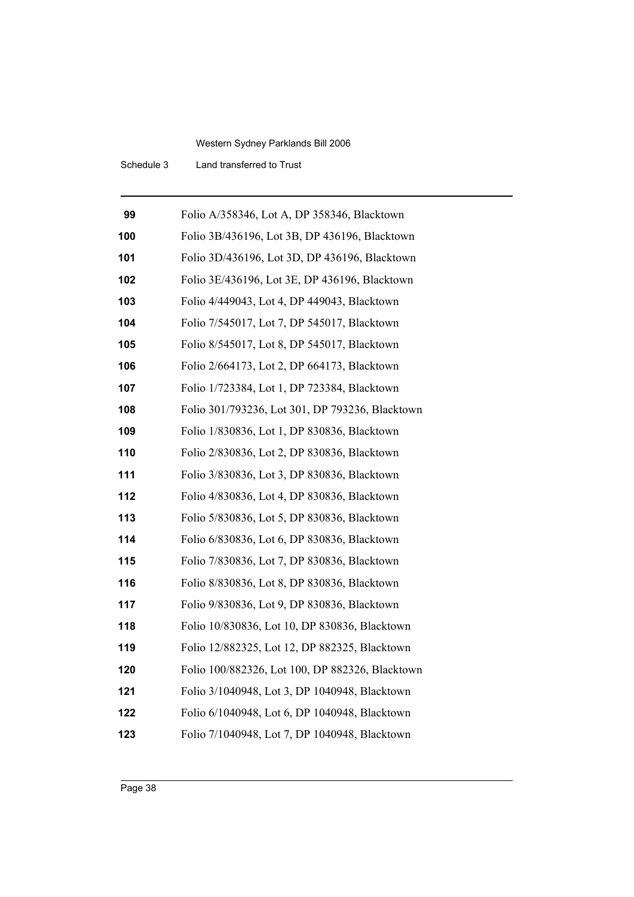| | |
|---|---|
| **99** | Folio A/358346, Lot A, DP 358346, Blacktown |
| **100** | Folio 3B/436196, Lot 3B, DP 436196, Blacktown |
| **101** | Folio 3D/436196, Lot 3D, DP 436196, Blacktown |
| **102** | Folio 3E/436196, Lot 3E, DP 436196, Blacktown |
| **103** | Folio 4/449043, Lot 4, DP 449043, Blacktown |
| **104** | Folio 7/545017, Lot 7, DP 545017, Blacktown |
| **105** | Folio 8/545017, Lot 8, DP 545017, Blacktown |
| **106** | Folio 2/664173, Lot 2, DP 664173, Blacktown |
| **107** | Folio 1/723384, Lot 1, DP 723384, Blacktown |
| **108** | Folio 301/793236, Lot 301, DP 793236, Blacktown |
| **109** | Folio 1/830836, Lot 1, DP 830836, Blacktown |
| **110** | Folio 2/830836, Lot 2, DP 830836, Blacktown |
| **111** | Folio 3/830836, Lot 3, DP 830836, Blacktown |
| **112** | Folio 4/830836, Lot 4, DP 830836, Blacktown |
| **113** | Folio 5/830836, Lot 5, DP 830836, Blacktown |
| **114** | Folio 6/830836, Lot 6, DP 830836, Blacktown |
| **115** | Folio 7/830836, Lot 7, DP 830836, Blacktown |
| **116** | Folio 8/830836, Lot 8, DP 830836, Blacktown |
| **117** | Folio 9/830836, Lot 9, DP 830836, Blacktown |
| **118** | Folio 10/830836, Lot 10, DP 830836, Blacktown |
| **119** | Folio 12/882325, Lot 12, DP 882325, Blacktown |
| **120** | Folio 100/882326, Lot 100, DP 882326, Blacktown |
| **121** | Folio 3/1040948, Lot 3, DP 1040948, Blacktown |
| **122** | Folio 6/1040948, Lot 6, DP 1040948, Blacktown |
| **123** | Folio 7/1040948, Lot 7, DP 1040948, Blacktown |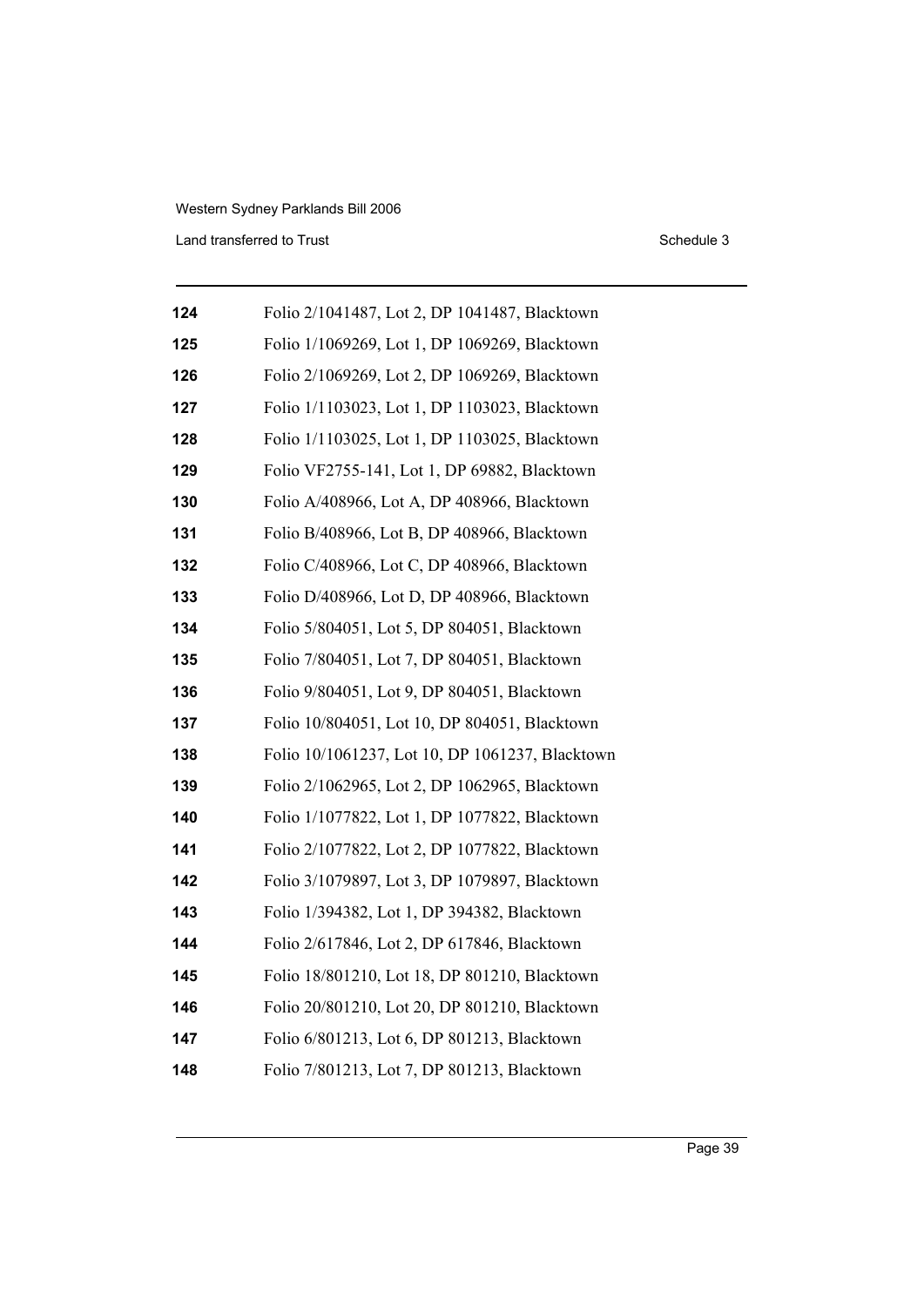| | |
|---|---|
| **124** | Folio 2/1041487, Lot 2, DP 1041487, Blacktown |
| **125** | Folio 1/1069269, Lot 1, DP 1069269, Blacktown |
| **126** | Folio 2/1069269, Lot 2, DP 1069269, Blacktown |
| **127** | Folio 1/1103023, Lot 1, DP 1103023, Blacktown |
| **128** | Folio 1/1103025, Lot 1, DP 1103025, Blacktown |
| **129** | Folio VF2755-141, Lot 1, DP 69882, Blacktown |
| **130** | Folio A/408966, Lot A, DP 408966, Blacktown |
| **131** | Folio B/408966, Lot B, DP 408966, Blacktown |
| **132** | Folio C/408966, Lot C, DP 408966, Blacktown |
| **133** | Folio D/408966, Lot D, DP 408966, Blacktown |
| **134** | Folio 5/804051, Lot 5, DP 804051, Blacktown |
| **135** | Folio 7/804051, Lot 7, DP 804051, Blacktown |
| **136** | Folio 9/804051, Lot 9, DP 804051, Blacktown |
| **137** | Folio 10/804051, Lot 10, DP 804051, Blacktown |
| **138** | Folio 10/1061237, Lot 10, DP 1061237, Blacktown |
| **139** | Folio 2/1062965, Lot 2, DP 1062965, Blacktown |
| **140** | Folio 1/1077822, Lot 1, DP 1077822, Blacktown |
| **141** | Folio 2/1077822, Lot 2, DP 1077822, Blacktown |
| **142** | Folio 3/1079897, Lot 3, DP 1079897, Blacktown |
| **143** | Folio 1/394382, Lot 1, DP 394382, Blacktown |
| **144** | Folio 2/617846, Lot 2, DP 617846, Blacktown |
| **145** | Folio 18/801210, Lot 18, DP 801210, Blacktown |
| **146** | Folio 20/801210, Lot 20, DP 801210, Blacktown |
| **147** | Folio 6/801213, Lot 6, DP 801213, Blacktown |
| **148** | Folio 7/801213, Lot 7, DP 801213, Blacktown |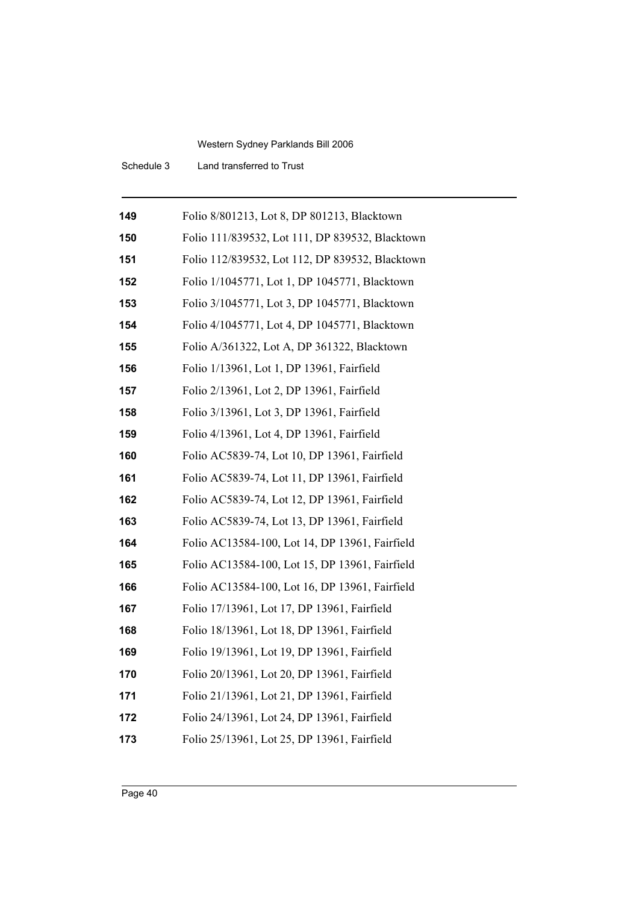| | |
|---|---|
| **149** | Folio 8/801213, Lot 8, DP 801213, Blacktown |
| **150** | Folio 111/839532, Lot 111, DP 839532, Blacktown |
| **151** | Folio 112/839532, Lot 112, DP 839532, Blacktown |
| **152** | Folio 1/1045771, Lot 1, DP 1045771, Blacktown |
| **153** | Folio 3/1045771, Lot 3, DP 1045771, Blacktown |
| **154** | Folio 4/1045771, Lot 4, DP 1045771, Blacktown |
| **155** | Folio A/361322, Lot A, DP 361322, Blacktown |
| **156** | Folio 1/13961, Lot 1, DP 13961, Fairfield |
| **157** | Folio 2/13961, Lot 2, DP 13961, Fairfield |
| **158** | Folio 3/13961, Lot 3, DP 13961, Fairfield |
| **159** | Folio 4/13961, Lot 4, DP 13961, Fairfield |
| **160** | Folio AC5839-74, Lot 10, DP 13961, Fairfield |
| **161** | Folio AC5839-74, Lot 11, DP 13961, Fairfield |
| **162** | Folio AC5839-74, Lot 12, DP 13961, Fairfield |
| **163** | Folio AC5839-74, Lot 13, DP 13961, Fairfield |
| **164** | Folio AC13584-100, Lot 14, DP 13961, Fairfield |
| **165** | Folio AC13584-100, Lot 15, DP 13961, Fairfield |
| **166** | Folio AC13584-100, Lot 16, DP 13961, Fairfield |
| **167** | Folio 17/13961, Lot 17, DP 13961, Fairfield |
| **168** | Folio 18/13961, Lot 18, DP 13961, Fairfield |
| **169** | Folio 19/13961, Lot 19, DP 13961, Fairfield |
| **170** | Folio 20/13961, Lot 20, DP 13961, Fairfield |
| **171** | Folio 21/13961, Lot 21, DP 13961, Fairfield |
| **172** | Folio 24/13961, Lot 24, DP 13961, Fairfield |
| **173** | Folio 25/13961, Lot 25, DP 13961, Fairfield |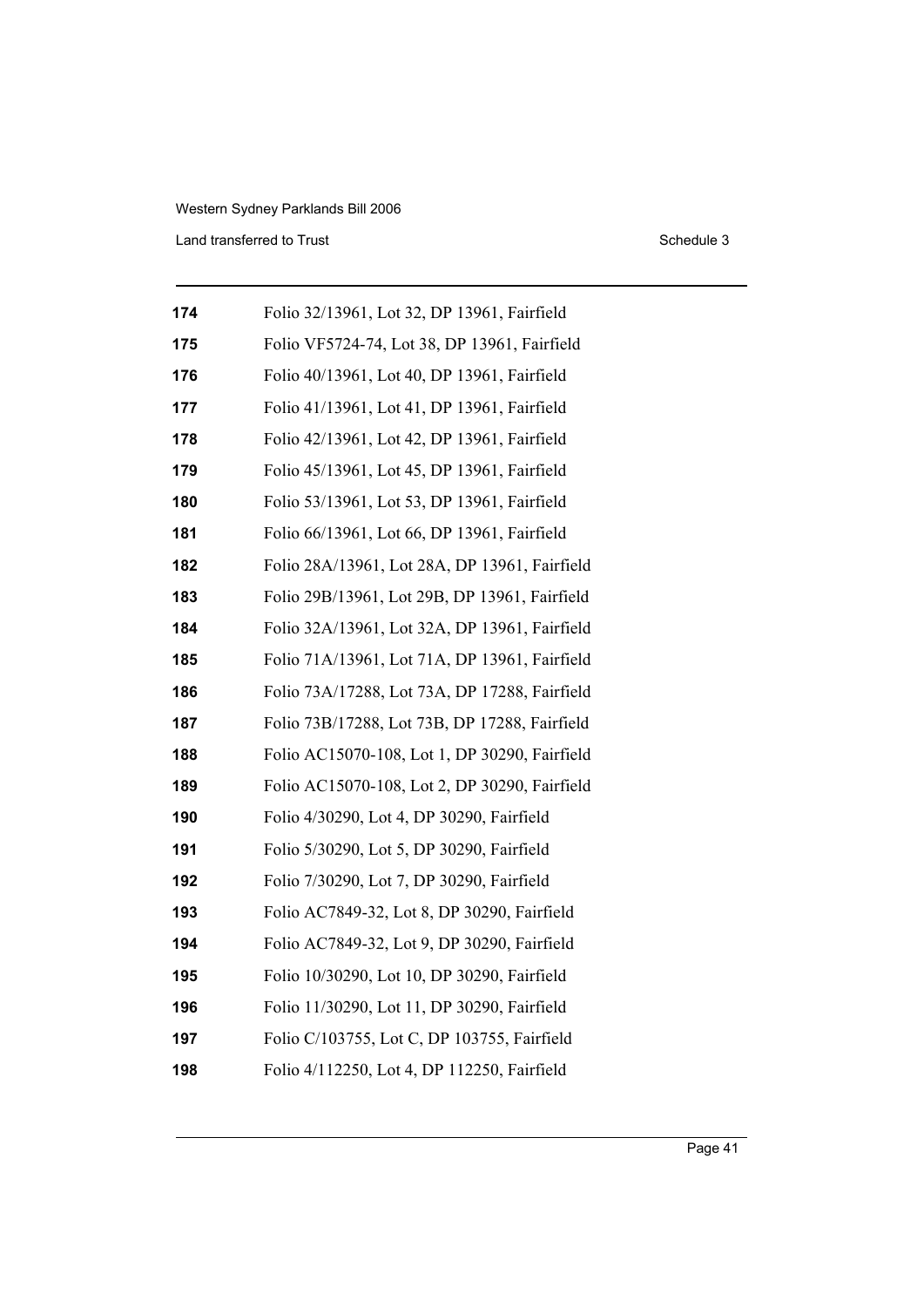| | |
|---|---|
| **174** | Folio 32/13961, Lot 32, DP 13961, Fairfield |
| **175** | Folio VF5724-74, Lot 38, DP 13961, Fairfield |
| **176** | Folio 40/13961, Lot 40, DP 13961, Fairfield |
| **177** | Folio 41/13961, Lot 41, DP 13961, Fairfield |
| **178** | Folio 42/13961, Lot 42, DP 13961, Fairfield |
| **179** | Folio 45/13961, Lot 45, DP 13961, Fairfield |
| **180** | Folio 53/13961, Lot 53, DP 13961, Fairfield |
| **181** | Folio 66/13961, Lot 66, DP 13961, Fairfield |
| **182** | Folio 28A/13961, Lot 28A, DP 13961, Fairfield |
| **183** | Folio 29B/13961, Lot 29B, DP 13961, Fairfield |
| **184** | Folio 32A/13961, Lot 32A, DP 13961, Fairfield |
| **185** | Folio 71A/13961, Lot 71A, DP 13961, Fairfield |
| **186** | Folio 73A/17288, Lot 73A, DP 17288, Fairfield |
| **187** | Folio 73B/17288, Lot 73B, DP 17288, Fairfield |
| **188** | Folio AC15070-108, Lot 1, DP 30290, Fairfield |
| **189** | Folio AC15070-108, Lot 2, DP 30290, Fairfield |
| **190** | Folio 4/30290, Lot 4, DP 30290, Fairfield |
| **191** | Folio 5/30290, Lot 5, DP 30290, Fairfield |
| **192** | Folio 7/30290, Lot 7, DP 30290, Fairfield |
| **193** | Folio AC7849-32, Lot 8, DP 30290, Fairfield |
| **194** | Folio AC7849-32, Lot 9, DP 30290, Fairfield |
| **195** | Folio 10/30290, Lot 10, DP 30290, Fairfield |
| **196** | Folio 11/30290, Lot 11, DP 30290, Fairfield |
| **197** | Folio C/103755, Lot C, DP 103755, Fairfield |
| **198** | Folio 4/112250, Lot 4, DP 112250, Fairfield |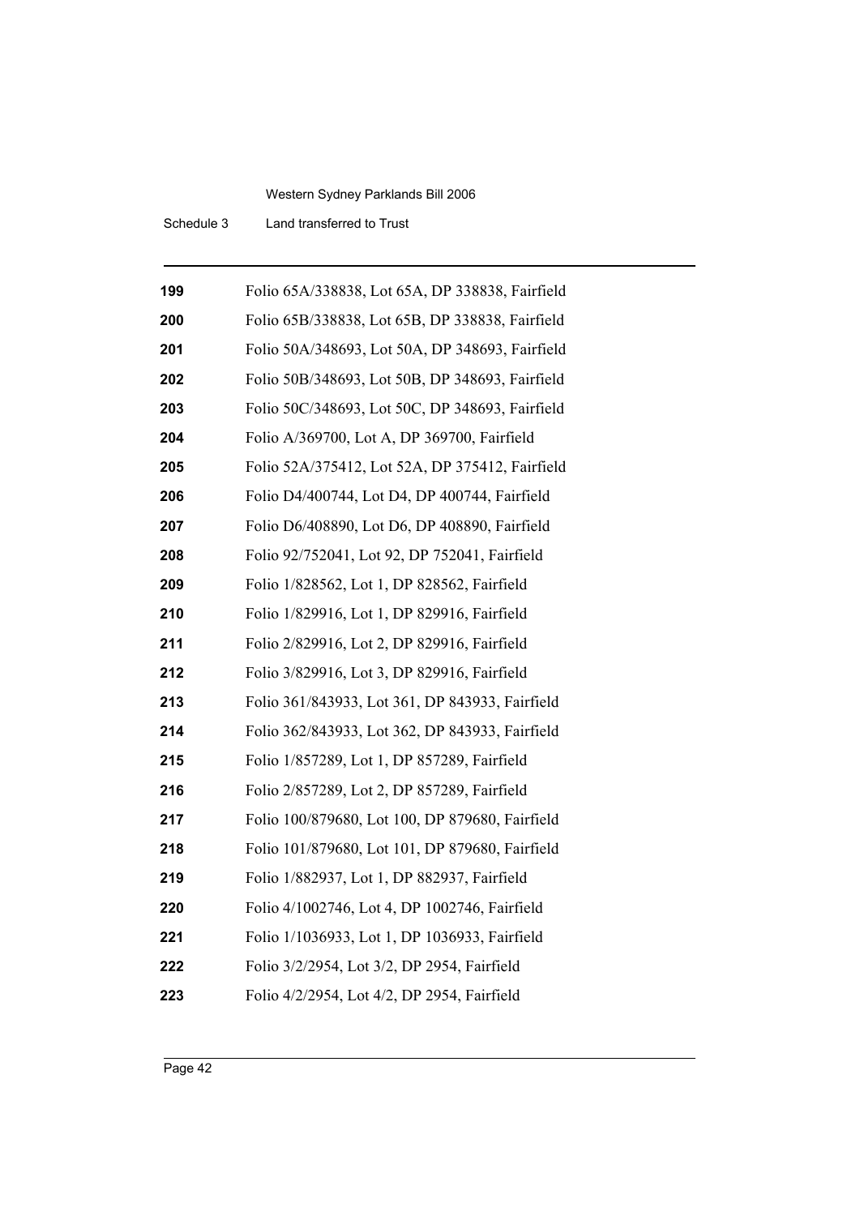| | |
|---|---|
| **199** | Folio 65A/338838, Lot 65A, DP 338838, Fairfield |
| **200** | Folio 65B/338838, Lot 65B, DP 338838, Fairfield |
| **201** | Folio 50A/348693, Lot 50A, DP 348693, Fairfield |
| **202** | Folio 50B/348693, Lot 50B, DP 348693, Fairfield |
| **203** | Folio 50C/348693, Lot 50C, DP 348693, Fairfield |
| **204** | Folio A/369700, Lot A, DP 369700, Fairfield |
| **205** | Folio 52A/375412, Lot 52A, DP 375412, Fairfield |
| **206** | Folio D4/400744, Lot D4, DP 400744, Fairfield |
| **207** | Folio D6/408890, Lot D6, DP 408890, Fairfield |
| **208** | Folio 92/752041, Lot 92, DP 752041, Fairfield |
| **209** | Folio 1/828562, Lot 1, DP 828562, Fairfield |
| **210** | Folio 1/829916, Lot 1, DP 829916, Fairfield |
| **211** | Folio 2/829916, Lot 2, DP 829916, Fairfield |
| **212** | Folio 3/829916, Lot 3, DP 829916, Fairfield |
| **213** | Folio 361/843933, Lot 361, DP 843933, Fairfield |
| **214** | Folio 362/843933, Lot 362, DP 843933, Fairfield |
| **215** | Folio 1/857289, Lot 1, DP 857289, Fairfield |
| **216** | Folio 2/857289, Lot 2, DP 857289, Fairfield |
| **217** | Folio 100/879680, Lot 100, DP 879680, Fairfield |
| **218** | Folio 101/879680, Lot 101, DP 879680, Fairfield |
| **219** | Folio 1/882937, Lot 1, DP 882937, Fairfield |
| **220** | Folio 4/1002746, Lot 4, DP 1002746, Fairfield |
| **221** | Folio 1/1036933, Lot 1, DP 1036933, Fairfield |
| **222** | Folio 3/2/2954, Lot 3/2, DP 2954, Fairfield |
| **223** | Folio 4/2/2954, Lot 4/2, DP 2954, Fairfield |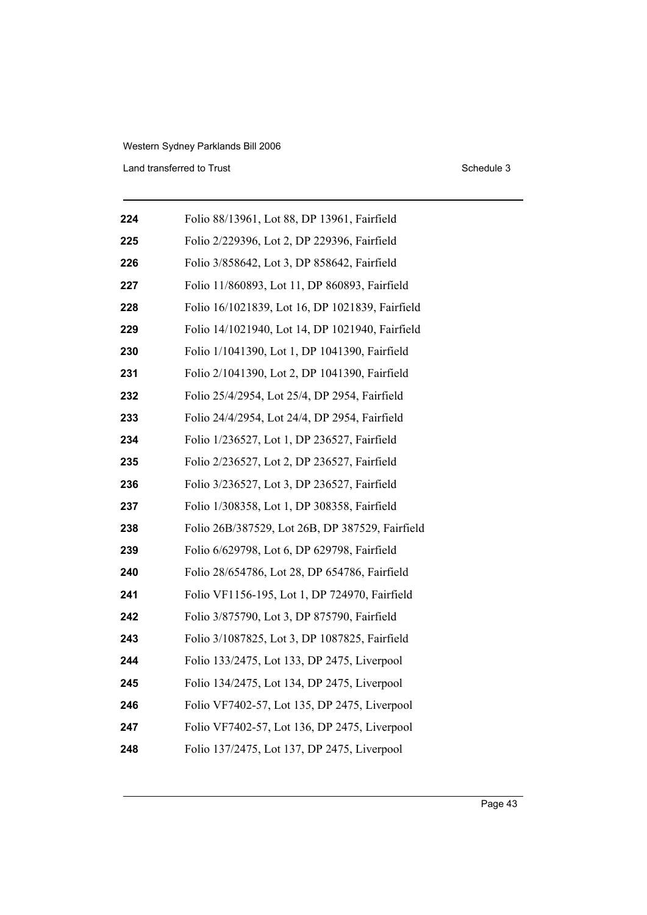| | |
|---|---|
| **224** | Folio 88/13961, Lot 88, DP 13961, Fairfield |
| **225** | Folio 2/229396, Lot 2, DP 229396, Fairfield |
| **226** | Folio 3/858642, Lot 3, DP 858642, Fairfield |
| **227** | Folio 11/860893, Lot 11, DP 860893, Fairfield |
| **228** | Folio 16/1021839, Lot 16, DP 1021839, Fairfield |
| **229** | Folio 14/1021940, Lot 14, DP 1021940, Fairfield |
| **230** | Folio 1/1041390, Lot 1, DP 1041390, Fairfield |
| **231** | Folio 2/1041390, Lot 2, DP 1041390, Fairfield |
| **232** | Folio 25/4/2954, Lot 25/4, DP 2954, Fairfield |
| **233** | Folio 24/4/2954, Lot 24/4, DP 2954, Fairfield |
| **234** | Folio 1/236527, Lot 1, DP 236527, Fairfield |
| **235** | Folio 2/236527, Lot 2, DP 236527, Fairfield |
| **236** | Folio 3/236527, Lot 3, DP 236527, Fairfield |
| **237** | Folio 1/308358, Lot 1, DP 308358, Fairfield |
| **238** | Folio 26B/387529, Lot 26B, DP 387529, Fairfield |
| **239** | Folio 6/629798, Lot 6, DP 629798, Fairfield |
| **240** | Folio 28/654786, Lot 28, DP 654786, Fairfield |
| **241** | Folio VF1156-195, Lot 1, DP 724970, Fairfield |
| **242** | Folio 3/875790, Lot 3, DP 875790, Fairfield |
| **243** | Folio 3/1087825, Lot 3, DP 1087825, Fairfield |
| **244** | Folio 133/2475, Lot 133, DP 2475, Liverpool |
| **245** | Folio 134/2475, Lot 134, DP 2475, Liverpool |
| **246** | Folio VF7402-57, Lot 135, DP 2475, Liverpool |
| **247** | Folio VF7402-57, Lot 136, DP 2475, Liverpool |
| **248** | Folio 137/2475, Lot 137, DP 2475, Liverpool |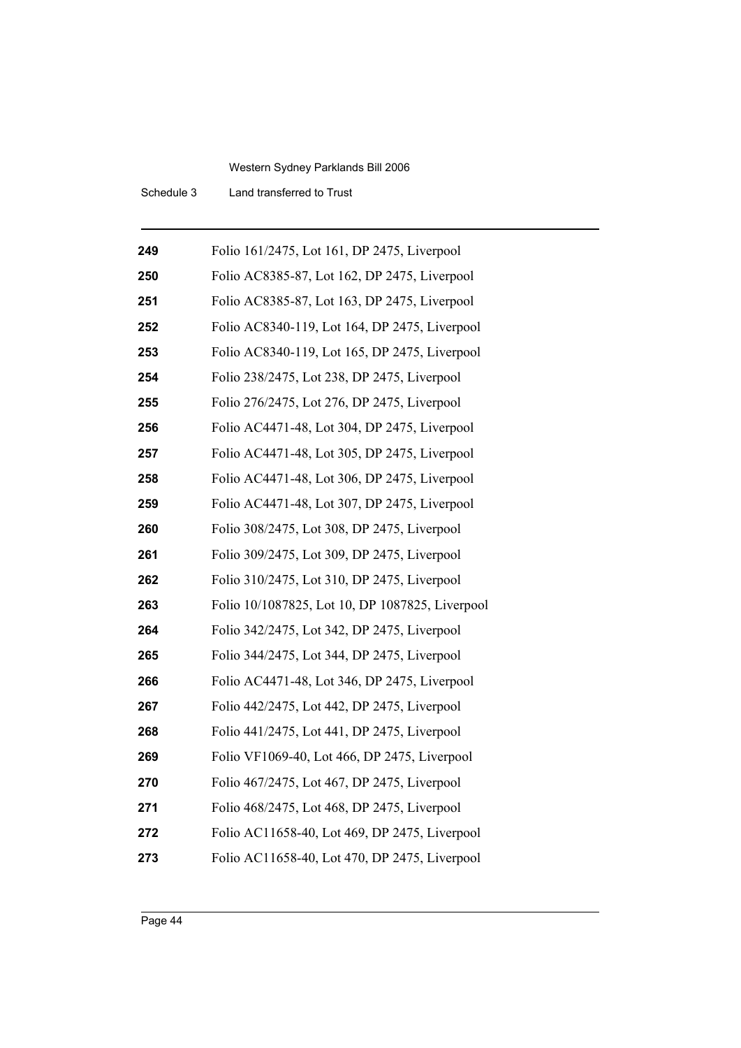| | |
|---|---|
| **249** | Folio 161/2475, Lot 161, DP 2475, Liverpool |
| **250** | Folio AC8385-87, Lot 162, DP 2475, Liverpool |
| **251** | Folio AC8385-87, Lot 163, DP 2475, Liverpool |
| **252** | Folio AC8340-119, Lot 164, DP 2475, Liverpool |
| **253** | Folio AC8340-119, Lot 165, DP 2475, Liverpool |
| **254** | Folio 238/2475, Lot 238, DP 2475, Liverpool |
| **255** | Folio 276/2475, Lot 276, DP 2475, Liverpool |
| **256** | Folio AC4471-48, Lot 304, DP 2475, Liverpool |
| **257** | Folio AC4471-48, Lot 305, DP 2475, Liverpool |
| **258** | Folio AC4471-48, Lot 306, DP 2475, Liverpool |
| **259** | Folio AC4471-48, Lot 307, DP 2475, Liverpool |
| **260** | Folio 308/2475, Lot 308, DP 2475, Liverpool |
| **261** | Folio 309/2475, Lot 309, DP 2475, Liverpool |
| **262** | Folio 310/2475, Lot 310, DP 2475, Liverpool |
| **263** | Folio 10/1087825, Lot 10, DP 1087825, Liverpool |
| **264** | Folio 342/2475, Lot 342, DP 2475, Liverpool |
| **265** | Folio 344/2475, Lot 344, DP 2475, Liverpool |
| **266** | Folio AC4471-48, Lot 346, DP 2475, Liverpool |
| **267** | Folio 442/2475, Lot 442, DP 2475, Liverpool |
| **268** | Folio 441/2475, Lot 441, DP 2475, Liverpool |
| **269** | Folio VF1069-40, Lot 466, DP 2475, Liverpool |
| **270** | Folio 467/2475, Lot 467, DP 2475, Liverpool |
| **271** | Folio 468/2475, Lot 468, DP 2475, Liverpool |
| **272** | Folio AC11658-40, Lot 469, DP 2475, Liverpool |
| **273** | Folio AC11658-40, Lot 470, DP 2475, Liverpool |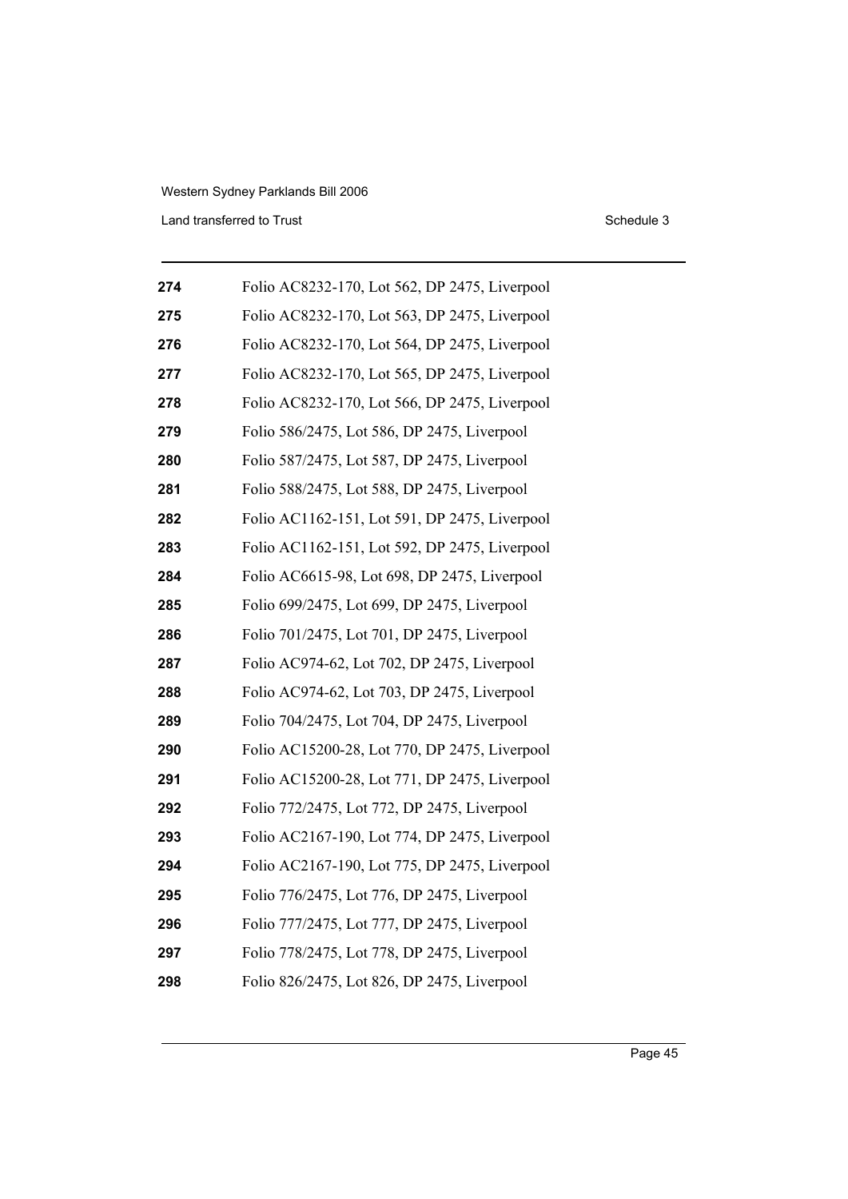| | |
|---|---|
| **274** | Folio AC8232-170, Lot 562, DP 2475, Liverpool |
| **275** | Folio AC8232-170, Lot 563, DP 2475, Liverpool |
| **276** | Folio AC8232-170, Lot 564, DP 2475, Liverpool |
| **277** | Folio AC8232-170, Lot 565, DP 2475, Liverpool |
| **278** | Folio AC8232-170, Lot 566, DP 2475, Liverpool |
| **279** | Folio 586/2475, Lot 586, DP 2475, Liverpool |
| **280** | Folio 587/2475, Lot 587, DP 2475, Liverpool |
| **281** | Folio 588/2475, Lot 588, DP 2475, Liverpool |
| **282** | Folio AC1162-151, Lot 591, DP 2475, Liverpool |
| **283** | Folio AC1162-151, Lot 592, DP 2475, Liverpool |
| **284** | Folio AC6615-98, Lot 698, DP 2475, Liverpool |
| **285** | Folio 699/2475, Lot 699, DP 2475, Liverpool |
| **286** | Folio 701/2475, Lot 701, DP 2475, Liverpool |
| **287** | Folio AC974-62, Lot 702, DP 2475, Liverpool |
| **288** | Folio AC974-62, Lot 703, DP 2475, Liverpool |
| **289** | Folio 704/2475, Lot 704, DP 2475, Liverpool |
| **290** | Folio AC15200-28, Lot 770, DP 2475, Liverpool |
| **291** | Folio AC15200-28, Lot 771, DP 2475, Liverpool |
| **292** | Folio 772/2475, Lot 772, DP 2475, Liverpool |
| **293** | Folio AC2167-190, Lot 774, DP 2475, Liverpool |
| **294** | Folio AC2167-190, Lot 775, DP 2475, Liverpool |
| **295** | Folio 776/2475, Lot 776, DP 2475, Liverpool |
| **296** | Folio 777/2475, Lot 777, DP 2475, Liverpool |
| **297** | Folio 778/2475, Lot 778, DP 2475, Liverpool |
| **298** | Folio 826/2475, Lot 826, DP 2475, Liverpool |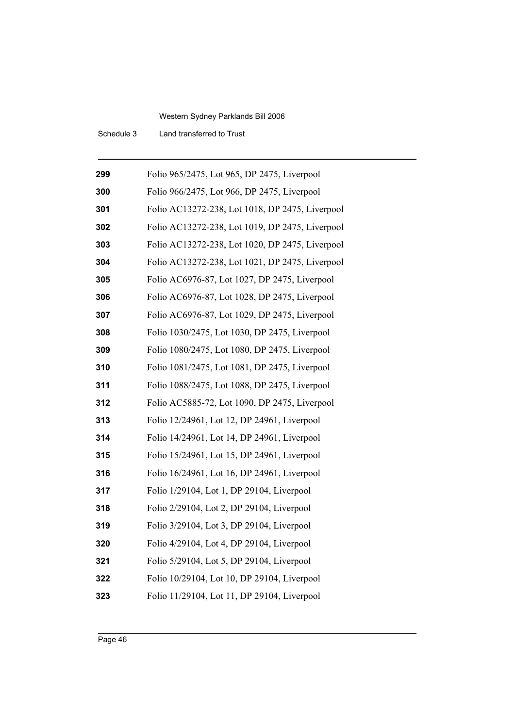| | |
|---|---|
| **299** | Folio 965/2475, Lot 965, DP 2475, Liverpool |
| **300** | Folio 966/2475, Lot 966, DP 2475, Liverpool |
| **301** | Folio AC13272-238, Lot 1018, DP 2475, Liverpool |
| **302** | Folio AC13272-238, Lot 1019, DP 2475, Liverpool |
| **303** | Folio AC13272-238, Lot 1020, DP 2475, Liverpool |
| **304** | Folio AC13272-238, Lot 1021, DP 2475, Liverpool |
| **305** | Folio AC6976-87, Lot 1027, DP 2475, Liverpool |
| **306** | Folio AC6976-87, Lot 1028, DP 2475, Liverpool |
| **307** | Folio AC6976-87, Lot 1029, DP 2475, Liverpool |
| **308** | Folio 1030/2475, Lot 1030, DP 2475, Liverpool |
| **309** | Folio 1080/2475, Lot 1080, DP 2475, Liverpool |
| **310** | Folio 1081/2475, Lot 1081, DP 2475, Liverpool |
| **311** | Folio 1088/2475, Lot 1088, DP 2475, Liverpool |
| **312** | Folio AC5885-72, Lot 1090, DP 2475, Liverpool |
| **313** | Folio 12/24961, Lot 12, DP 24961, Liverpool |
| **314** | Folio 14/24961, Lot 14, DP 24961, Liverpool |
| **315** | Folio 15/24961, Lot 15, DP 24961, Liverpool |
| **316** | Folio 16/24961, Lot 16, DP 24961, Liverpool |
| **317** | Folio 1/29104, Lot 1, DP 29104, Liverpool |
| **318** | Folio 2/29104, Lot 2, DP 29104, Liverpool |
| **319** | Folio 3/29104, Lot 3, DP 29104, Liverpool |
| **320** | Folio 4/29104, Lot 4, DP 29104, Liverpool |
| **321** | Folio 5/29104, Lot 5, DP 29104, Liverpool |
| **322** | Folio 10/29104, Lot 10, DP 29104, Liverpool |
| **323** | Folio 11/29104, Lot 11, DP 29104, Liverpool |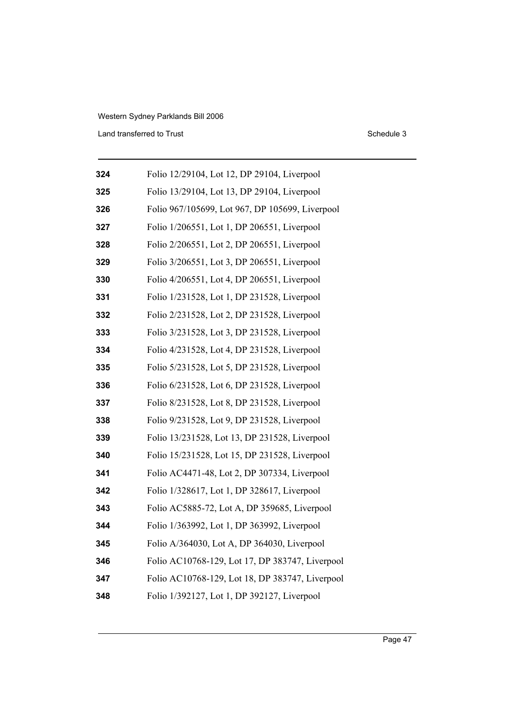| | |
|---|---|
| **324** | Folio 12/29104, Lot 12, DP 29104, Liverpool |
| **325** | Folio 13/29104, Lot 13, DP 29104, Liverpool |
| **326** | Folio 967/105699, Lot 967, DP 105699, Liverpool |
| **327** | Folio 1/206551, Lot 1, DP 206551, Liverpool |
| **328** | Folio 2/206551, Lot 2, DP 206551, Liverpool |
| **329** | Folio 3/206551, Lot 3, DP 206551, Liverpool |
| **330** | Folio 4/206551, Lot 4, DP 206551, Liverpool |
| **331** | Folio 1/231528, Lot 1, DP 231528, Liverpool |
| **332** | Folio 2/231528, Lot 2, DP 231528, Liverpool |
| **333** | Folio 3/231528, Lot 3, DP 231528, Liverpool |
| **334** | Folio 4/231528, Lot 4, DP 231528, Liverpool |
| **335** | Folio 5/231528, Lot 5, DP 231528, Liverpool |
| **336** | Folio 6/231528, Lot 6, DP 231528, Liverpool |
| **337** | Folio 8/231528, Lot 8, DP 231528, Liverpool |
| **338** | Folio 9/231528, Lot 9, DP 231528, Liverpool |
| **339** | Folio 13/231528, Lot 13, DP 231528, Liverpool |
| **340** | Folio 15/231528, Lot 15, DP 231528, Liverpool |
| **341** | Folio AC4471-48, Lot 2, DP 307334, Liverpool |
| **342** | Folio 1/328617, Lot 1, DP 328617, Liverpool |
| **343** | Folio AC5885-72, Lot A, DP 359685, Liverpool |
| **344** | Folio 1/363992, Lot 1, DP 363992, Liverpool |
| **345** | Folio A/364030, Lot A, DP 364030, Liverpool |
| **346** | Folio AC10768-129, Lot 17, DP 383747, Liverpool |
| **347** | Folio AC10768-129, Lot 18, DP 383747, Liverpool |
| **348** | Folio 1/392127, Lot 1, DP 392127, Liverpool |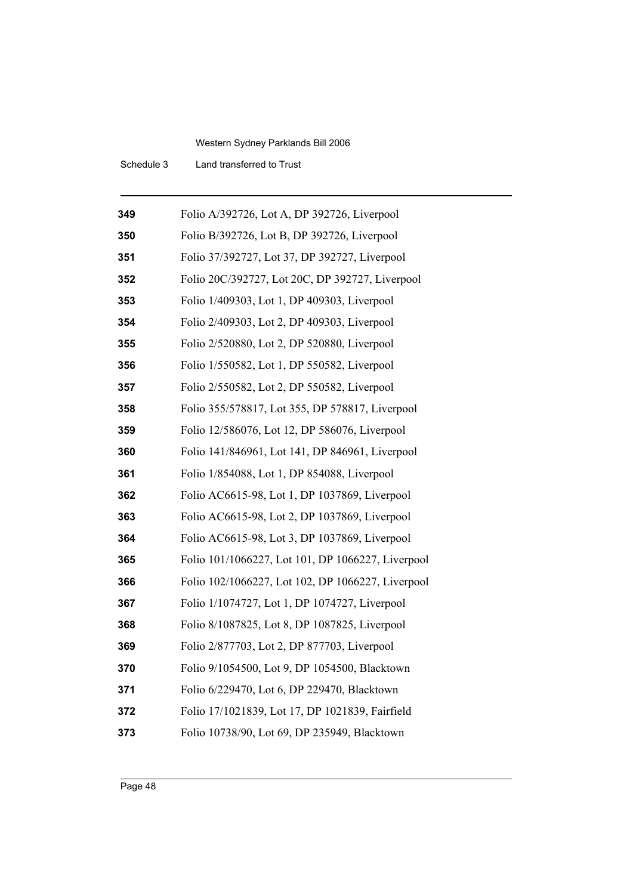| | |
|---|---|
| **349** | Folio A/392726, Lot A, DP 392726, Liverpool |
| **350** | Folio B/392726, Lot B, DP 392726, Liverpool |
| **351** | Folio 37/392727, Lot 37, DP 392727, Liverpool |
| **352** | Folio 20C/392727, Lot 20C, DP 392727, Liverpool |
| **353** | Folio 1/409303, Lot 1, DP 409303, Liverpool |
| **354** | Folio 2/409303, Lot 2, DP 409303, Liverpool |
| **355** | Folio 2/520880, Lot 2, DP 520880, Liverpool |
| **356** | Folio 1/550582, Lot 1, DP 550582, Liverpool |
| **357** | Folio 2/550582, Lot 2, DP 550582, Liverpool |
| **358** | Folio 355/578817, Lot 355, DP 578817, Liverpool |
| **359** | Folio 12/586076, Lot 12, DP 586076, Liverpool |
| **360** | Folio 141/846961, Lot 141, DP 846961, Liverpool |
| **361** | Folio 1/854088, Lot 1, DP 854088, Liverpool |
| **362** | Folio AC6615-98, Lot 1, DP 1037869, Liverpool |
| **363** | Folio AC6615-98, Lot 2, DP 1037869, Liverpool |
| **364** | Folio AC6615-98, Lot 3, DP 1037869, Liverpool |
| **365** | Folio 101/1066227, Lot 101, DP 1066227, Liverpool |
| **366** | Folio 102/1066227, Lot 102, DP 1066227, Liverpool |
| **367** | Folio 1/1074727, Lot 1, DP 1074727, Liverpool |
| **368** | Folio 8/1087825, Lot 8, DP 1087825, Liverpool |
| **369** | Folio 2/877703, Lot 2, DP 877703, Liverpool |
| **370** | Folio 9/1054500, Lot 9, DP 1054500, Blacktown |
| **371** | Folio 6/229470, Lot 6, DP 229470, Blacktown |
| **372** | Folio 17/1021839, Lot 17, DP 1021839, Fairfield |
| **373** | Folio 10738/90, Lot 69, DP 235949, Blacktown |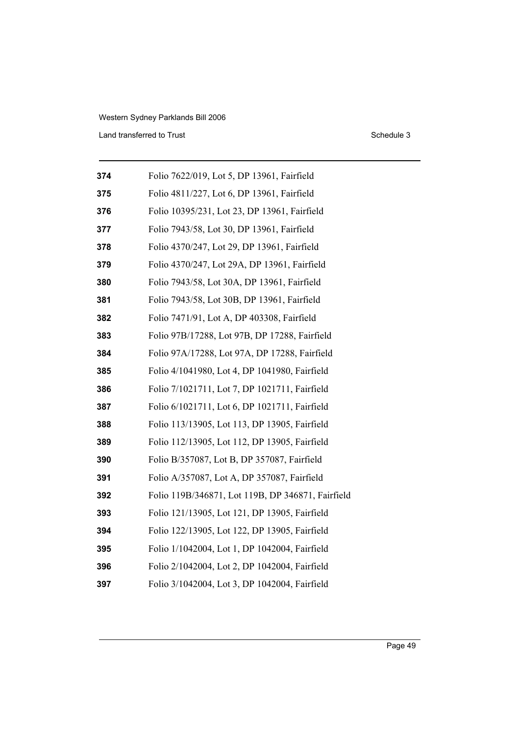| | |
|---|---|
| **374** | Folio 7622/019, Lot 5, DP 13961, Fairfield |
| **375** | Folio 4811/227, Lot 6, DP 13961, Fairfield |
| **376** | Folio 10395/231, Lot 23, DP 13961, Fairfield |
| **377** | Folio 7943/58, Lot 30, DP 13961, Fairfield |
| **378** | Folio 4370/247, Lot 29, DP 13961, Fairfield |
| **379** | Folio 4370/247, Lot 29A, DP 13961, Fairfield |
| **380** | Folio 7943/58, Lot 30A, DP 13961, Fairfield |
| **381** | Folio 7943/58, Lot 30B, DP 13961, Fairfield |
| **382** | Folio 7471/91, Lot A, DP 403308, Fairfield |
| **383** | Folio 97B/17288, Lot 97B, DP 17288, Fairfield |
| **384** | Folio 97A/17288, Lot 97A, DP 17288, Fairfield |
| **385** | Folio 4/1041980, Lot 4, DP 1041980, Fairfield |
| **386** | Folio 7/1021711, Lot 7, DP 1021711, Fairfield |
| **387** | Folio 6/1021711, Lot 6, DP 1021711, Fairfield |
| **388** | Folio 113/13905, Lot 113, DP 13905, Fairfield |
| **389** | Folio 112/13905, Lot 112, DP 13905, Fairfield |
| **390** | Folio B/357087, Lot B, DP 357087, Fairfield |
| **391** | Folio A/357087, Lot A, DP 357087, Fairfield |
| **392** | Folio 119B/346871, Lot 119B, DP 346871, Fairfield |
| **393** | Folio 121/13905, Lot 121, DP 13905, Fairfield |
| **394** | Folio 122/13905, Lot 122, DP 13905, Fairfield |
| **395** | Folio 1/1042004, Lot 1, DP 1042004, Fairfield |
| **396** | Folio 2/1042004, Lot 2, DP 1042004, Fairfield |
| **397** | Folio 3/1042004, Lot 3, DP 1042004, Fairfield |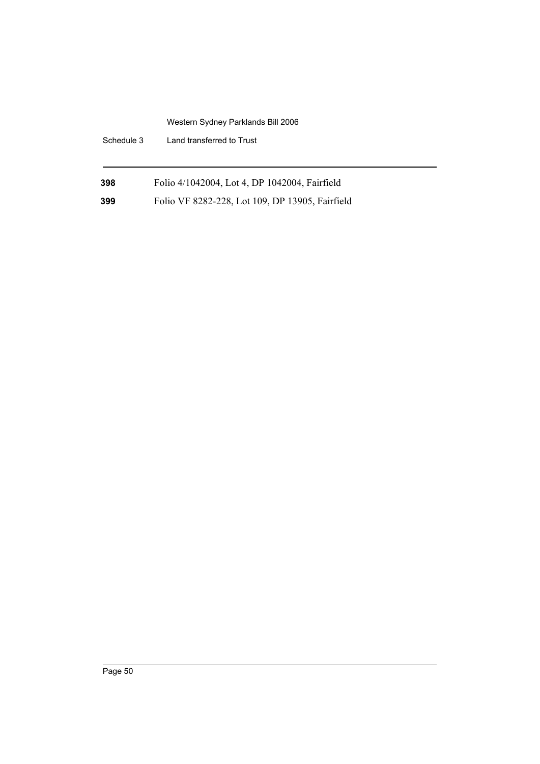**398** Folio 4/1042004, Lot 4, DP 1042004, Fairfield

**399** Folio VF 8282-228, Lot 109, DP 13905, Fairfield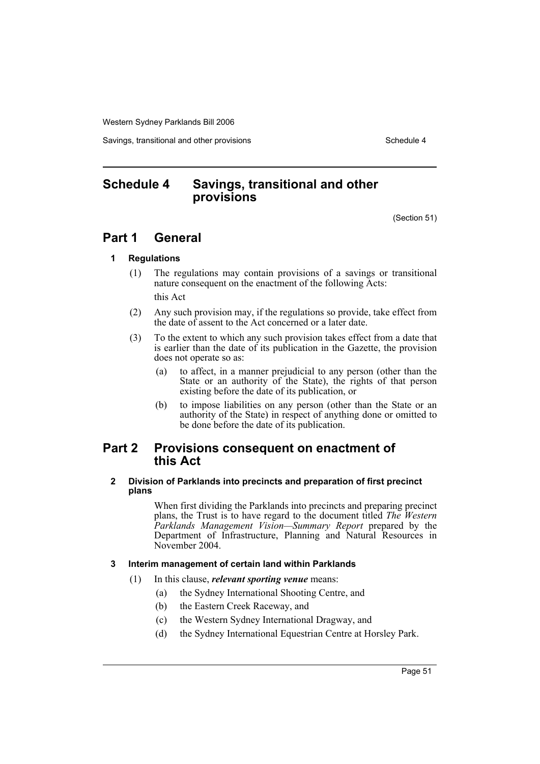# Schedule 4 Savings, transitional and other provisions

(Section 51)

## Part 1 General

### 1 Regulations

(1) The regulations may contain provisions of a savings or transitional nature consequent on the enactment of the following Acts:

this Act

(2) Any such provision may, if the regulations so provide, take effect from the date of assent to the Act concerned or a later date.

(3) To the extent to which any such provision takes effect from a date that is earlier than the date of its publication in the Gazette, the provision does not operate so as:

- (a) to affect, in a manner prejudicial to any person (other than the State or an authority of the State), the rights of that person existing before the date of its publication, or
- (b) to impose liabilities on any person (other than the State or an authority of the State) in respect of anything done or omitted to be done before the date of its publication.

## Part 2 Provisions consequent on enactment of this Act

### 2 Division of Parklands into precincts and preparation of first precinct plans

When first dividing the Parklands into precincts and preparing precinct plans, the Trust is to have regard to the document titled *The Western Parklands Management Vision—Summary Report* prepared by the Department of Infrastructure, Planning and Natural Resources in November 2004.

### 3 Interim management of certain land within Parklands

(1) In this clause, ***relevant sporting venue*** means:

- (a) the Sydney International Shooting Centre, and
- (b) the Eastern Creek Raceway, and
- (c) the Western Sydney International Dragway, and
- (d) the Sydney International Equestrian Centre at Horsley Park.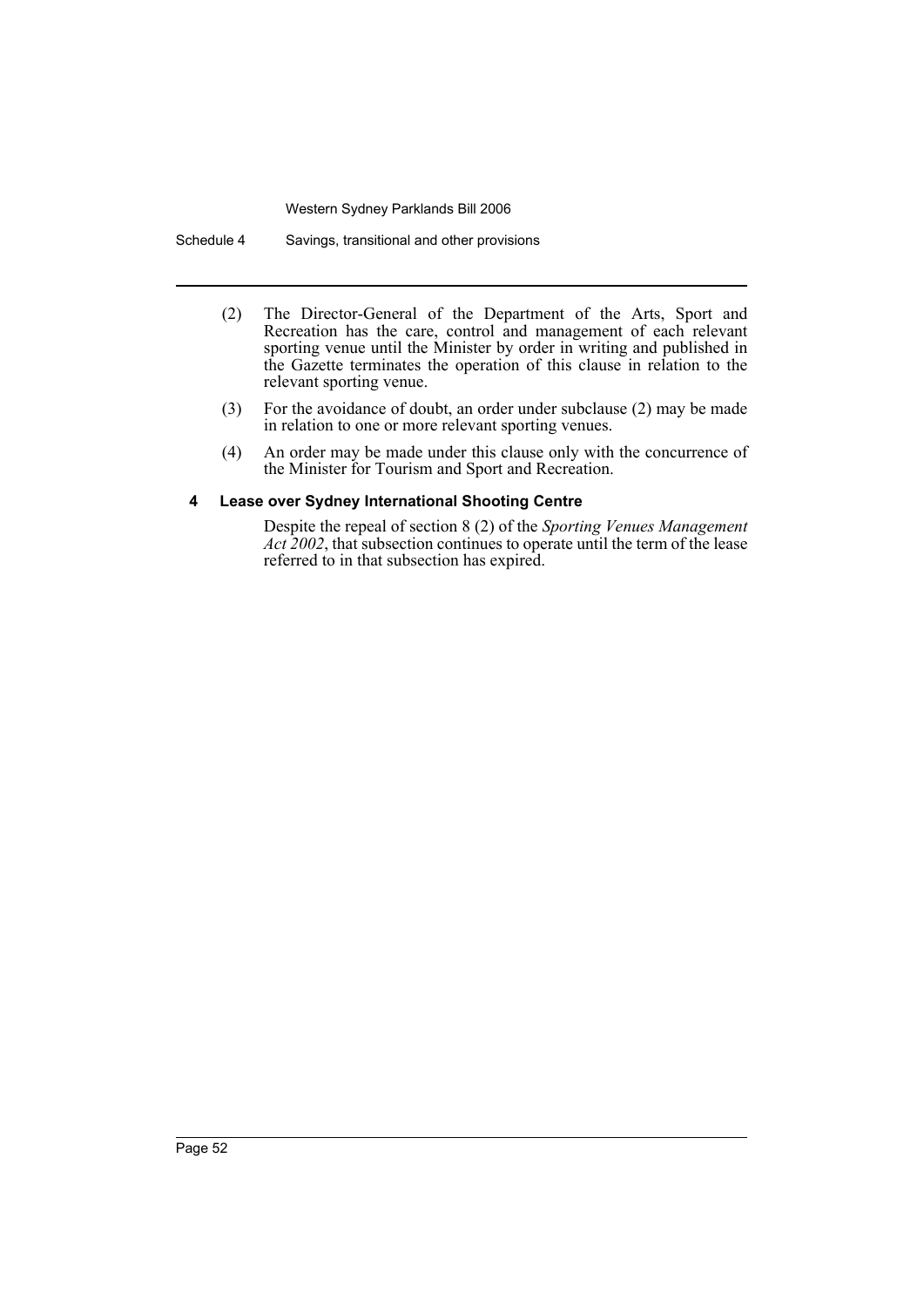(2) The Director-General of the Department of the Arts, Sport and Recreation has the care, control and management of each relevant sporting venue until the Minister by order in writing and published in the Gazette terminates the operation of this clause in relation to the relevant sporting venue.

(3) For the avoidance of doubt, an order under subclause (2) may be made in relation to one or more relevant sporting venues.

(4) An order may be made under this clause only with the concurrence of the Minister for Tourism and Sport and Recreation.

### 4 Lease over Sydney International Shooting Centre

Despite the repeal of section 8 (2) of the *Sporting Venues Management Act 2002*, that subsection continues to operate until the term of the lease referred to in that subsection has expired.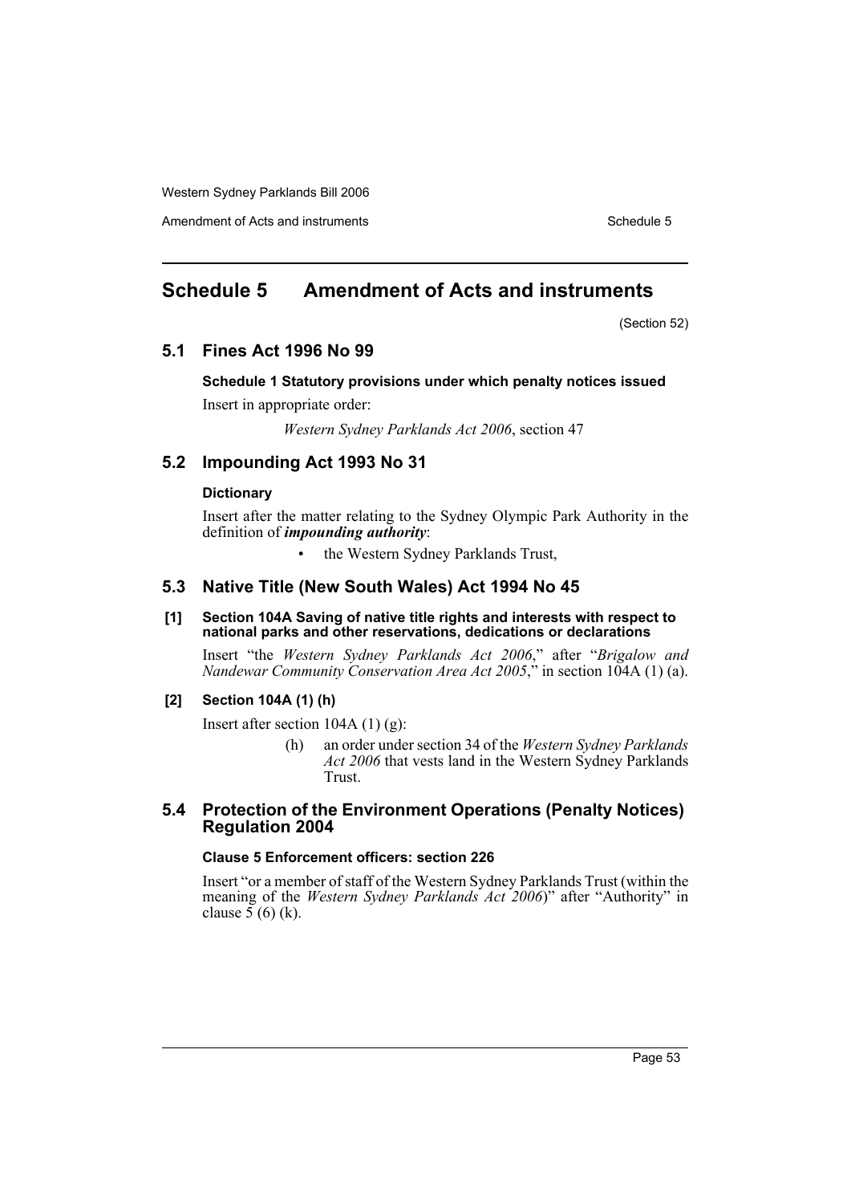# Schedule 5 Amendment of Acts and instruments

(Section 52)

## 5.1 Fines Act 1996 No 99

### Schedule 1 Statutory provisions under which penalty notices issued

Insert in appropriate order:

*Western Sydney Parklands Act 2006*, section 47

## 5.2 Impounding Act 1993 No 31

### Dictionary

Insert after the matter relating to the Sydney Olympic Park Authority in the definition of ***impounding authority***:

- the Western Sydney Parklands Trust,

## 5.3 Native Title (New South Wales) Act 1994 No 45

### [1] Section 104A Saving of native title rights and interests with respect to national parks and other reservations, dedications or declarations

Insert "the *Western Sydney Parklands Act 2006*," after "*Brigalow and Nandewar Community Conservation Area Act 2005*," in section 104A (1) (a).

### [2] Section 104A (1) (h)

Insert after section 104A (1) (g):

> (h) an order under section 34 of the *Western Sydney Parklands Act 2006* that vests land in the Western Sydney Parklands Trust.

## 5.4 Protection of the Environment Operations (Penalty Notices) Regulation 2004

### Clause 5 Enforcement officers: section 226

Insert "or a member of staff of the Western Sydney Parklands Trust (within the meaning of the *Western Sydney Parklands Act 2006*)" after "Authority" in clause 5 (6) (k).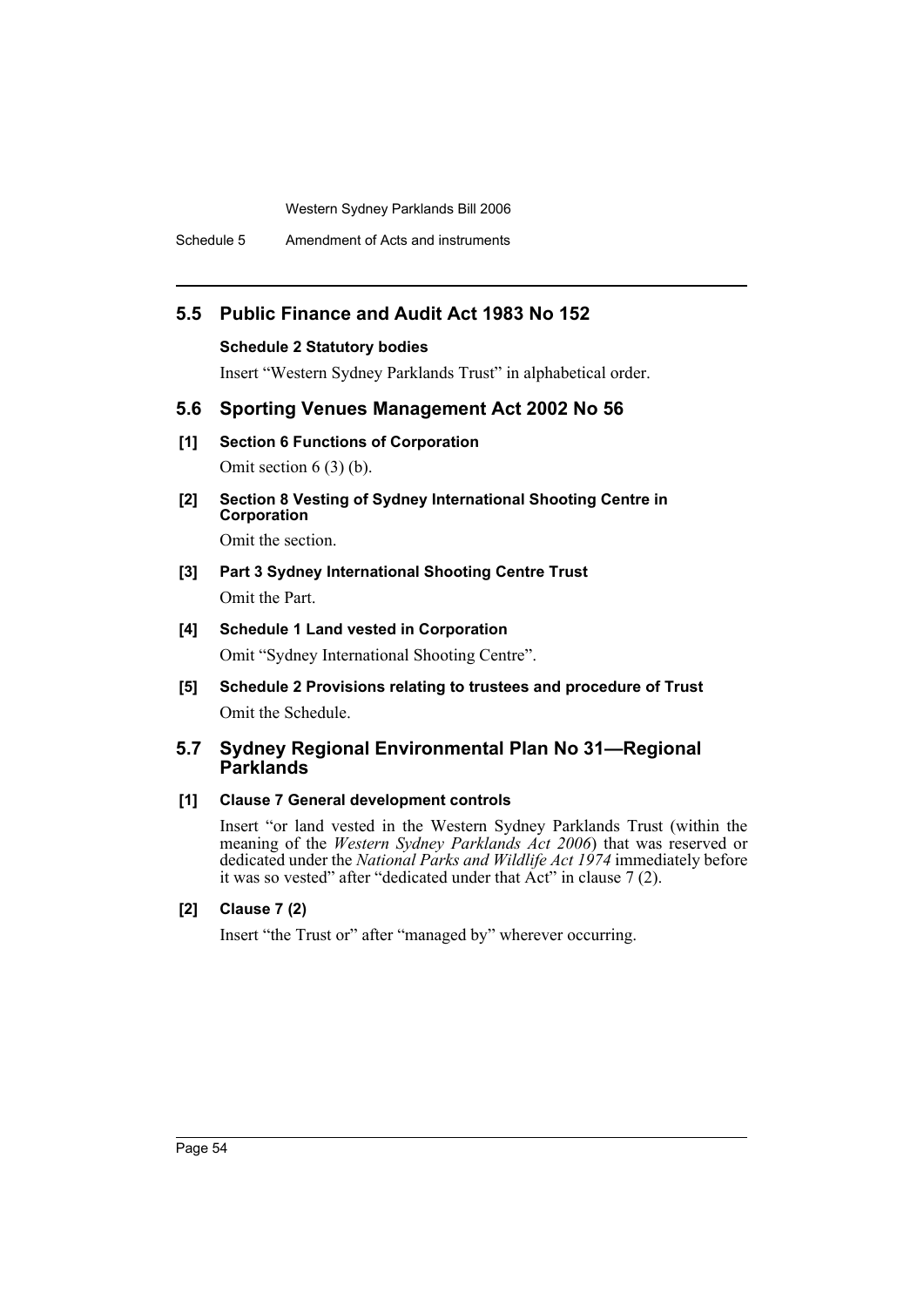## 5.5 Public Finance and Audit Act 1983 No 152

**Schedule 2 Statutory bodies**

Insert "Western Sydney Parklands Trust" in alphabetical order.

## 5.6 Sporting Venues Management Act 2002 No 56

**[1] Section 6 Functions of Corporation**

Omit section 6 (3) (b).

**[2] Section 8 Vesting of Sydney International Shooting Centre in Corporation**

Omit the section.

**[3] Part 3 Sydney International Shooting Centre Trust**

Omit the Part.

**[4] Schedule 1 Land vested in Corporation**

Omit "Sydney International Shooting Centre".

**[5] Schedule 2 Provisions relating to trustees and procedure of Trust**

Omit the Schedule.

## 5.7 Sydney Regional Environmental Plan No 31—Regional Parklands

**[1] Clause 7 General development controls**

Insert "or land vested in the Western Sydney Parklands Trust (within the meaning of the *Western Sydney Parklands Act 2006*) that was reserved or dedicated under the *National Parks and Wildlife Act 1974* immediately before it was so vested" after "dedicated under that Act" in clause 7 (2).

**[2] Clause 7 (2)**

Insert "the Trust or" after "managed by" wherever occurring.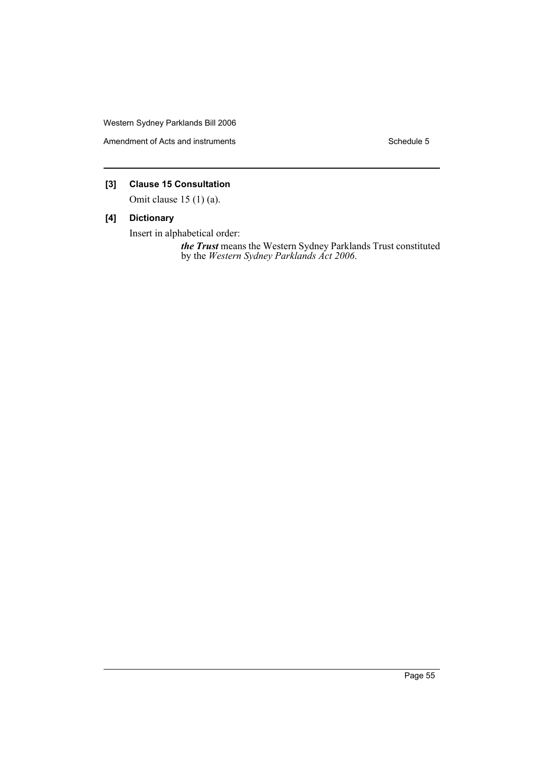**[3] Clause 15 Consultation**

Omit clause 15 (1) (a).

**[4] Dictionary**

Insert in alphabetical order:

> ***the Trust*** means the Western Sydney Parklands Trust constituted by the *Western Sydney Parklands Act 2006*.